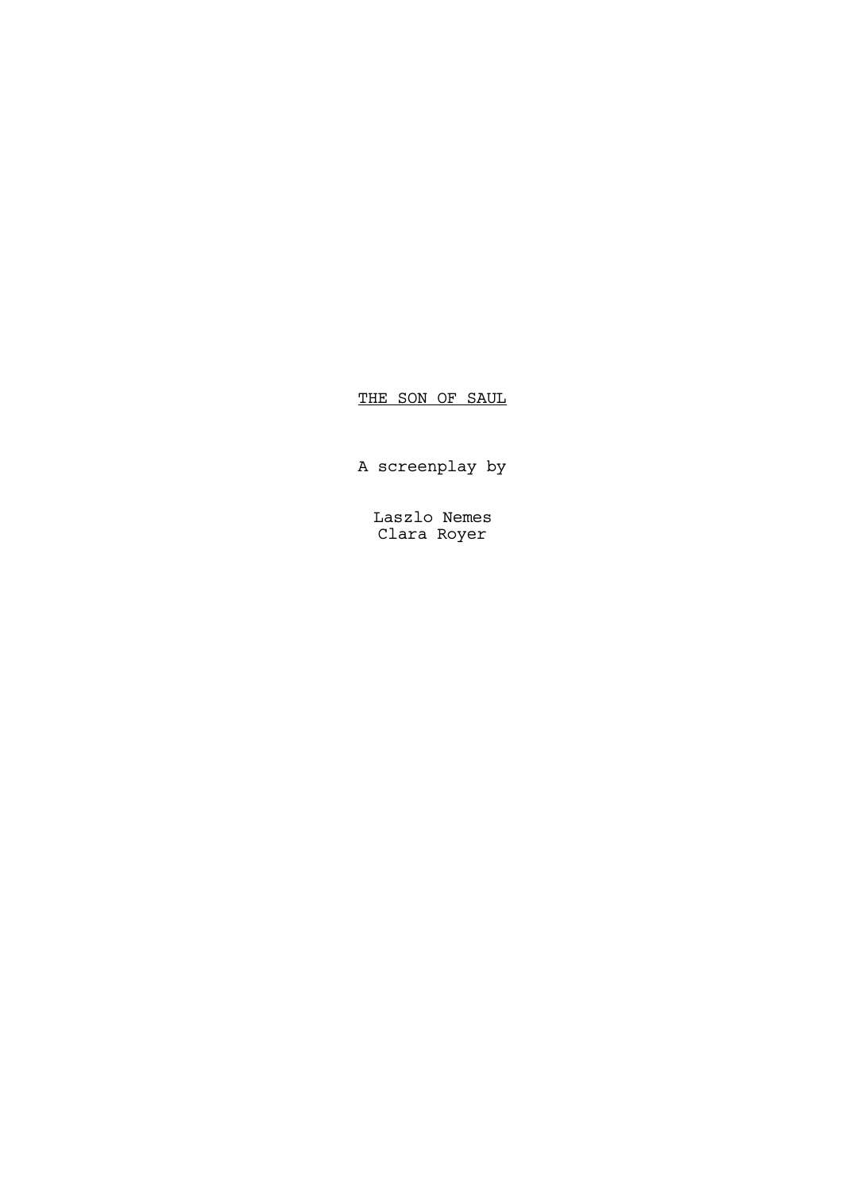# THE SON OF SAUL

A screenplay by

Laszlo Nemes
Clara Royer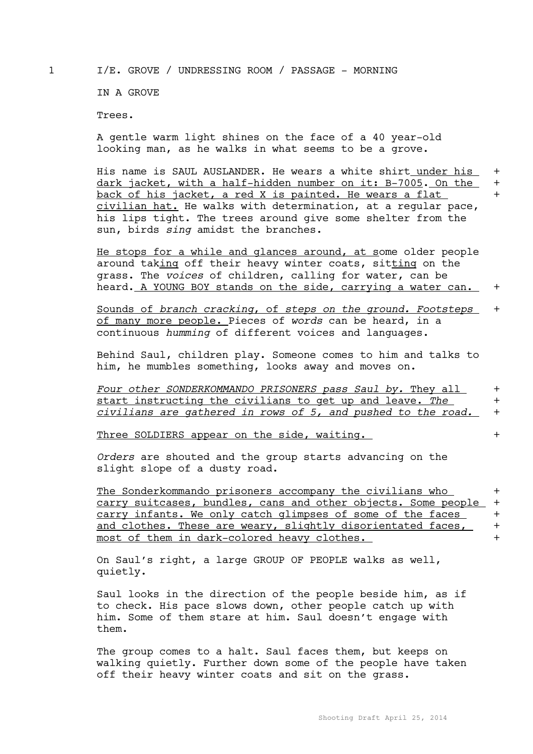1 I/E. GROVE / UNDRESSING ROOM / PASSAGE - MORNING

IN A GROVE

Trees.

A gentle warm light shines on the face of a 40 year-old looking man, as he walks in what seems to be a grove.

His name is SAUL AUSLANDER. He wears a white shirt under his dark jacket, with a half-hidden number on it: B-7005. On the back of his jacket, a red X is painted. He wears a flat civilian hat. He walks with determination, at a regular pace, his lips tight. The trees around give some shelter from the sun, birds *sing* amidst the branches. +

He stops for a while and glances around, at some older people around taking off their heavy winter coats, sitting on the grass. The *voices* of children, calling for water, can be heard. A YOUNG BOY stands on the side, carrying a water can. +

Sounds of *branch cracking*, of *steps on the ground. Footsteps* of many more people. Pieces of *words* can be heard, in a continuous *humming* of different voices and languages. +

Behind Saul, children play. Someone comes to him and talks to him, he mumbles something, looks away and moves on.

*Four other SONDERKOMMANDO PRISONERS pass Saul by.* They all start instructing the civilians to get up and leave. *The civilians are gathered in rows of 5, and pushed to the road.* +

Three SOLDIERS appear on the side, waiting. +

*Orders* are shouted and the group starts advancing on the slight slope of a dusty road.

The Sonderkommando prisoners accompany the civilians who carry suitcases, bundles, cans and other objects. Some people carry infants. We only catch glimpses of some of the faces and clothes. These are weary, slightly disorientated faces, most of them in dark-colored heavy clothes. +

On Saul's right, a large GROUP OF PEOPLE walks as well, quietly.

Saul looks in the direction of the people beside him, as if to check. His pace slows down, other people catch up with him. Some of them stare at him. Saul doesn't engage with them.

The group comes to a halt. Saul faces them, but keeps on walking quietly. Further down some of the people have taken off their heavy winter coats and sit on the grass.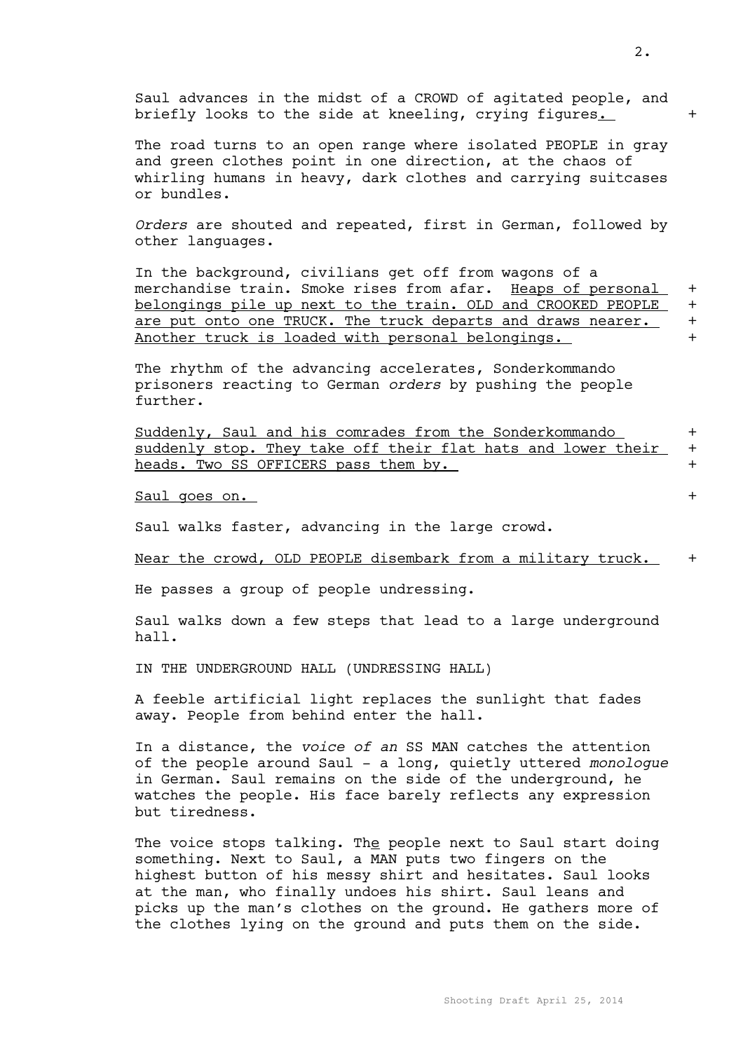Saul advances in the midst of a CROWD of agitated people, and briefly looks to the side at kneeling, crying figures. +

The road turns to an open range where isolated PEOPLE in gray and green clothes point in one direction, at the chaos of whirling humans in heavy, dark clothes and carrying suitcases or bundles.

*Orders* are shouted and repeated, first in German, followed by other languages.

In the background, civilians get off from wagons of a merchandise train. Smoke rises from afar. Heaps of personal belongings pile up next to the train. OLD and CROOKED PEOPLE are put onto one TRUCK. The truck departs and draws nearer. Another truck is loaded with personal belongings. +

The rhythm of the advancing accelerates, Sonderkommando prisoners reacting to German *orders* by pushing the people further.

Suddenly, Saul and his comrades from the Sonderkommando suddenly stop. They take off their flat hats and lower their heads. Two SS OFFICERS pass them by. +

Saul goes on. +

Saul walks faster, advancing in the large crowd.

Near the crowd, OLD PEOPLE disembark from a military truck. +

He passes a group of people undressing.

Saul walks down a few steps that lead to a large underground hall.

IN THE UNDERGROUND HALL (UNDRESSING HALL)

A feeble artificial light replaces the sunlight that fades away. People from behind enter the hall.

In a distance, the *voice of an* SS MAN catches the attention of the people around Saul - a long, quietly uttered *monologue* in German. Saul remains on the side of the underground, he watches the people. His face barely reflects any expression but tiredness.

The voice stops talking. The people next to Saul start doing something. Next to Saul, a MAN puts two fingers on the highest button of his messy shirt and hesitates. Saul looks at the man, who finally undoes his shirt. Saul leans and picks up the man's clothes on the ground. He gathers more of the clothes lying on the ground and puts them on the side.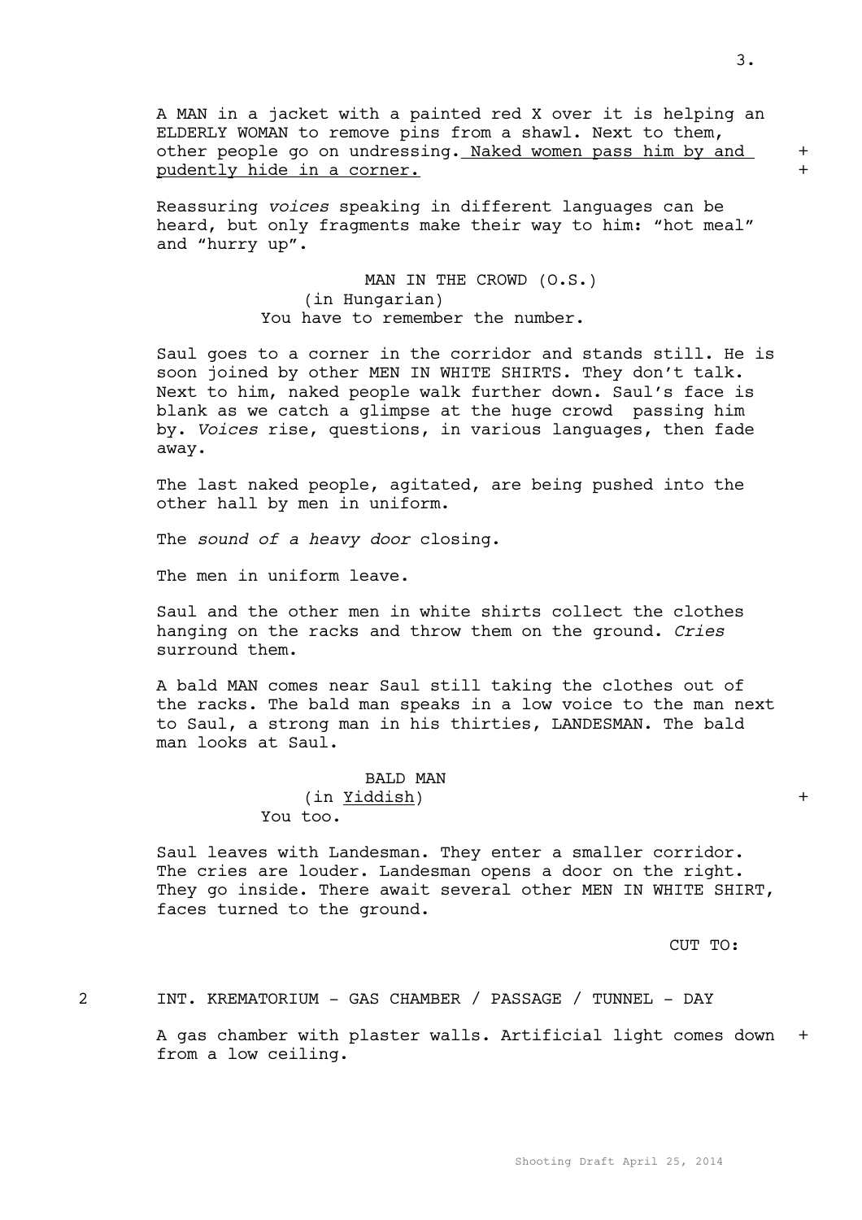A MAN in a jacket with a painted red X over it is helping an ELDERLY WOMAN to remove pins from a shawl. Next to them, other people go on undressing. <u>Naked women pass him by and pudently hide in a corner.</u> +

Reassuring *voices* speaking in different languages can be heard, but only fragments make their way to him: “hot meal” and “hurry up”.

MAN IN THE CROWD (O.S.)
(in Hungarian)
You have to remember the number.

Saul goes to a corner in the corridor and stands still. He is soon joined by other MEN IN WHITE SHIRTS. They don’t talk. Next to him, naked people walk further down. Saul’s face is blank as we catch a glimpse at the huge crowd passing him by. *Voices* rise, questions, in various languages, then fade away.

The last naked people, agitated, are being pushed into the other hall by men in uniform.

The *sound of a heavy door* closing.

The men in uniform leave.

Saul and the other men in white shirts collect the clothes hanging on the racks and throw them on the ground. *Cries* surround them.

A bald MAN comes near Saul still taking the clothes out of the racks. The bald man speaks in a low voice to the man next to Saul, a strong man in his thirties, LANDESMAN. The bald man looks at Saul.

BALD MAN
(in <u>Yiddish</u>) +
You too.

Saul leaves with Landesman. They enter a smaller corridor. The cries are louder. Landesman opens a door on the right. They go inside. There await several other MEN IN WHITE SHIRT, faces turned to the ground.

CUT TO:

2 INT. KREMATORIUM - GAS CHAMBER / PASSAGE / TUNNEL - DAY

A gas chamber with plaster walls. Artificial light comes down from a low ceiling. +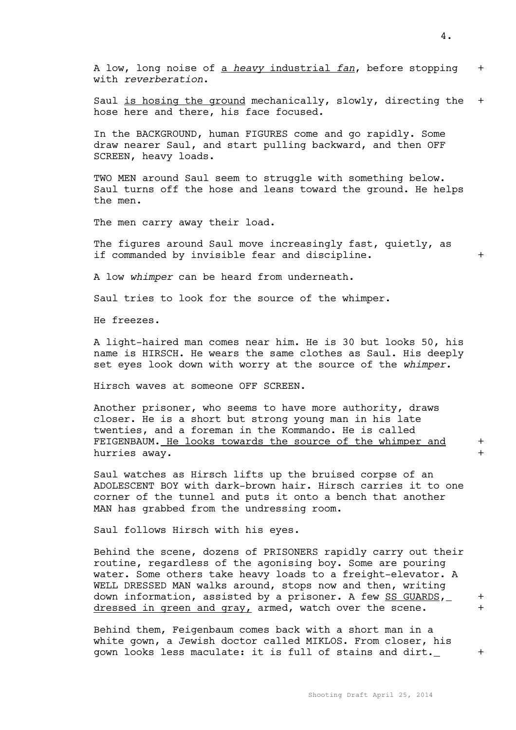A low, long noise of <u>a *heavy* industrial *fan*</u>, before stopping with *reverberation*. +

Saul <u>is hosing the ground</u> mechanically, slowly, directing the hose here and there, his face focused. +

In the BACKGROUND, human FIGURES come and go rapidly. Some draw nearer Saul, and start pulling backward, and then OFF SCREEN, heavy loads.

TWO MEN around Saul seem to struggle with something below. Saul turns off the hose and leans toward the ground. He helps the men.

The men carry away their load.

The figures around Saul move increasingly fast, quietly, as if commanded by invisible fear and discipline. +

A low *whimper* can be heard from underneath.

Saul tries to look for the source of the whimper.

He freezes.

A light-haired man comes near him. He is 30 but looks 50, his name is HIRSCH. He wears the same clothes as Saul. His deeply set eyes look down with worry at the source of the *whimper*.

Hirsch waves at someone OFF SCREEN.

Another prisoner, who seems to have more authority, draws closer. He is a short but strong young man in his late twenties, and a foreman in the Kommando. He is called FEIGENBAUM. <u>He looks towards the source of the whimper and hurries away.</u> +

Saul watches as Hirsch lifts up the bruised corpse of an ADOLESCENT BOY with dark-brown hair. Hirsch carries it to one corner of the tunnel and puts it onto a bench that another MAN has grabbed from the undressing room.

Saul follows Hirsch with his eyes.

Behind the scene, dozens of PRISONERS rapidly carry out their routine, regardless of the agonising boy. Some are pouring water. Some others take heavy loads to a freight-elevator. A WELL DRESSED MAN walks around, stops now and then, writing down information, assisted by a prisoner. A few <u>SS GUARDS, dressed in green and gray,</u> armed, watch over the scene. +

Behind them, Feigenbaum comes back with a short man in a white gown, a Jewish doctor called MIKLOS. From closer, his gown looks less maculate: it is full of stains and dirt. +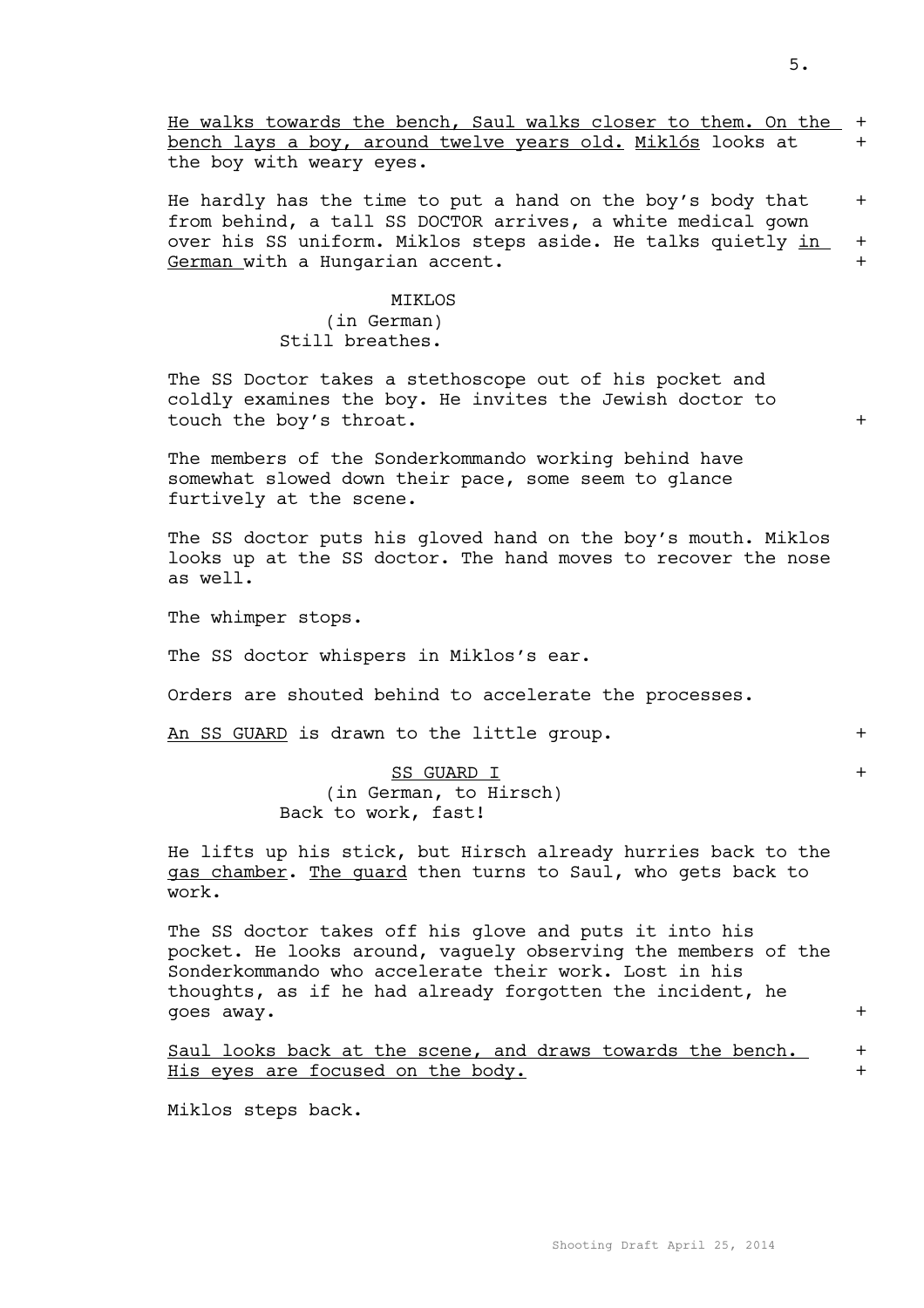He walks towards the bench, Saul walks closer to them. On the bench lays a boy, around twelve years old. Miklós looks at the boy with weary eyes.

He hardly has the time to put a hand on the boy's body that from behind, a tall SS DOCTOR arrives, a white medical gown over his SS uniform. Miklos steps aside. He talks quietly in German with a Hungarian accent.

MIKLOS
(in German)
Still breathes.

The SS Doctor takes a stethoscope out of his pocket and coldly examines the boy. He invites the Jewish doctor to touch the boy's throat.

The members of the Sonderkommando working behind have somewhat slowed down their pace, some seem to glance furtively at the scene.

The SS doctor puts his gloved hand on the boy's mouth. Miklos looks up at the SS doctor. The hand moves to recover the nose as well.

The whimper stops.

The SS doctor whispers in Miklos's ear.

Orders are shouted behind to accelerate the processes.

An SS GUARD is drawn to the little group.

SS GUARD I
(in German, to Hirsch)
Back to work, fast!

He lifts up his stick, but Hirsch already hurries back to the gas chamber. The guard then turns to Saul, who gets back to work.

The SS doctor takes off his glove and puts it into his pocket. He looks around, vaguely observing the members of the Sonderkommando who accelerate their work. Lost in his thoughts, as if he had already forgotten the incident, he goes away.

Saul looks back at the scene, and draws towards the bench. His eyes are focused on the body.

Miklos steps back.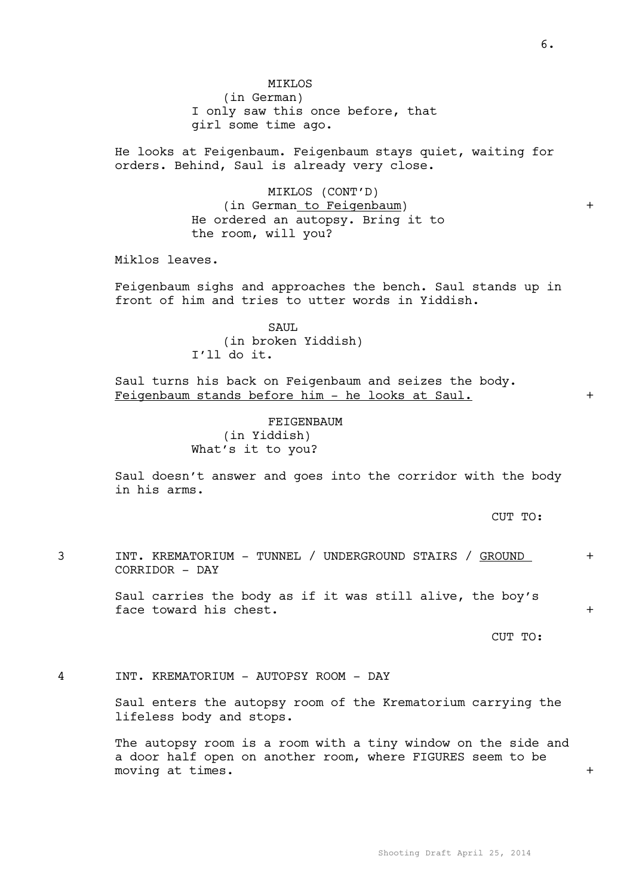MIKLOS
(in German)
I only saw this once before, that girl some time ago.

He looks at Feigenbaum. Feigenbaum stays quiet, waiting for orders. Behind, Saul is already very close.

MIKLOS (CONT'D)
(in German to Feigenbaum) +
He ordered an autopsy. Bring it to the room, will you?

Miklos leaves.

Feigenbaum sighs and approaches the bench. Saul stands up in front of him and tries to utter words in Yiddish.

SAUL
(in broken Yiddish)
I'll do it.

Saul turns his back on Feigenbaum and seizes the body. Feigenbaum stands before him - he looks at Saul. +

FEIGENBAUM
(in Yiddish)
What's it to you?

Saul doesn't answer and goes into the corridor with the body in his arms.

CUT TO:

3 INT. KREMATORIUM - TUNNEL / UNDERGROUND STAIRS / GROUND CORRIDOR - DAY +

Saul carries the body as if it was still alive, the boy's face toward his chest. +

CUT TO:

4 INT. KREMATORIUM - AUTOPSY ROOM - DAY

Saul enters the autopsy room of the Krematorium carrying the lifeless body and stops.

The autopsy room is a room with a tiny window on the side and a door half open on another room, where FIGURES seem to be moving at times. +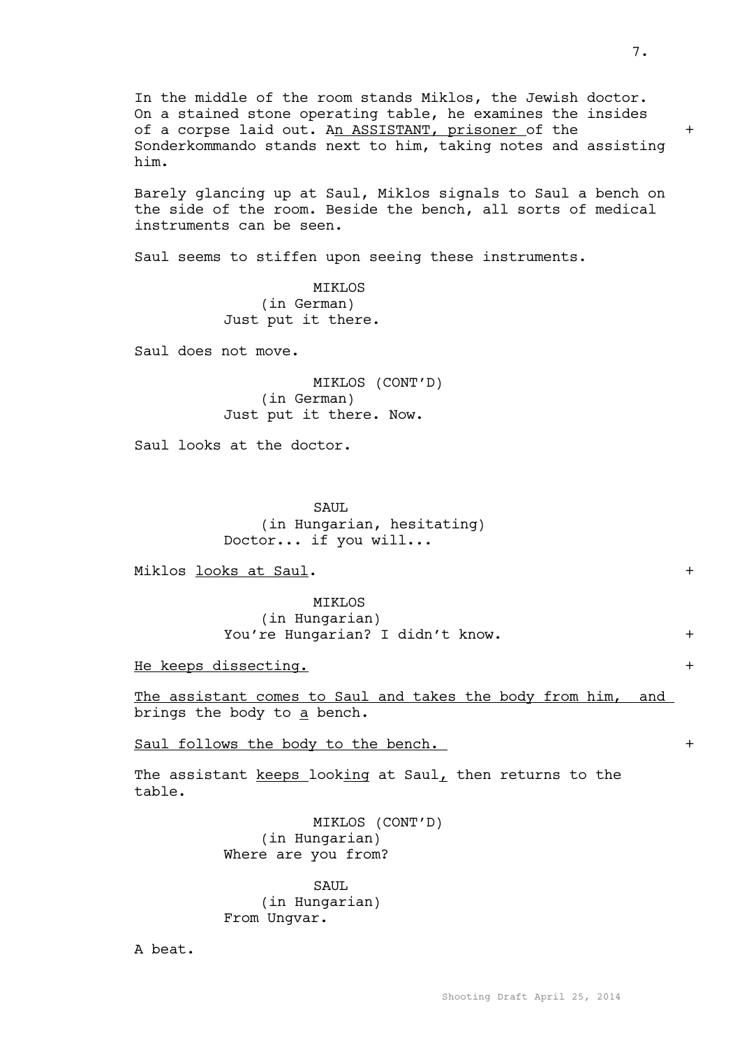In the middle of the room stands Miklos, the Jewish doctor. On a stained stone operating table, he examines the insides of a corpse laid out. An ASSISTANT, prisoner of the Sonderkommando stands next to him, taking notes and assisting him. +

Barely glancing up at Saul, Miklos signals to Saul a bench on the side of the room. Beside the bench, all sorts of medical instruments can be seen.

Saul seems to stiffen upon seeing these instruments.

MIKLOS
(in German)
Just put it there.

Saul does not move.

MIKLOS (CONT'D)
(in German)
Just put it there. Now.

Saul looks at the doctor.

SAUL
(in Hungarian, hesitating)
Doctor... if you will...

Miklos looks at Saul. +

MIKLOS
(in Hungarian)
You're Hungarian? I didn't know. +

He keeps dissecting. +

The assistant comes to Saul and takes the body from him, and brings the body to a bench.

Saul follows the body to the bench. +

The assistant keeps looking at Saul, then returns to the table.

MIKLOS (CONT'D)
(in Hungarian)
Where are you from?

SAUL
(in Hungarian)
From Ungvar.

A beat.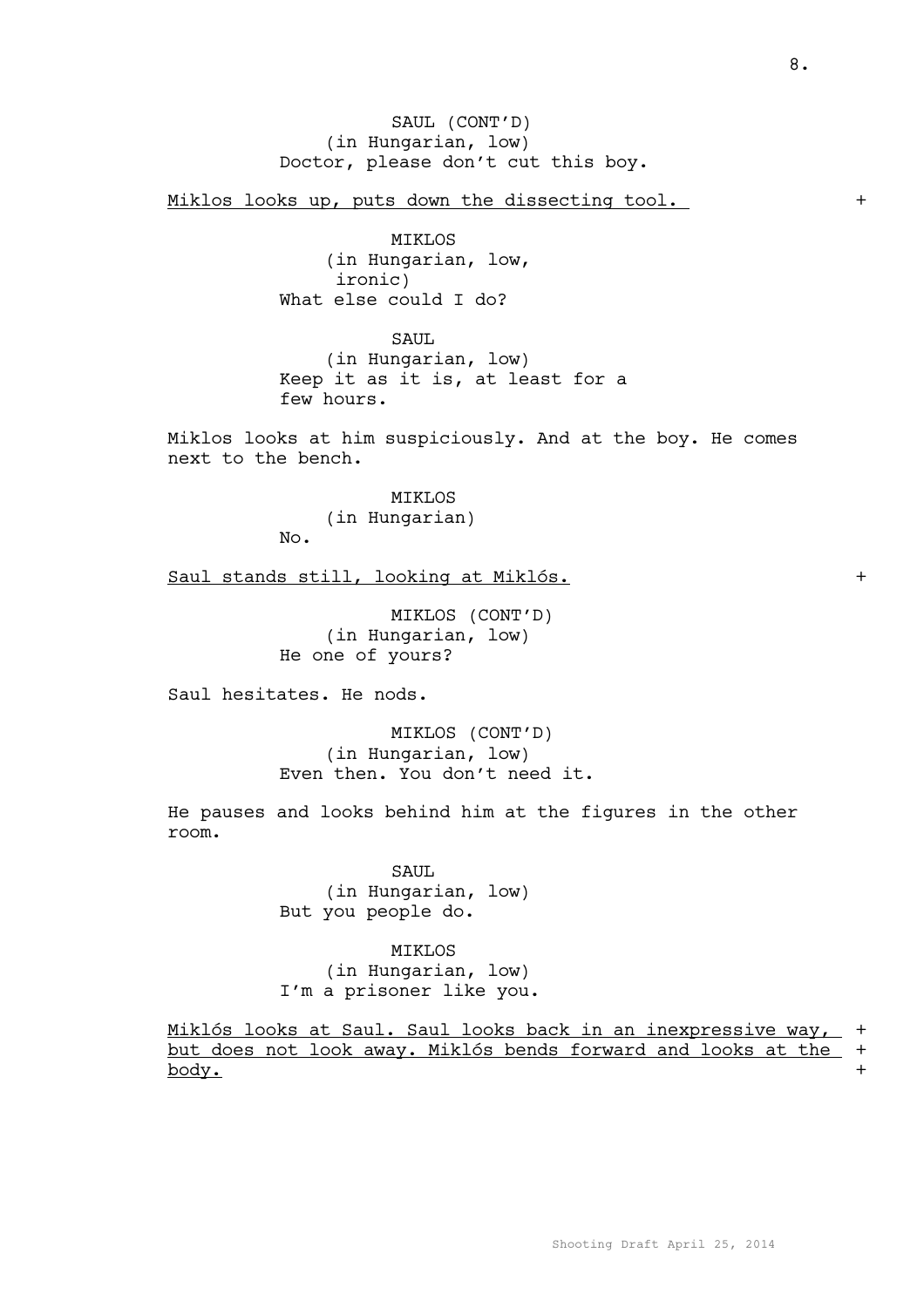SAUL (CONT'D)
(in Hungarian, low)
Doctor, please don't cut this boy.

<u>Miklos looks up, puts down the dissecting tool.</u> +

MIKLOS
(in Hungarian, low,
ironic)
What else could I do?

SAUL
(in Hungarian, low)
Keep it as it is, at least for a few hours.

Miklos looks at him suspiciously. And at the boy. He comes next to the bench.

MIKLOS
(in Hungarian)
No.

<u>Saul stands still, looking at Miklós.</u> +

MIKLOS (CONT'D)
(in Hungarian, low)
He one of yours?

Saul hesitates. He nods.

MIKLOS (CONT'D)
(in Hungarian, low)
Even then. You don't need it.

He pauses and looks behind him at the figures in the other room.

SAUL
(in Hungarian, low)
But you people do.

MIKLOS
(in Hungarian, low)
I'm a prisoner like you.

<u>Miklós looks at Saul. Saul looks back in an inexpressive way, but does not look away. Miklós bends forward and looks at the body.</u> +
+
+

Shooting Draft April 25, 2014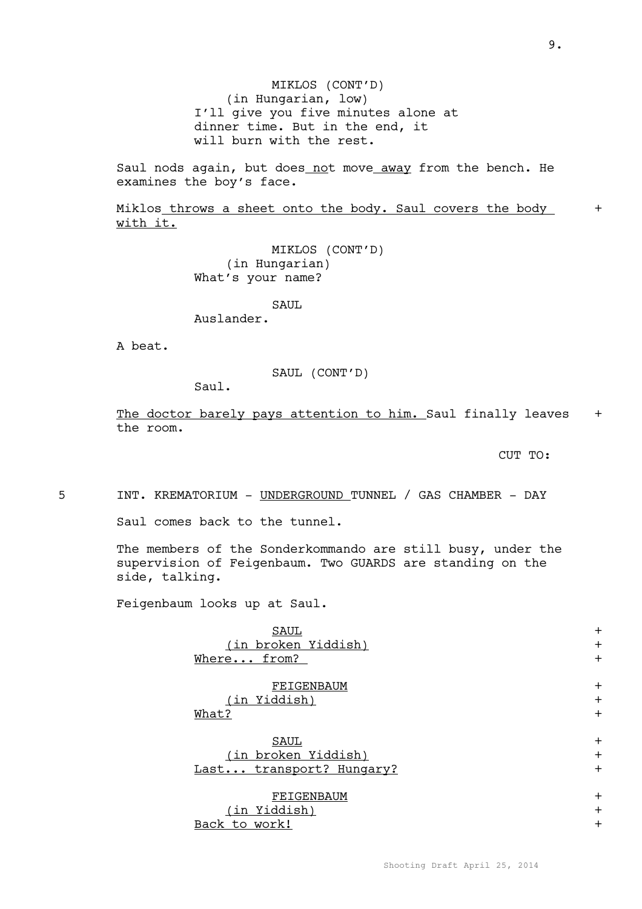MIKLOS (CONT'D)
(in Hungarian, low)
I'll give you five minutes alone at dinner time. But in the end, it will burn with the rest.

Saul nods again, but does not move away from the bench. He examines the boy's face.

Miklos throws a sheet onto the body. Saul covers the body with it. +

MIKLOS (CONT'D)
(in Hungarian)
What's your name?

SAUL
Auslander.

A beat.

SAUL (CONT'D)
Saul.

The doctor barely pays attention to him. Saul finally leaves the room. +

CUT TO:

5 INT. KREMATORIUM - UNDERGROUND TUNNEL / GAS CHAMBER - DAY

Saul comes back to the tunnel.

The members of the Sonderkommando are still busy, under the supervision of Feigenbaum. Two GUARDS are standing on the side, talking.

Feigenbaum looks up at Saul.

SAUL +
(in broken Yiddish) +
Where... from? +

FEIGENBAUM +
(in Yiddish) +
What? +

SAUL +
(in broken Yiddish) +
Last... transport? Hungary? +

FEIGENBAUM +
(in Yiddish) +
Back to work! +

Shooting Draft April 25, 2014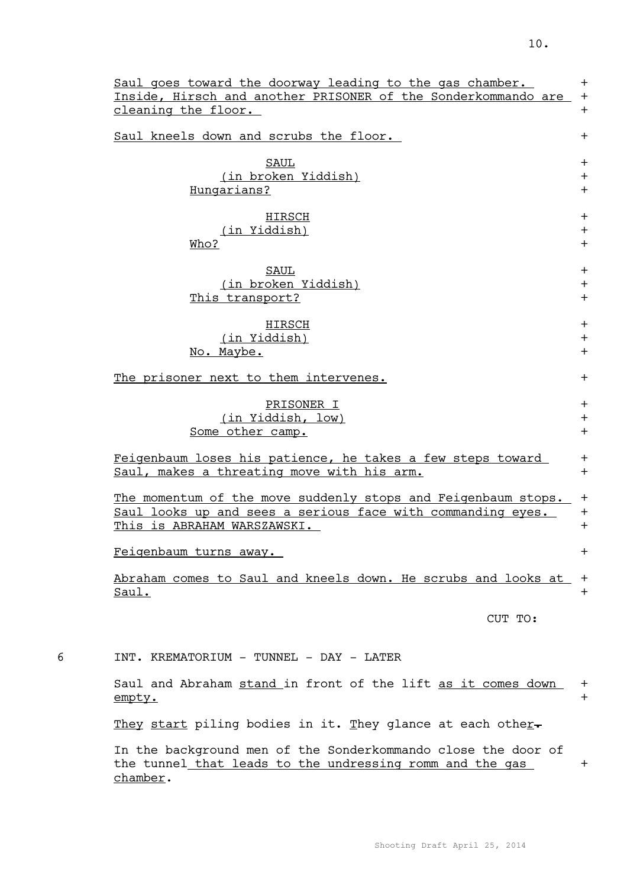Saul goes toward the doorway leading to the gas chamber. Inside, Hirsch and another PRISONER of the Sonderkommando are cleaning the floor.

Saul kneels down and scrubs the floor.

SAUL
(in broken Yiddish)
Hungarians?

HIRSCH
(in Yiddish)
Who?

SAUL
(in broken Yiddish)
This transport?

HIRSCH
(in Yiddish)
No. Maybe.

The prisoner next to them intervenes.

PRISONER I
(in Yiddish, low)
Some other camp.

Feigenbaum loses his patience, he takes a few steps toward Saul, makes a threating move with his arm.

The momentum of the move suddenly stops and Feigenbaum stops. Saul looks up and sees a serious face with commanding eyes. This is ABRAHAM WARSZAWSKI.

Feigenbaum turns away.

Abraham comes to Saul and kneels down. He scrubs and looks at Saul.

CUT TO:

6 INT. KREMATORIUM - TUNNEL - DAY - LATER

Saul and Abraham stand in front of the lift as it comes down empty.

They start piling bodies in it. They glance at each other.

In the background men of the Sonderkommando close the door of the tunnel that leads to the undressing romm and the gas chamber.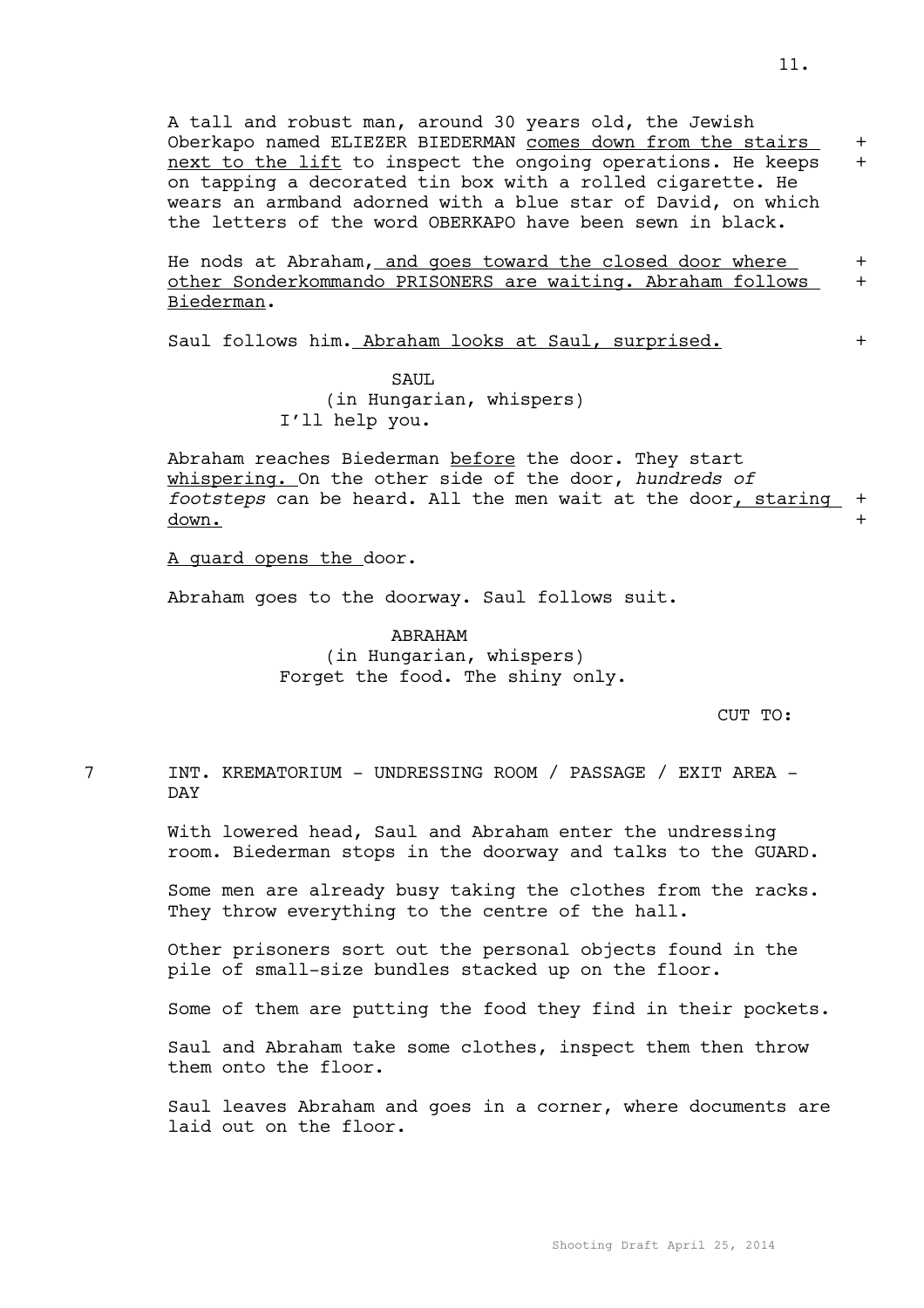A tall and robust man, around 30 years old, the Jewish Oberkapo named ELIEZER BIEDERMAN <u>comes down from the stairs next to the lift</u> to inspect the ongoing operations. He keeps on tapping a decorated tin box with a rolled cigarette. He wears an armband adorned with a blue star of David, on which the letters of the word OBERKAPO have been sewn in black. +

He nods at Abraham<u>, and goes toward the closed door where other Sonderkommando PRISONERS are waiting. Abraham follows Biederman</u>. +

Saul follows him<u>. Abraham looks at Saul, surprised.</u> +

SAUL
(in Hungarian, whispers)
I'll help you.

Abraham reaches Biederman <u>before</u> the door. They start <u>whispering.</u> On the other side of the door, *hundreds of footsteps* can be heard. All the men wait at the door<u>, staring down.</u> +

<u>A guard opens the</u> door.

Abraham goes to the doorway. Saul follows suit.

ABRAHAM
(in Hungarian, whispers)
Forget the food. The shiny only.

CUT TO:

7 INT. KREMATORIUM - UNDRESSING ROOM / PASSAGE / EXIT AREA - DAY

With lowered head, Saul and Abraham enter the undressing room. Biederman stops in the doorway and talks to the GUARD.

Some men are already busy taking the clothes from the racks. They throw everything to the centre of the hall.

Other prisoners sort out the personal objects found in the pile of small-size bundles stacked up on the floor.

Some of them are putting the food they find in their pockets.

Saul and Abraham take some clothes, inspect them then throw them onto the floor.

Saul leaves Abraham and goes in a corner, where documents are laid out on the floor.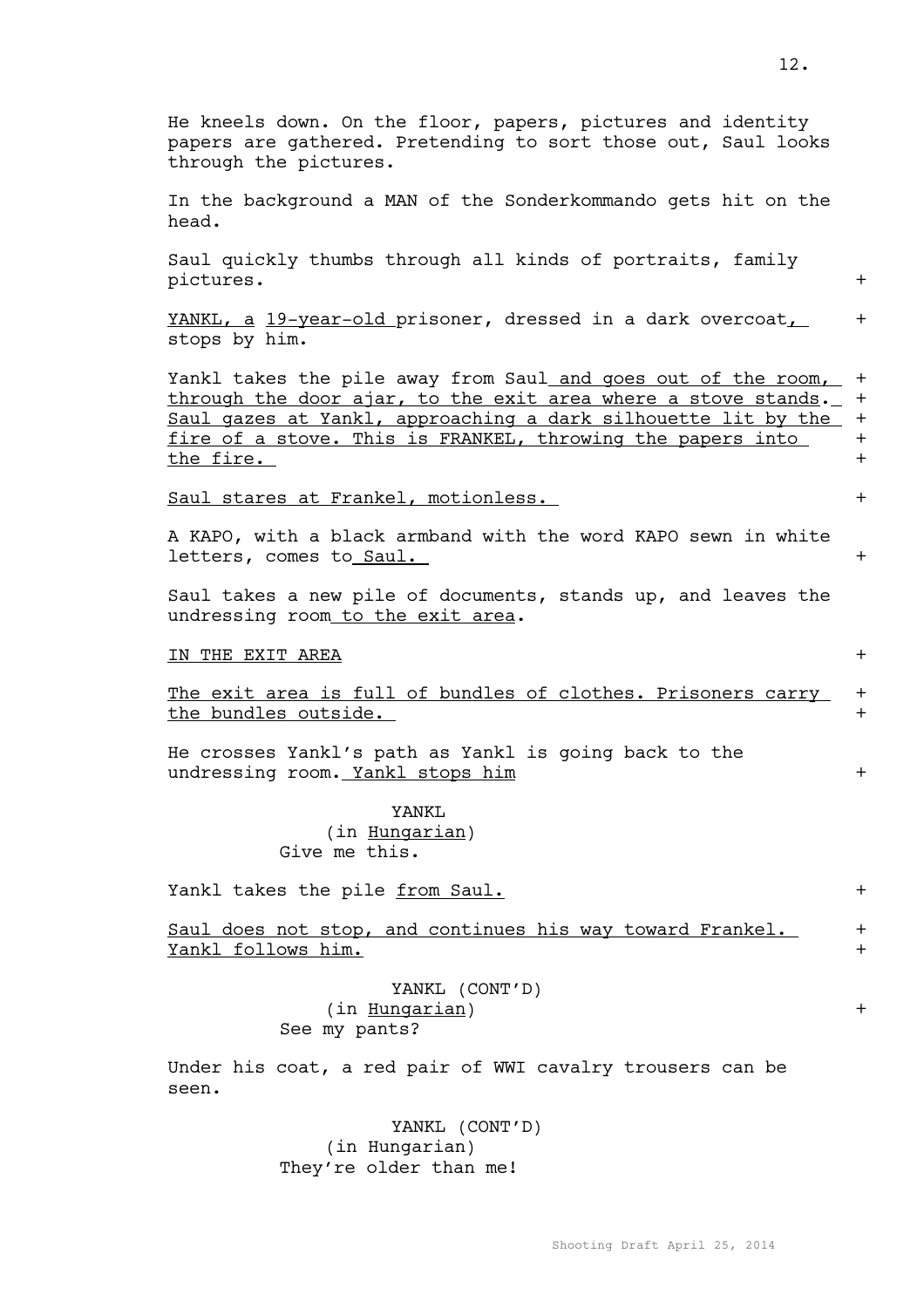He kneels down. On the floor, papers, pictures and identity papers are gathered. Pretending to sort those out, Saul looks through the pictures.

In the background a MAN of the Sonderkommando gets hit on the head.

Saul quickly thumbs through all kinds of portraits, family pictures. +

YANKL, a 19-year-old prisoner, dressed in a dark overcoat, stops by him. +

Yankl takes the pile away from Saul and goes out of the room, through the door ajar, to the exit area where a stove stands. Saul gazes at Yankl, approaching a dark silhouette lit by the fire of a stove. This is FRANKEL, throwing the papers into the fire. +

Saul stares at Frankel, motionless. +

A KAPO, with a black armband with the word KAPO sewn in white letters, comes to Saul. +

Saul takes a new pile of documents, stands up, and leaves the undressing room to the exit area.

IN THE EXIT AREA +

The exit area is full of bundles of clothes. Prisoners carry the bundles outside. +

He crosses Yankl's path as Yankl is going back to the undressing room. Yankl stops him +

YANKL
(in Hungarian)
Give me this.

Yankl takes the pile from Saul. +

Saul does not stop, and continues his way toward Frankel. Yankl follows him. +

YANKL (CONT'D)
(in Hungarian) +
See my pants?

Under his coat, a red pair of WWI cavalry trousers can be seen.

YANKL (CONT'D)
(in Hungarian)
They're older than me!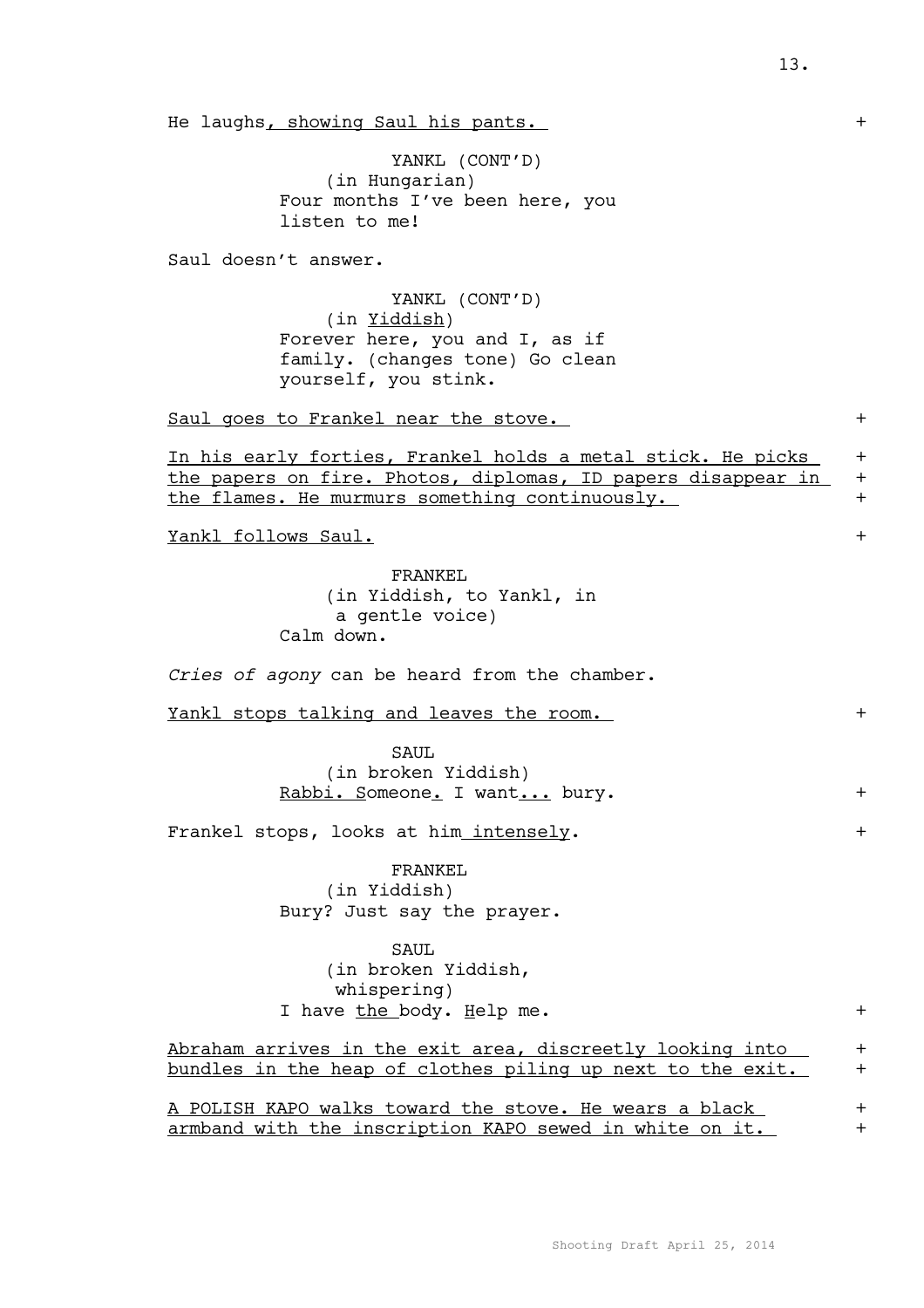He laughs, showing Saul his pants. +

YANKL (CONT'D)
(in Hungarian)
Four months I've been here, you listen to me!

Saul doesn't answer.

YANKL (CONT'D)
(in Yiddish)
Forever here, you and I, as if family. (changes tone) Go clean yourself, you stink.

Saul goes to Frankel near the stove. +

In his early forties, Frankel holds a metal stick. He picks the papers on fire. Photos, diplomas, ID papers disappear in the flames. He murmurs something continuously. +

Yankl follows Saul. +

FRANKEL
(in Yiddish, to Yankl, in a gentle voice)
Calm down.

*Cries of agony* can be heard from the chamber.

Yankl stops talking and leaves the room. +

SAUL
(in broken Yiddish)
Rabbi. Someone. I want... bury. +

Frankel stops, looks at him intensely. +

FRANKEL
(in Yiddish)
Bury? Just say the prayer.

SAUL
(in broken Yiddish, whispering)
I have the body. Help me. +

Abraham arrives in the exit area, discreetly looking into bundles in the heap of clothes piling up next to the exit. +

A POLISH KAPO walks toward the stove. He wears a black armband with the inscription KAPO sewed in white on it. +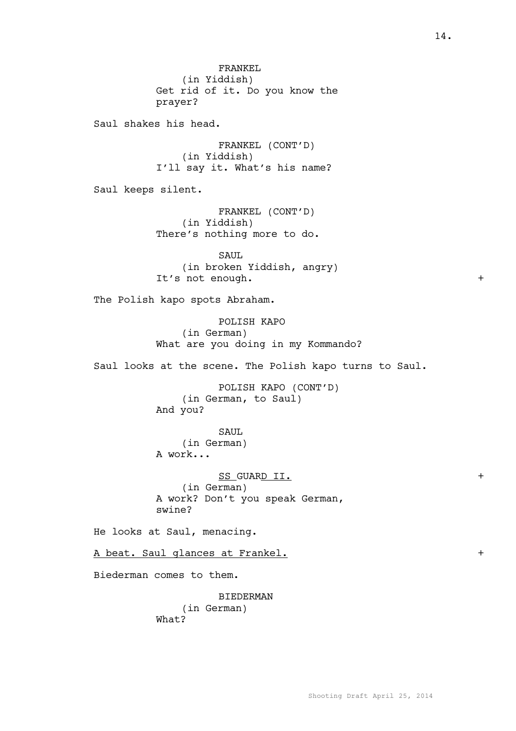FRANKEL
(in Yiddish)
Get rid of it. Do you know the prayer?

Saul shakes his head.

FRANKEL (CONT'D)
(in Yiddish)
I'll say it. What's his name?

Saul keeps silent.

FRANKEL (CONT'D)
(in Yiddish)
There's nothing more to do.

SAUL
(in broken Yiddish, angry)
It's not enough. +

The Polish kapo spots Abraham.

POLISH KAPO
(in German)
What are you doing in my Kommando?

Saul looks at the scene. The Polish kapo turns to Saul.

POLISH KAPO (CONT'D)
(in German, to Saul)
And you?

SAUL
(in German)
A work...

SS GUARD II. +
(in German)
A work? Don't you speak German, swine?

He looks at Saul, menacing.

A beat. Saul glances at Frankel. +

Biederman comes to them.

BIEDERMAN
(in German)
What?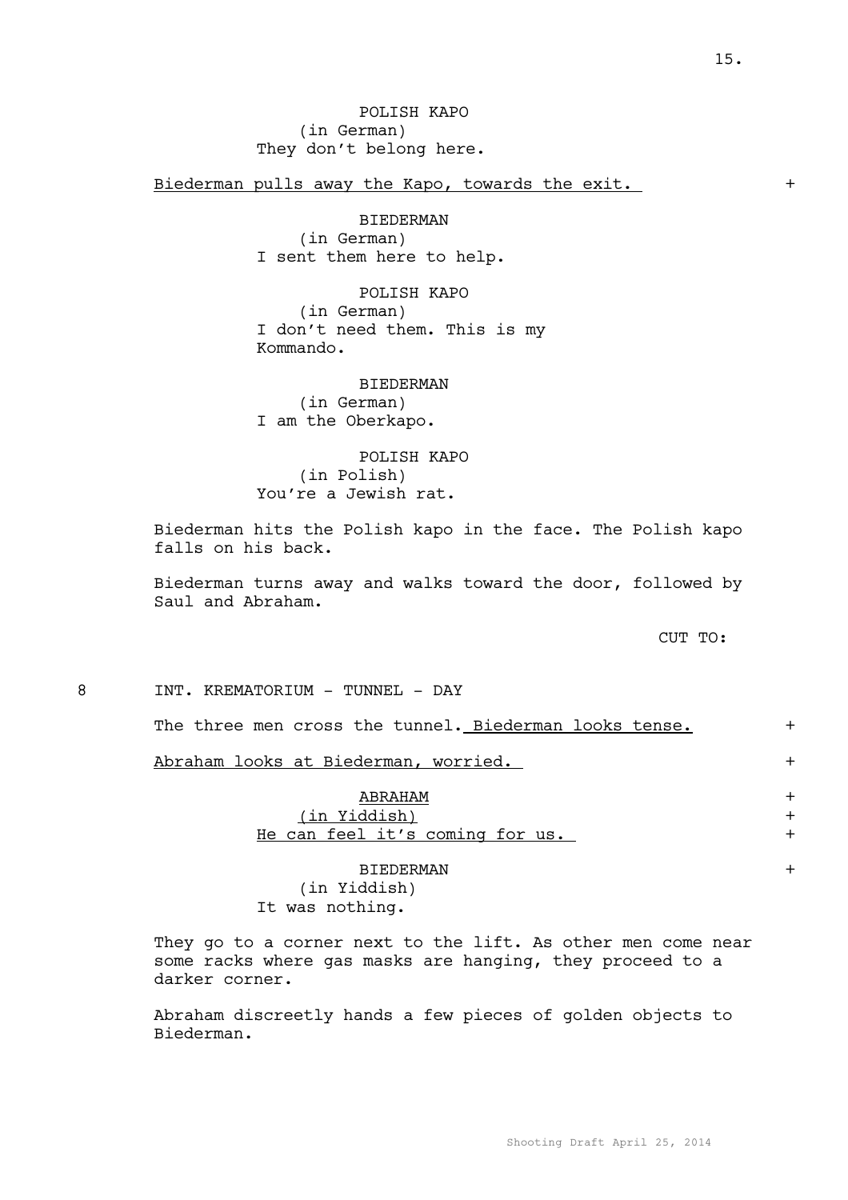POLISH KAPO
(in German)
They don't belong here.

Biederman pulls away the Kapo, towards the exit. +

BIEDERMAN
(in German)
I sent them here to help.

POLISH KAPO
(in German)
I don't need them. This is my Kommando.

BIEDERMAN
(in German)
I am the Oberkapo.

POLISH KAPO
(in Polish)
You're a Jewish rat.

Biederman hits the Polish kapo in the face. The Polish kapo falls on his back.

Biederman turns away and walks toward the door, followed by Saul and Abraham.

CUT TO:

8 INT. KREMATORIUM - TUNNEL - DAY

The three men cross the tunnel. Biederman looks tense. +

Abraham looks at Biederman, worried. +

ABRAHAM +
(in Yiddish) +
He can feel it's coming for us. +

BIEDERMAN +
(in Yiddish)
It was nothing.

They go to a corner next to the lift. As other men come near some racks where gas masks are hanging, they proceed to a darker corner.

Abraham discreetly hands a few pieces of golden objects to Biederman.

Shooting Draft April 25, 2014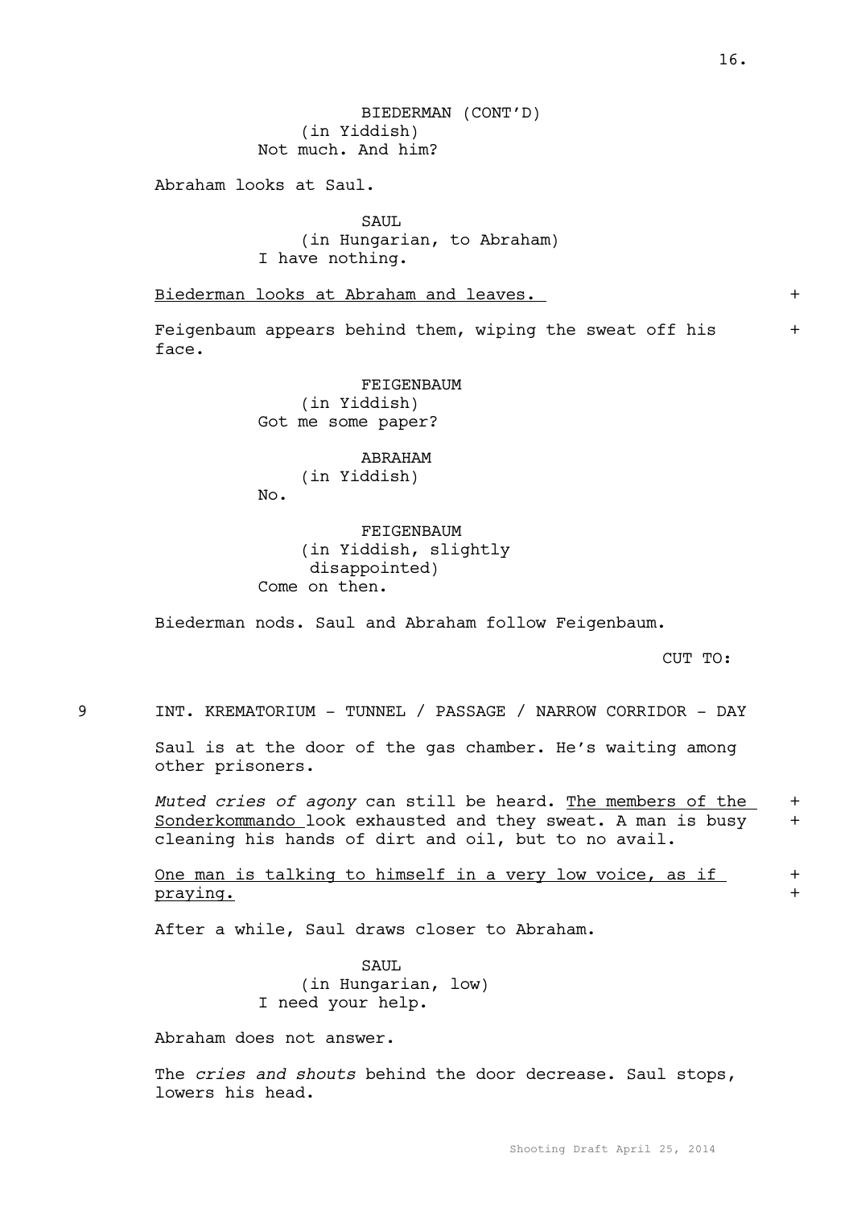BIEDERMAN (CONT'D)
(in Yiddish)
Not much. And him?

Abraham looks at Saul.

SAUL
(in Hungarian, to Abraham)
I have nothing.

Biederman looks at Abraham and leaves. +

Feigenbaum appears behind them, wiping the sweat off his face. +

FEIGENBAUM
(in Yiddish)
Got me some paper?

ABRAHAM
(in Yiddish)
No.

FEIGENBAUM
(in Yiddish, slightly disappointed)
Come on then.

Biederman nods. Saul and Abraham follow Feigenbaum.

CUT TO:

9 INT. KREMATORIUM - TUNNEL / PASSAGE / NARROW CORRIDOR - DAY

Saul is at the door of the gas chamber. He's waiting among other prisoners.

*Muted cries of agony* can still be heard. The members of the Sonderkommando look exhausted and they sweat. A man is busy cleaning his hands of dirt and oil, but to no avail. +

One man is talking to himself in a very low voice, as if praying. +

After a while, Saul draws closer to Abraham.

SAUL
(in Hungarian, low)
I need your help.

Abraham does not answer.

The *cries and shouts* behind the door decrease. Saul stops, lowers his head.

Shooting Draft April 25, 2014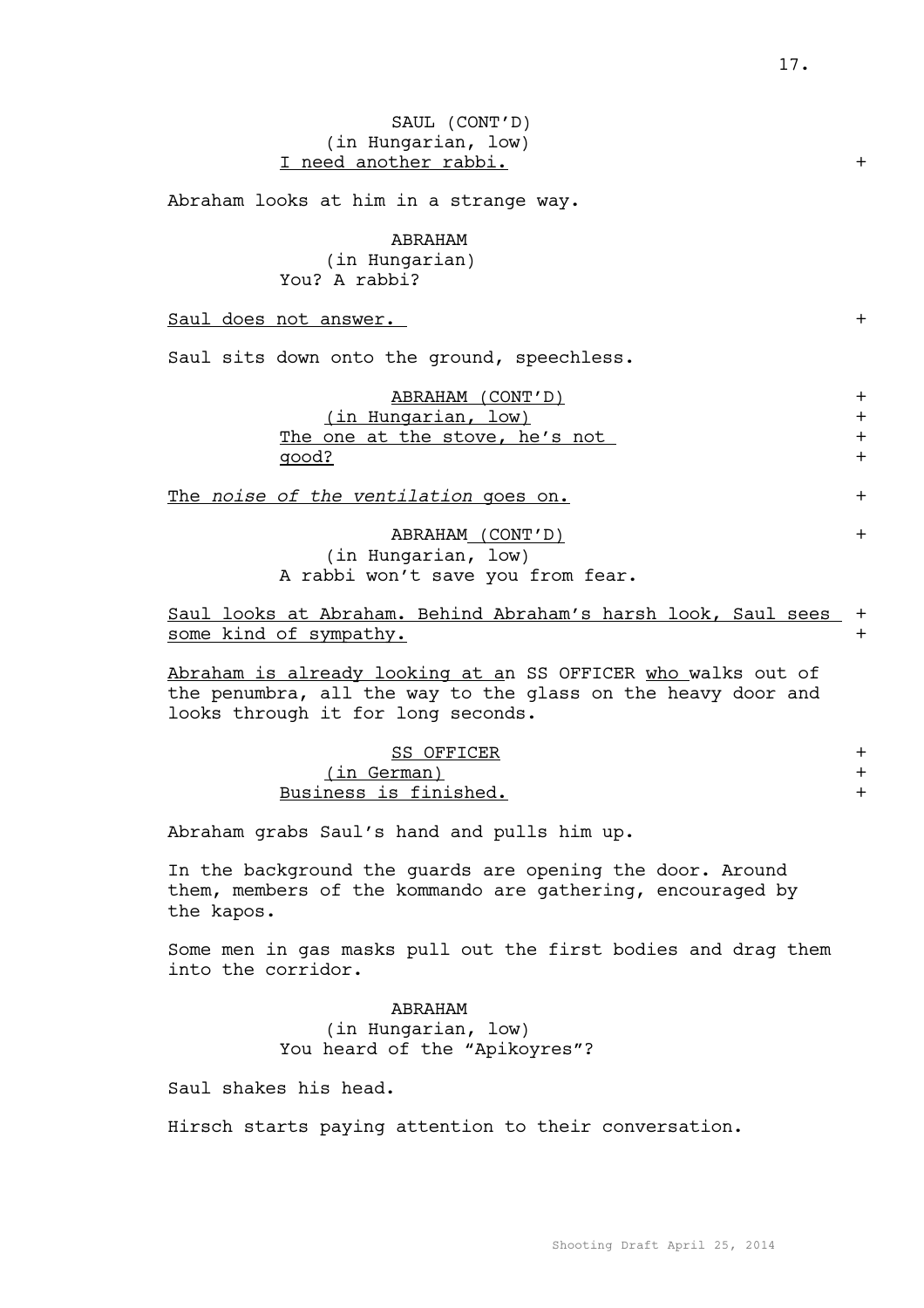SAUL (CONT'D)
(in Hungarian, low)
I need another rabbi. +

Abraham looks at him in a strange way.

ABRAHAM
(in Hungarian)
You? A rabbi?

Saul does not answer. +

Saul sits down onto the ground, speechless.

ABRAHAM (CONT'D) +
(in Hungarian, low) +
The one at the stove, he's not +
good? +

The *noise of the ventilation* goes on. +

ABRAHAM (CONT'D) +
(in Hungarian, low)
A rabbi won't save you from fear.

Saul looks at Abraham. Behind Abraham's harsh look, Saul sees +
some kind of sympathy. +

Abraham is already looking at an SS OFFICER who walks out of the penumbra, all the way to the glass on the heavy door and looks through it for long seconds.

SS OFFICER +
(in German) +
Business is finished. +

Abraham grabs Saul's hand and pulls him up.

In the background the guards are opening the door. Around them, members of the kommando are gathering, encouraged by the kapos.

Some men in gas masks pull out the first bodies and drag them into the corridor.

ABRAHAM
(in Hungarian, low)
You heard of the "Apikoyres"?

Saul shakes his head.

Hirsch starts paying attention to their conversation.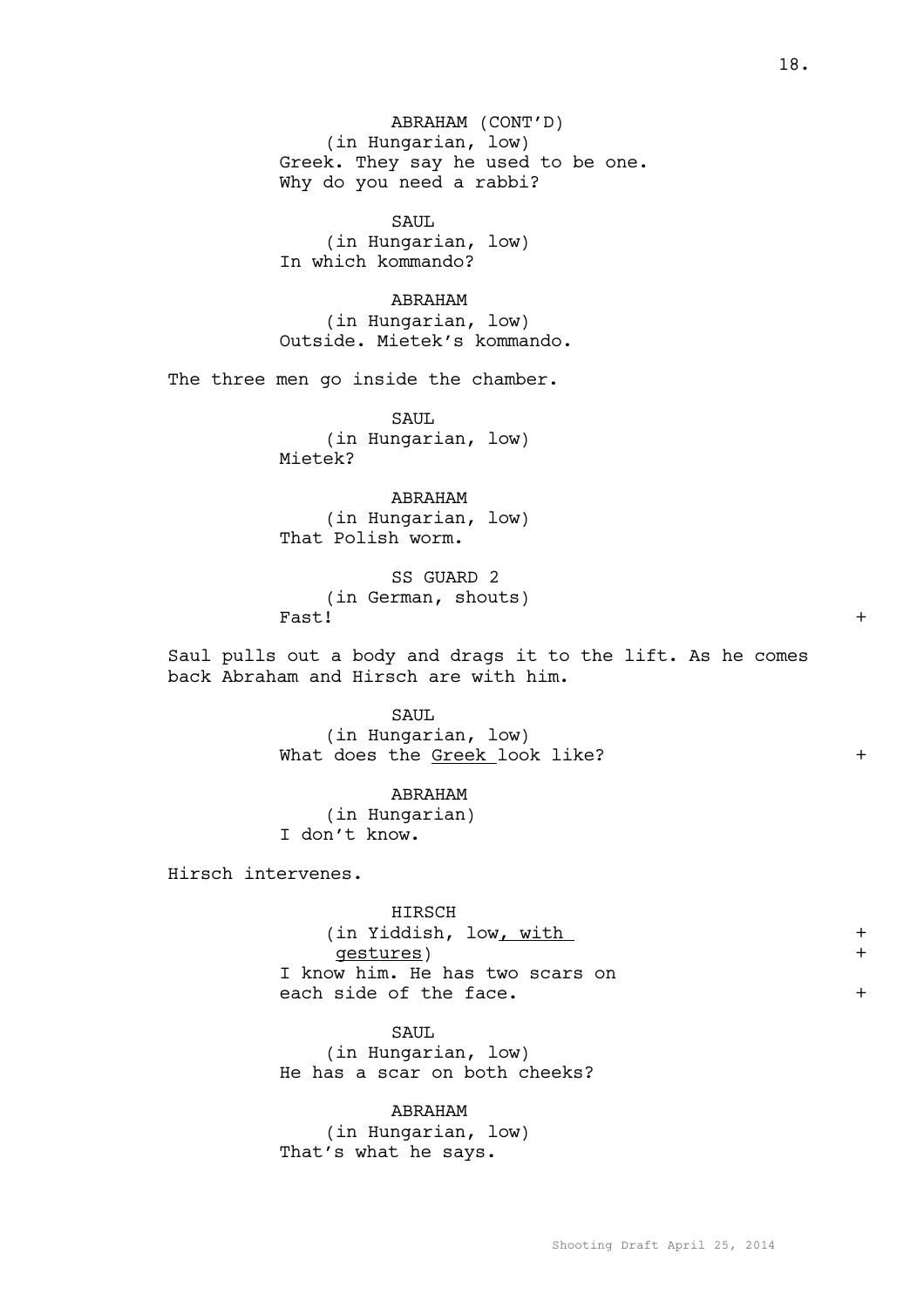ABRAHAM (CONT'D)
(in Hungarian, low)
Greek. They say he used to be one.
Why do you need a rabbi?

SAUL
(in Hungarian, low)
In which kommando?

ABRAHAM
(in Hungarian, low)
Outside. Mietek's kommando.

The three men go inside the chamber.

SAUL
(in Hungarian, low)
Mietek?

ABRAHAM
(in Hungarian, low)
That Polish worm.

SS GUARD 2
(in German, shouts)
Fast! +

Saul pulls out a body and drags it to the lift. As he comes back Abraham and Hirsch are with him.

SAUL
(in Hungarian, low)
What does the <u>Greek</u> look like? +

ABRAHAM
(in Hungarian)
I don't know.

Hirsch intervenes.

HIRSCH
(in Yiddish, low<u>, with gestures</u>) +
I know him. He has two scars on
each side of the face. +

SAUL
(in Hungarian, low)
He has a scar on both cheeks?

ABRAHAM
(in Hungarian, low)
That's what he says.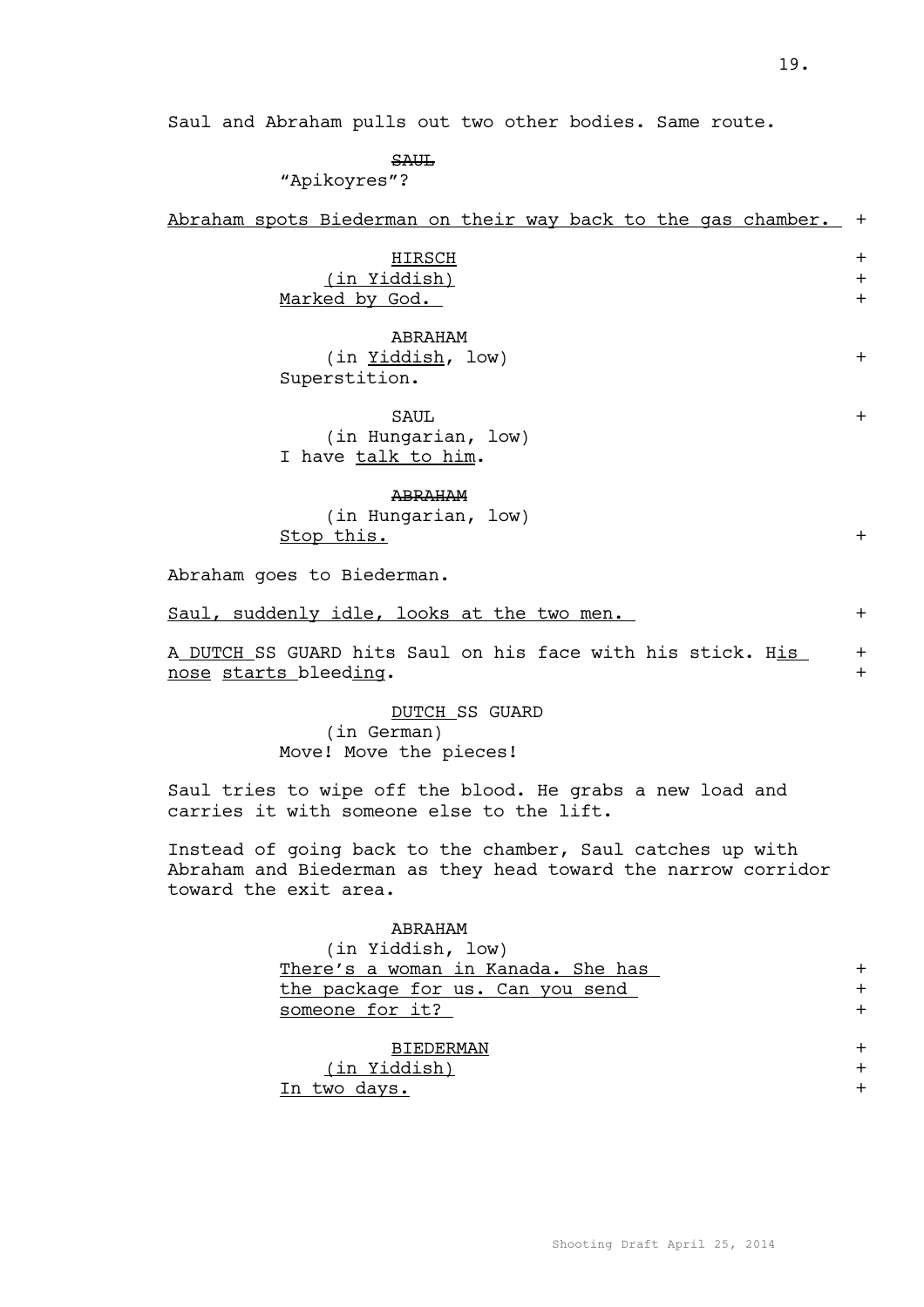Saul and Abraham pulls out two other bodies. Same route.

~~SAUL~~
"Apikoyres"?

Abraham spots Biederman on their way back to the gas chamber. +

HIRSCH +
(in Yiddish) +
Marked by God. +

ABRAHAM
(in Yiddish, low) +
Superstition.

SAUL +
(in Hungarian, low)
I have talk to him.

~~ABRAHAM~~
(in Hungarian, low)
Stop this. +

Abraham goes to Biederman.

Saul, suddenly idle, looks at the two men. +

A DUTCH SS GUARD hits Saul on his face with his stick. His +
nose starts bleeding. +

DUTCH SS GUARD
(in German)
Move! Move the pieces!

Saul tries to wipe off the blood. He grabs a new load and carries it with someone else to the lift.

Instead of going back to the chamber, Saul catches up with Abraham and Biederman as they head toward the narrow corridor toward the exit area.

ABRAHAM
(in Yiddish, low)
There's a woman in Kanada. She has +
the package for us. Can you send +
someone for it? +

BIEDERMAN +
(in Yiddish) +
In two days. +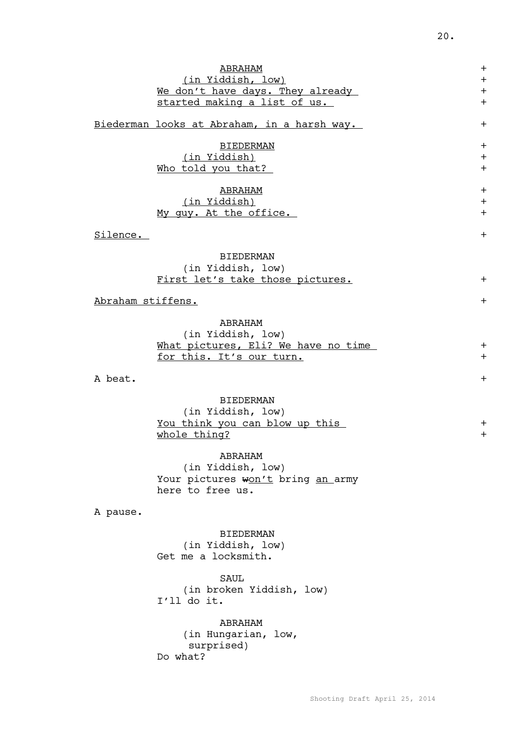ABRAHAM
(in Yiddish, low)
We don't have days. They already started making a list of us.

Biederman looks at Abraham, in a harsh way.

BIEDERMAN
(in Yiddish)
Who told you that?

ABRAHAM
(in Yiddish)
My guy. At the office.

Silence.

BIEDERMAN
(in Yiddish, low)
First let's take those pictures.

Abraham stiffens.

ABRAHAM
(in Yiddish, low)
What pictures, Eli? We have no time for this. It's our turn.

A beat.

BIEDERMAN
(in Yiddish, low)
You think you can blow up this whole thing?

ABRAHAM
(in Yiddish, low)
Your pictures ~~w~~on't bring an army here to free us.

A pause.

BIEDERMAN
(in Yiddish, low)
Get me a locksmith.

SAUL
(in broken Yiddish, low)
I'll do it.

ABRAHAM
(in Hungarian, low, surprised)
Do what?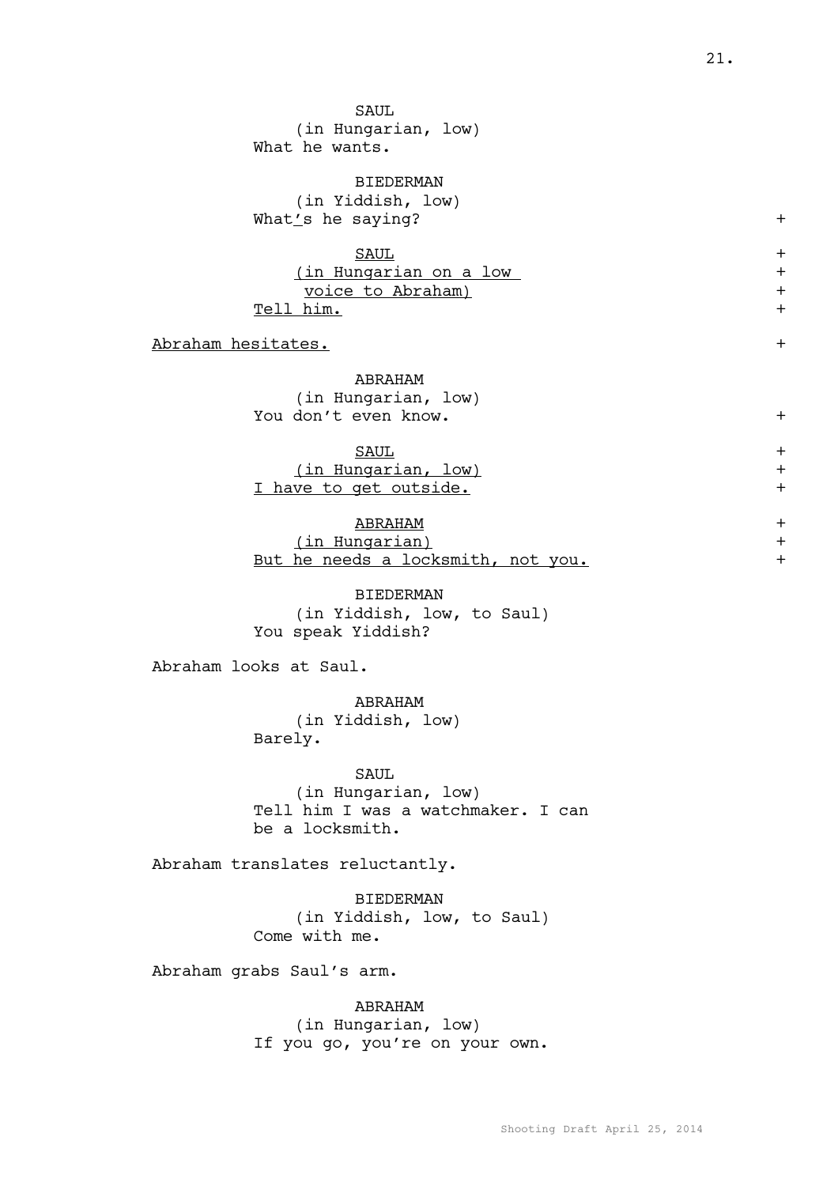SAUL
(in Hungarian, low)
What he wants.

BIEDERMAN
(in Yiddish, low)
What's he saying?

SAUL
(in Hungarian on a low voice to Abraham)
Tell him.

Abraham hesitates.

ABRAHAM
(in Hungarian, low)
You don't even know.

SAUL
(in Hungarian, low)
I have to get outside.

ABRAHAM
(in Hungarian)
But he needs a locksmith, not you.

BIEDERMAN
(in Yiddish, low, to Saul)
You speak Yiddish?

Abraham looks at Saul.

ABRAHAM
(in Yiddish, low)
Barely.

SAUL
(in Hungarian, low)
Tell him I was a watchmaker. I can be a locksmith.

Abraham translates reluctantly.

BIEDERMAN
(in Yiddish, low, to Saul)
Come with me.

Abraham grabs Saul's arm.

ABRAHAM
(in Hungarian, low)
If you go, you're on your own.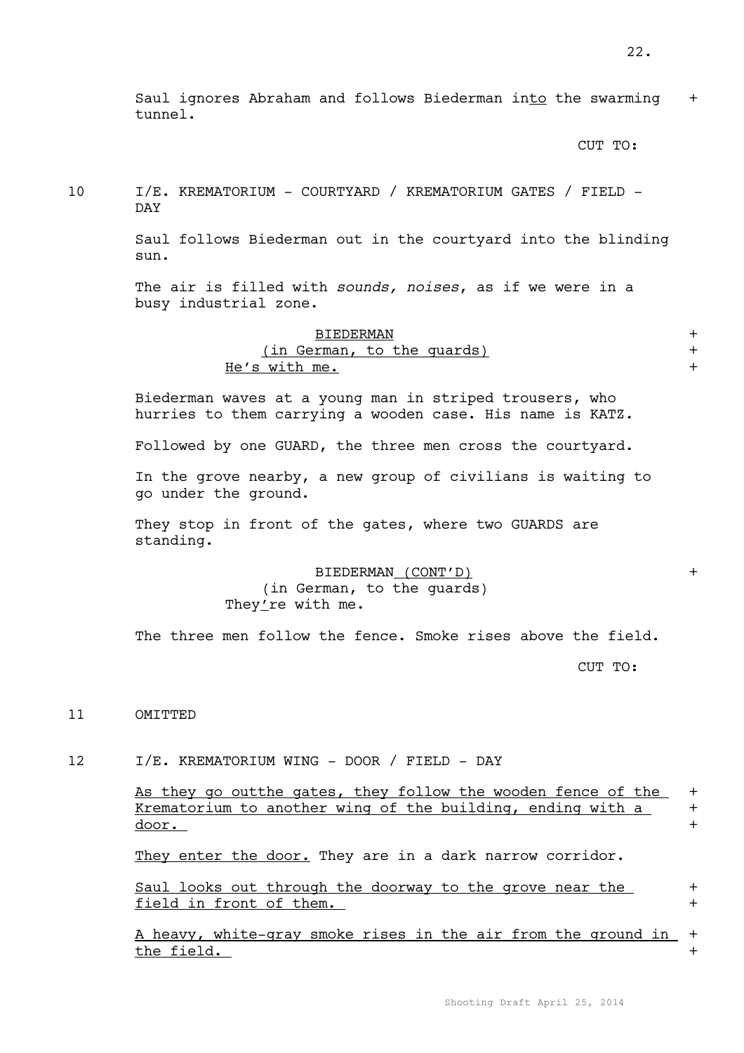Saul ignores Abraham and follows Biederman into the swarming tunnel. +

CUT TO:

10 I/E. KREMATORIUM - COURTYARD / KREMATORIUM GATES / FIELD - DAY

Saul follows Biederman out in the courtyard into the blinding sun.

The air is filled with *sounds, noises*, as if we were in a busy industrial zone.

BIEDERMAN +
(in German, to the guards) +
He's with me. +

Biederman waves at a young man in striped trousers, who hurries to them carrying a wooden case. His name is KATZ.

Followed by one GUARD, the three men cross the courtyard.

In the grove nearby, a new group of civilians is waiting to go under the ground.

They stop in front of the gates, where two GUARDS are standing.

BIEDERMAN (CONT'D) +
(in German, to the guards)
They're with me.

The three men follow the fence. Smoke rises above the field.

CUT TO:

11 OMITTED

12 I/E. KREMATORIUM WING - DOOR / FIELD - DAY

As they go outthe gates, they follow the wooden fence of the Krematorium to another wing of the building, ending with a door. +

They enter the door. They are in a dark narrow corridor.

Saul looks out through the doorway to the grove near the field in front of them. +

A heavy, white-gray smoke rises in the air from the ground in the field. +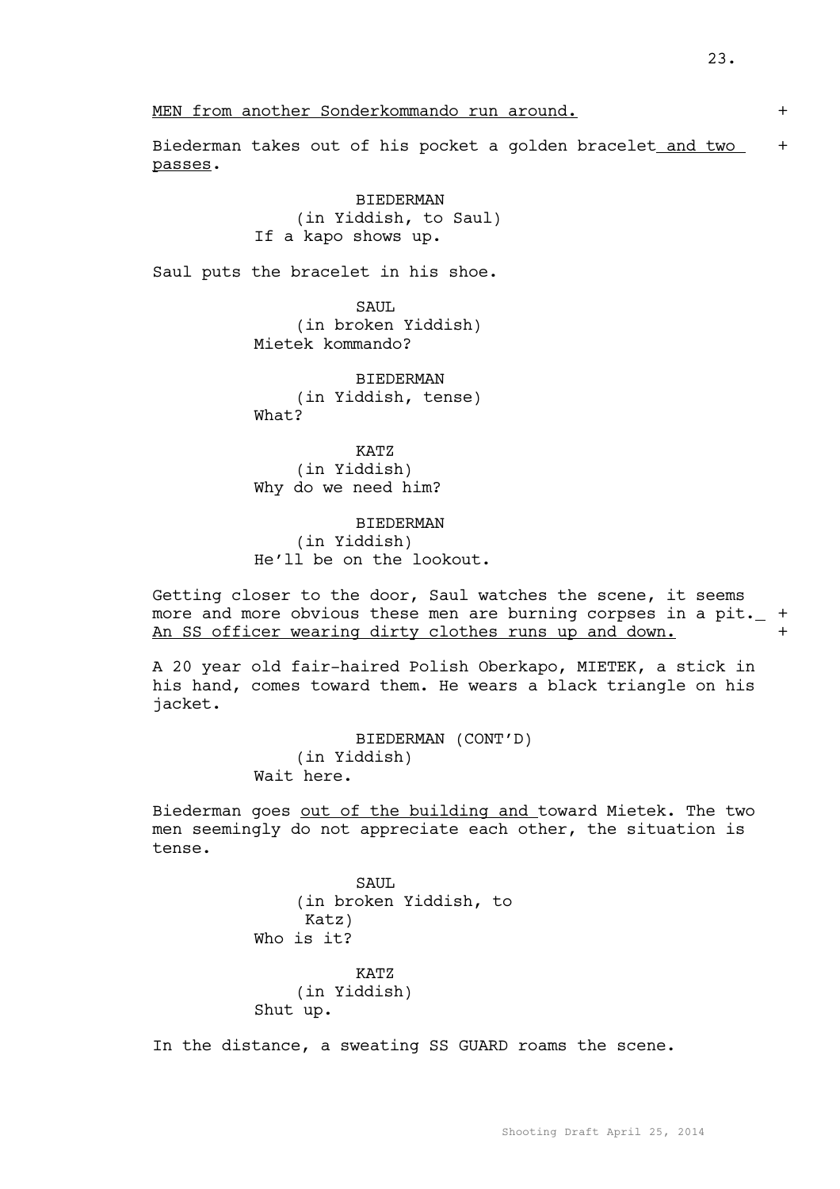MEN from another Sonderkommando run around. +

Biederman takes out of his pocket a golden bracelet and two passes. +

BIEDERMAN
(in Yiddish, to Saul)
If a kapo shows up.

Saul puts the bracelet in his shoe.

SAUL
(in broken Yiddish)
Mietek kommando?

BIEDERMAN
(in Yiddish, tense)
What?

KATZ
(in Yiddish)
Why do we need him?

BIEDERMAN
(in Yiddish)
He'll be on the lookout.

Getting closer to the door, Saul watches the scene, it seems more and more obvious these men are burning corpses in a pit. An SS officer wearing dirty clothes runs up and down. +

A 20 year old fair-haired Polish Oberkapo, MIETEK, a stick in his hand, comes toward them. He wears a black triangle on his jacket.

BIEDERMAN (CONT'D)
(in Yiddish)
Wait here.

Biederman goes out of the building and toward Mietek. The two men seemingly do not appreciate each other, the situation is tense.

SAUL
(in broken Yiddish, to Katz)
Who is it?

KATZ
(in Yiddish)
Shut up.

In the distance, a sweating SS GUARD roams the scene.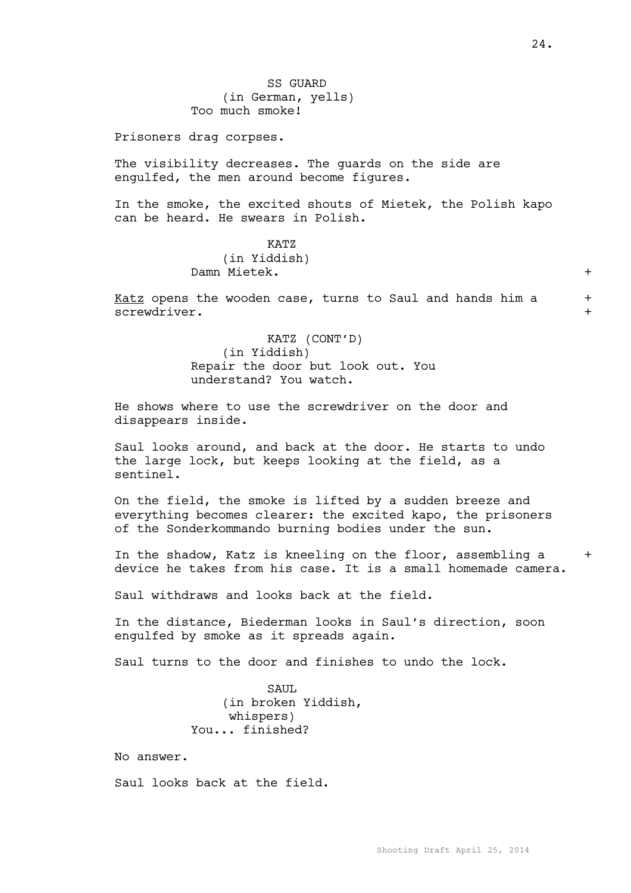SS GUARD
(in German, yells)
Too much smoke!

Prisoners drag corpses.

The visibility decreases. The guards on the side are engulfed, the men around become figures.

In the smoke, the excited shouts of Mietek, the Polish kapo can be heard. He swears in Polish.

KATZ
(in Yiddish)
Damn Mietek.

Katz opens the wooden case, turns to Saul and hands him a screwdriver.

KATZ (CONT'D)
(in Yiddish)
Repair the door but look out. You understand? You watch.

He shows where to use the screwdriver on the door and disappears inside.

Saul looks around, and back at the door. He starts to undo the large lock, but keeps looking at the field, as a sentinel.

On the field, the smoke is lifted by a sudden breeze and everything becomes clearer: the excited kapo, the prisoners of the Sonderkommando burning bodies under the sun.

In the shadow, Katz is kneeling on the floor, assembling a device he takes from his case. It is a small homemade camera.

Saul withdraws and looks back at the field.

In the distance, Biederman looks in Saul's direction, soon engulfed by smoke as it spreads again.

Saul turns to the door and finishes to undo the lock.

SAUL
(in broken Yiddish, whispers)
You... finished?

No answer.

Saul looks back at the field.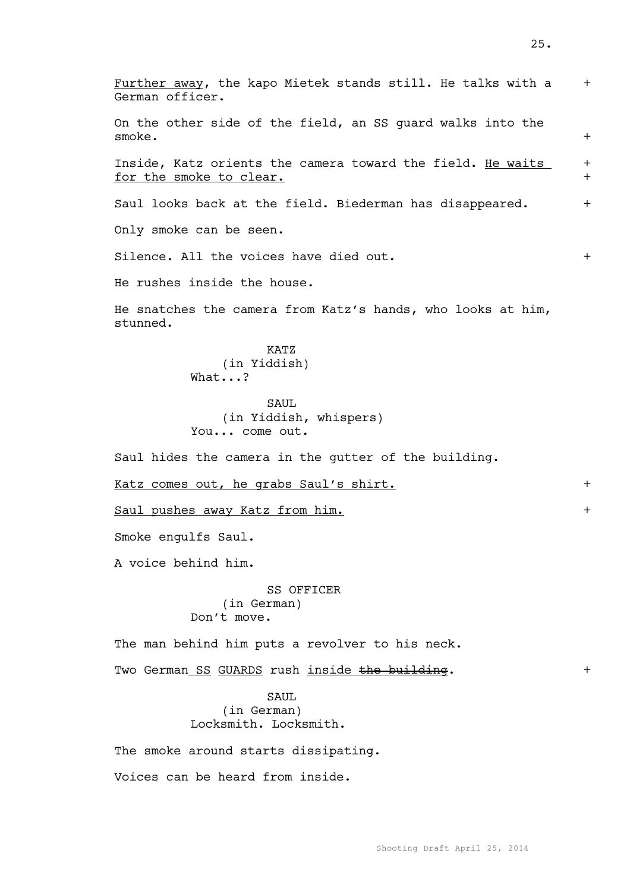Further away, the kapo Mietek stands still. He talks with a German officer. +

On the other side of the field, an SS guard walks into the smoke. +

Inside, Katz orients the camera toward the field. He waits for the smoke to clear. +

Saul looks back at the field. Biederman has disappeared. +

Only smoke can be seen.

Silence. All the voices have died out. +

He rushes inside the house.

He snatches the camera from Katz's hands, who looks at him, stunned.

KATZ
(in Yiddish)
What...?

SAUL
(in Yiddish, whispers)
You... come out.

Saul hides the camera in the gutter of the building.

Katz comes out, he grabs Saul's shirt. +

Saul pushes away Katz from him. +

Smoke engulfs Saul.

A voice behind him.

SS OFFICER
(in German)
Don't move.

The man behind him puts a revolver to his neck.

Two German SS GUARDS rush inside ~~the building~~. +

SAUL
(in German)
Locksmith. Locksmith.

The smoke around starts dissipating.

Voices can be heard from inside.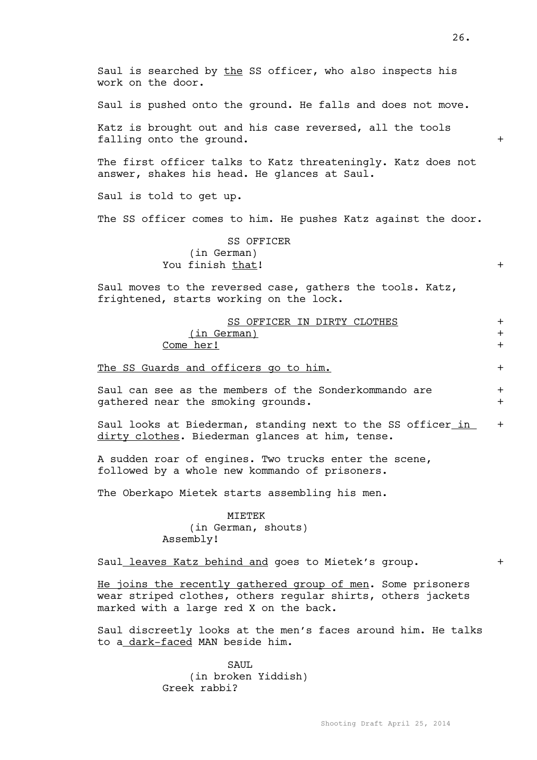Saul is searched by <u>the</u> SS officer, who also inspects his work on the door.

Saul is pushed onto the ground. He falls and does not move.

Katz is brought out and his case reversed, all the tools falling onto the ground. +

The first officer talks to Katz threateningly. Katz does not answer, shakes his head. He glances at Saul.

Saul is told to get up.

The SS officer comes to him. He pushes Katz against the door.

SS OFFICER
(in German)
You finish <u>that</u>! +

Saul moves to the reversed case, gathers the tools. Katz, frightened, starts working on the lock.

<u>SS OFFICER IN DIRTY CLOTHES</u> +
<u>(in German)</u> +
<u>Come her!</u> +

<u>The SS Guards and officers go to him.</u> +

Saul can see as the members of the Sonderkommando are gathered near the smoking grounds. +

Saul looks at Biederman, standing next to the SS officer<u> in dirty clothes</u>. Biederman glances at him, tense. +

A sudden roar of engines. Two trucks enter the scene, followed by a whole new kommando of prisoners.

The Oberkapo Mietek starts assembling his men.

MIETEK
(in German, shouts)
Assembly!

Saul<u> leaves Katz behind and</u> goes to Mietek's group. +

<u>He joins the recently gathered group of men</u>. Some prisoners wear striped clothes, others regular shirts, others jackets marked with a large red X on the back.

Saul discreetly looks at the men's faces around him. He talks to a<u> dark-faced</u> MAN beside him.

SAUL
(in broken Yiddish)
Greek rabbi?

Shooting Draft April 25, 2014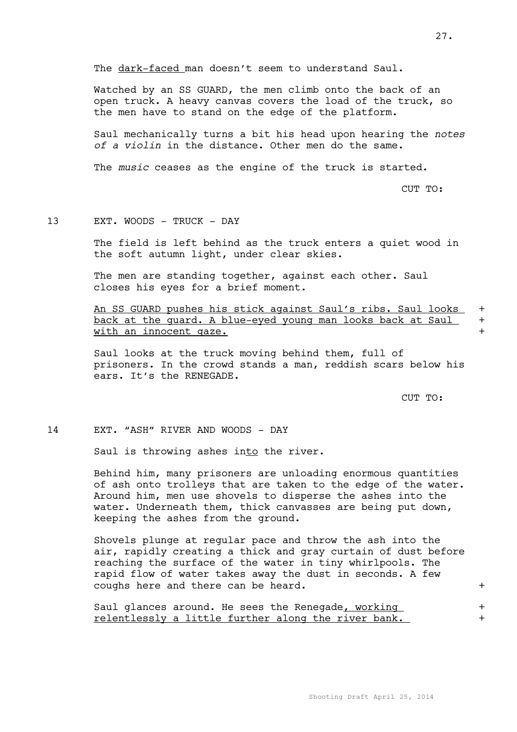The dark-faced man doesn't seem to understand Saul.

Watched by an SS GUARD, the men climb onto the back of an open truck. A heavy canvas covers the load of the truck, so the men have to stand on the edge of the platform.

Saul mechanically turns a bit his head upon hearing the *notes of a violin* in the distance. Other men do the same.

The *music* ceases as the engine of the truck is started.

CUT TO:

13 EXT. WOODS - TRUCK - DAY

The field is left behind as the truck enters a quiet wood in the soft autumn light, under clear skies.

The men are standing together, against each other. Saul closes his eyes for a brief moment.

An SS GUARD pushes his stick against Saul's ribs. Saul looks back at the guard. A blue-eyed young man looks back at Saul with an innocent gaze. +

Saul looks at the truck moving behind them, full of prisoners. In the crowd stands a man, reddish scars below his ears. It's the RENEGADE.

CUT TO:

14 EXT. "ASH" RIVER AND WOODS - DAY

Saul is throwing ashes into the river.

Behind him, many prisoners are unloading enormous quantities of ash onto trolleys that are taken to the edge of the water. Around him, men use shovels to disperse the ashes into the water. Underneath them, thick canvasses are being put down, keeping the ashes from the ground.

Shovels plunge at regular pace and throw the ash into the air, rapidly creating a thick and gray curtain of dust before reaching the surface of the water in tiny whirlpools. The rapid flow of water takes away the dust in seconds. A few coughs here and there can be heard. +

Saul glances around. He sees the Renegade, working relentlessly a little further along the river bank. +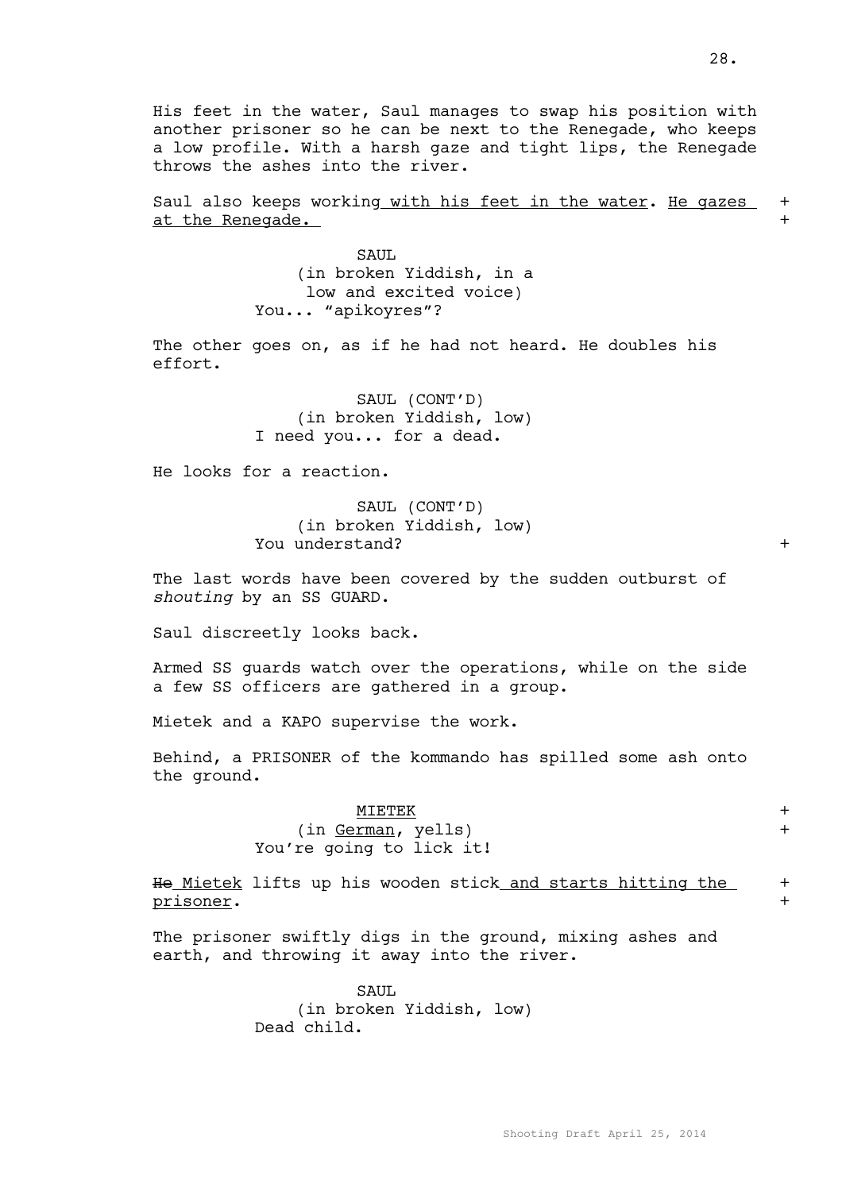His feet in the water, Saul manages to swap his position with another prisoner so he can be next to the Renegade, who keeps a low profile. With a harsh gaze and tight lips, the Renegade throws the ashes into the river.

Saul also keeps working with his feet in the water. He gazes at the Renegade. +

SAUL
(in broken Yiddish, in a low and excited voice)
You... "apikoyres"?

The other goes on, as if he had not heard. He doubles his effort.

SAUL (CONT'D)
(in broken Yiddish, low)
I need you... for a dead.

He looks for a reaction.

SAUL (CONT'D)
(in broken Yiddish, low)
You understand? +

The last words have been covered by the sudden outburst of *shouting* by an SS GUARD.

Saul discreetly looks back.

Armed SS guards watch over the operations, while on the side a few SS officers are gathered in a group.

Mietek and a KAPO supervise the work.

Behind, a PRISONER of the kommando has spilled some ash onto the ground.

MIETEK +
(in German, yells) +
You're going to lick it!

~~He~~ Mietek lifts up his wooden stick and starts hitting the prisoner. +

The prisoner swiftly digs in the ground, mixing ashes and earth, and throwing it away into the river.

SAUL
(in broken Yiddish, low)
Dead child.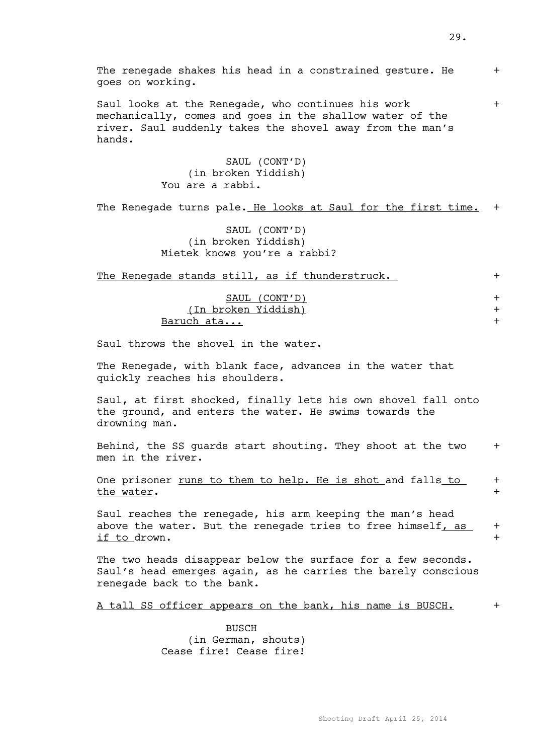The renegade shakes his head in a constrained gesture. He goes on working. +

Saul looks at the Renegade, who continues his work mechanically, comes and goes in the shallow water of the river. Saul suddenly takes the shovel away from the man's hands. +

SAUL (CONT'D)
(in broken Yiddish)
You are a rabbi.

The Renegade turns pale. <u>He looks at Saul for the first time.</u> +

SAUL (CONT'D)
(in broken Yiddish)
Mietek knows you're a rabbi?

<u>The Renegade stands still, as if thunderstruck.</u> +

<u>SAUL (CONT'D)</u> +
<u>(In broken Yiddish)</u> +
<u>Baruch ata...</u> +

Saul throws the shovel in the water.

The Renegade, with blank face, advances in the water that quickly reaches his shoulders.

Saul, at first shocked, finally lets his own shovel fall onto the ground, and enters the water. He swims towards the drowning man.

Behind, the SS guards start shouting. They shoot at the two men in the river. +

One prisoner <u>runs to them to help. He is shot</u> and falls<u> to the water</u>. + +

Saul reaches the renegade, his arm keeping the man's head above the water. But the renegade tries to free himself<u>, as if to</u> drown. + +

The two heads disappear below the surface for a few seconds. Saul's head emerges again, as he carries the barely conscious renegade back to the bank.

<u>A tall SS officer appears on the bank, his name is BUSCH.</u> +

BUSCH
(in German, shouts)
Cease fire! Cease fire!

Shooting Draft April 25, 2014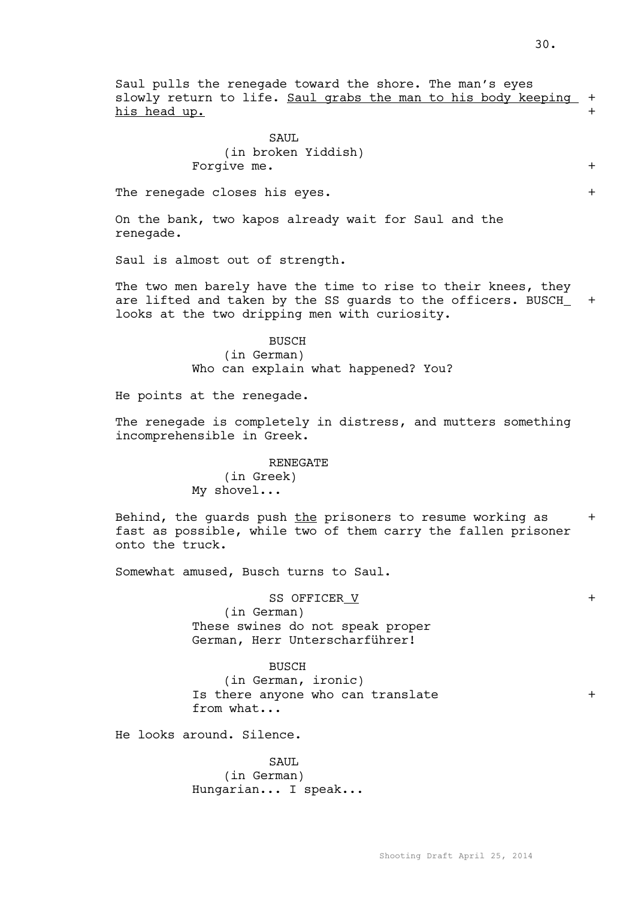Saul pulls the renegade toward the shore. The man's eyes slowly return to life. <u>Saul grabs the man to his body keeping his head up.</u> +

SAUL
(in broken Yiddish)
Forgive me. +

The renegade closes his eyes. +

On the bank, two kapos already wait for Saul and the renegade.

Saul is almost out of strength.

The two men barely have the time to rise to their knees, they are lifted and taken by the SS guards to the officers. BUSCH_ looks at the two dripping men with curiosity. +

BUSCH
(in German)
Who can explain what happened? You?

He points at the renegade.

The renegade is completely in distress, and mutters something incomprehensible in Greek.

RENEGATE
(in Greek)
My shovel...

Behind, the guards push <u>the</u> prisoners to resume working as fast as possible, while two of them carry the fallen prisoner onto the truck. +

Somewhat amused, Busch turns to Saul.

SS OFFICER<u> V</u> +
(in German)
These swines do not speak proper German, Herr Unterscharführer!

BUSCH
(in German, ironic)
Is there anyone who can translate from what... +

He looks around. Silence.

SAUL
(in German)
Hungarian... I speak...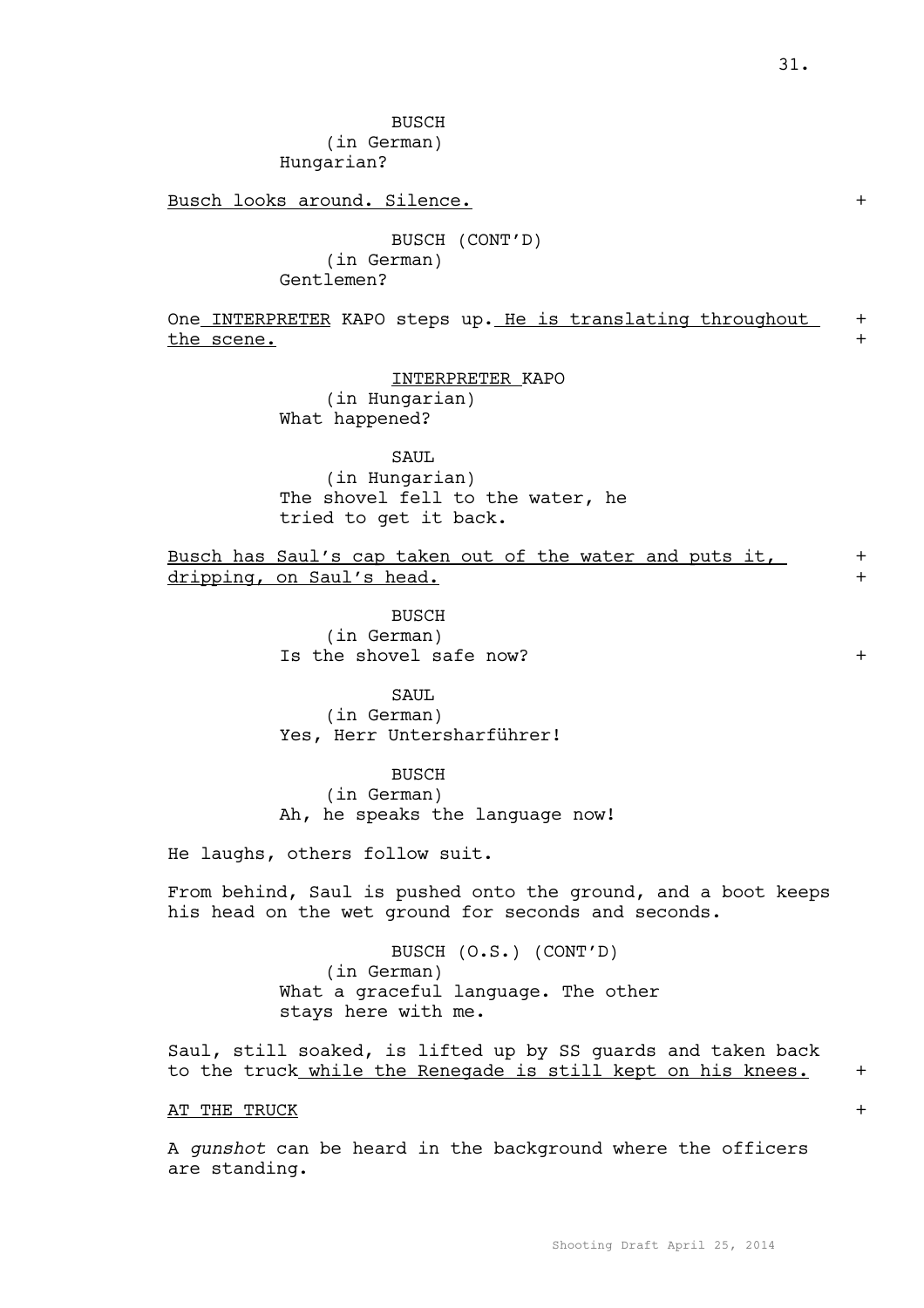BUSCH
(in German)
Hungarian?

Busch looks around. Silence. +

BUSCH (CONT'D)
(in German)
Gentlemen?

One INTERPRETER KAPO steps up. He is translating throughout the scene. +

INTERPRETER KAPO
(in Hungarian)
What happened?

SAUL
(in Hungarian)
The shovel fell to the water, he tried to get it back.

Busch has Saul's cap taken out of the water and puts it, dripping, on Saul's head. +

BUSCH
(in German)
Is the shovel safe now? +

SAUL
(in German)
Yes, Herr Untersharführer!

BUSCH
(in German)
Ah, he speaks the language now!

He laughs, others follow suit.

From behind, Saul is pushed onto the ground, and a boot keeps his head on the wet ground for seconds and seconds.

BUSCH (O.S.) (CONT'D)
(in German)
What a graceful language. The other stays here with me.

Saul, still soaked, is lifted up by SS guards and taken back to the truck while the Renegade is still kept on his knees. +

AT THE TRUCK +

A *gunshot* can be heard in the background where the officers are standing.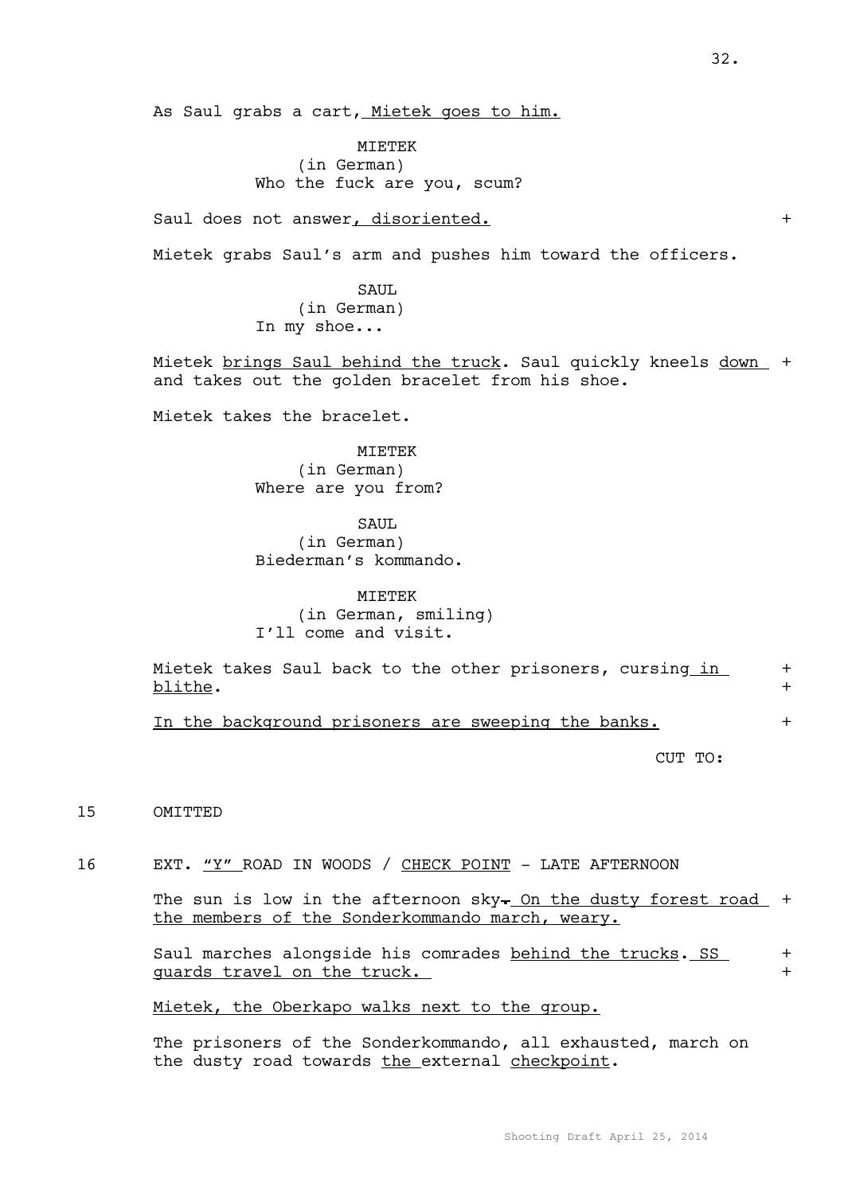As Saul grabs a cart, Mietek goes to him.

MIETEK
(in German)
Who the fuck are you, scum?

Saul does not answer, disoriented. +

Mietek grabs Saul's arm and pushes him toward the officers.

SAUL
(in German)
In my shoe...

Mietek brings Saul behind the truck. Saul quickly kneels down + and takes out the golden bracelet from his shoe.

Mietek takes the bracelet.

MIETEK
(in German)
Where are you from?

SAUL
(in German)
Biederman's kommando.

MIETEK
(in German, smiling)
I'll come and visit.

Mietek takes Saul back to the other prisoners, cursing in + blithe. +

In the background prisoners are sweeping the banks. +

CUT TO:

15 OMITTED

16 EXT. "Y" ROAD IN WOODS / CHECK POINT - LATE AFTERNOON

The sun is low in the afternoon sky. On the dusty forest road + the members of the Sonderkommando march, weary.

Saul marches alongside his comrades behind the trucks. SS + guards travel on the truck. +

Mietek, the Oberkapo walks next to the group.

The prisoners of the Sonderkommando, all exhausted, march on the dusty road towards the external checkpoint.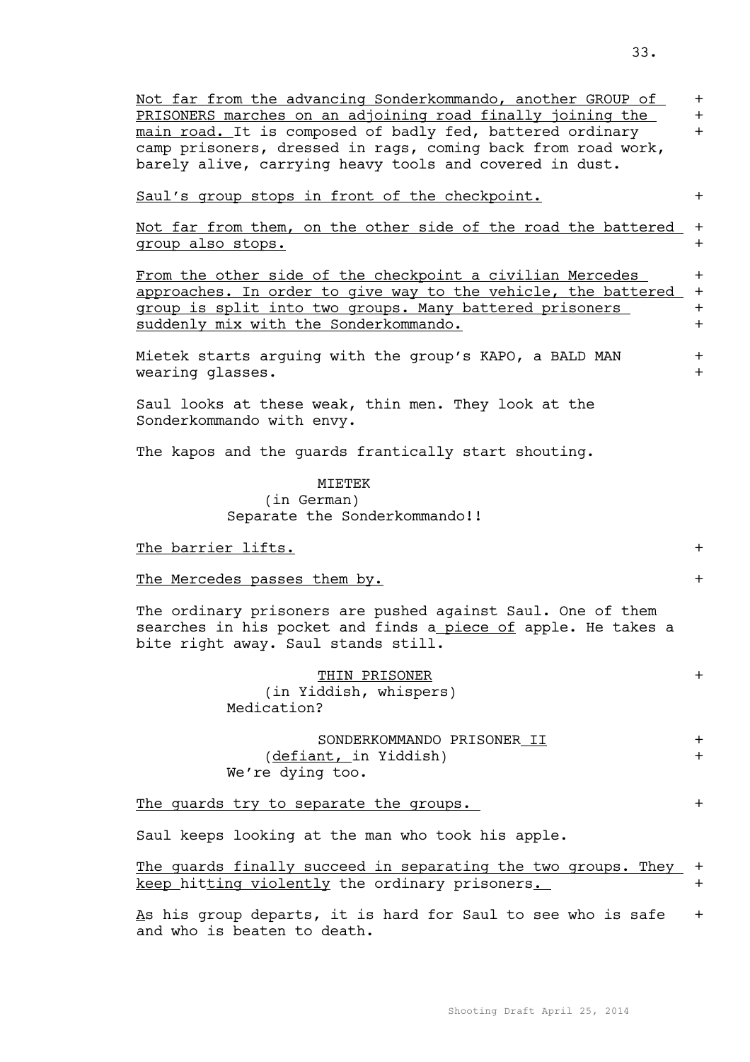Not far from the advancing Sonderkommando, another GROUP of PRISONERS marches on an adjoining road finally joining the main road. It is composed of badly fed, battered ordinary camp prisoners, dressed in rags, coming back from road work, barely alive, carrying heavy tools and covered in dust.

Saul's group stops in front of the checkpoint.

Not far from them, on the other side of the road the battered group also stops.

From the other side of the checkpoint a civilian Mercedes approaches. In order to give way to the vehicle, the battered group is split into two groups. Many battered prisoners suddenly mix with the Sonderkommando.

Mietek starts arguing with the group's KAPO, a BALD MAN wearing glasses.

Saul looks at these weak, thin men. They look at the Sonderkommando with envy.

The kapos and the guards frantically start shouting.

MIETEK
(in German)
Separate the Sonderkommando!!

The barrier lifts.

The Mercedes passes them by.

The ordinary prisoners are pushed against Saul. One of them searches in his pocket and finds a piece of apple. He takes a bite right away. Saul stands still.

THIN PRISONER
(in Yiddish, whispers)
Medication?

SONDERKOMMANDO PRISONER II
(defiant, in Yiddish)
We're dying too.

The guards try to separate the groups.

Saul keeps looking at the man who took his apple.

The guards finally succeed in separating the two groups. They keep hitting violently the ordinary prisoners.

As his group departs, it is hard for Saul to see who is safe and who is beaten to death.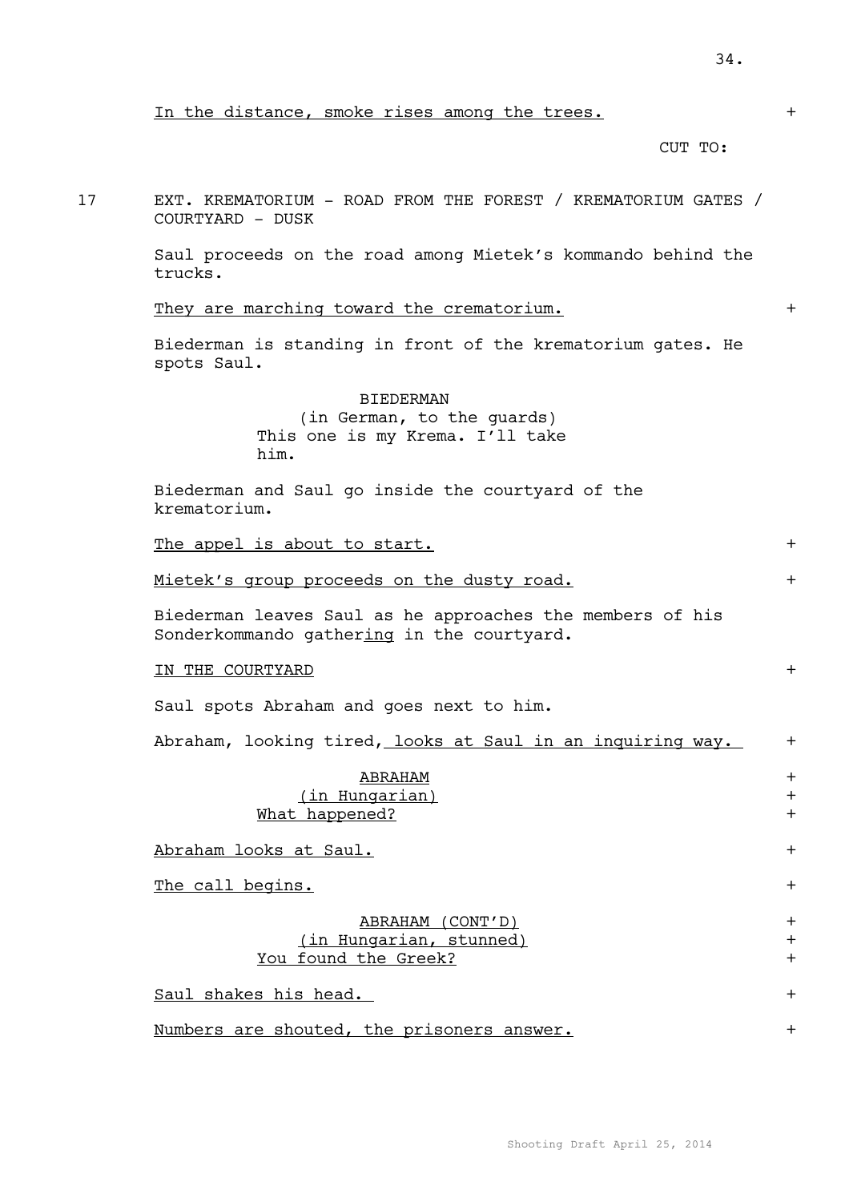In the distance, smoke rises among the trees. +

CUT TO:

17 EXT. KREMATORIUM - ROAD FROM THE FOREST / KREMATORIUM GATES / COURTYARD - DUSK

Saul proceeds on the road among Mietek's kommando behind the trucks.

They are marching toward the crematorium. +

Biederman is standing in front of the krematorium gates. He spots Saul.

BIEDERMAN
(in German, to the guards)
This one is my Krema. I'll take him.

Biederman and Saul go inside the courtyard of the krematorium.

The appel is about to start. +

Mietek's group proceeds on the dusty road. +

Biederman leaves Saul as he approaches the members of his Sonderkommando gathering in the courtyard.

IN THE COURTYARD +

Saul spots Abraham and goes next to him.

Abraham, looking tired, looks at Saul in an inquiring way. +

ABRAHAM +
(in Hungarian) +
What happened? +

Abraham looks at Saul. +

The call begins. +

ABRAHAM (CONT'D) +
(in Hungarian, stunned) +
You found the Greek? +

Saul shakes his head. +

Numbers are shouted, the prisoners answer. +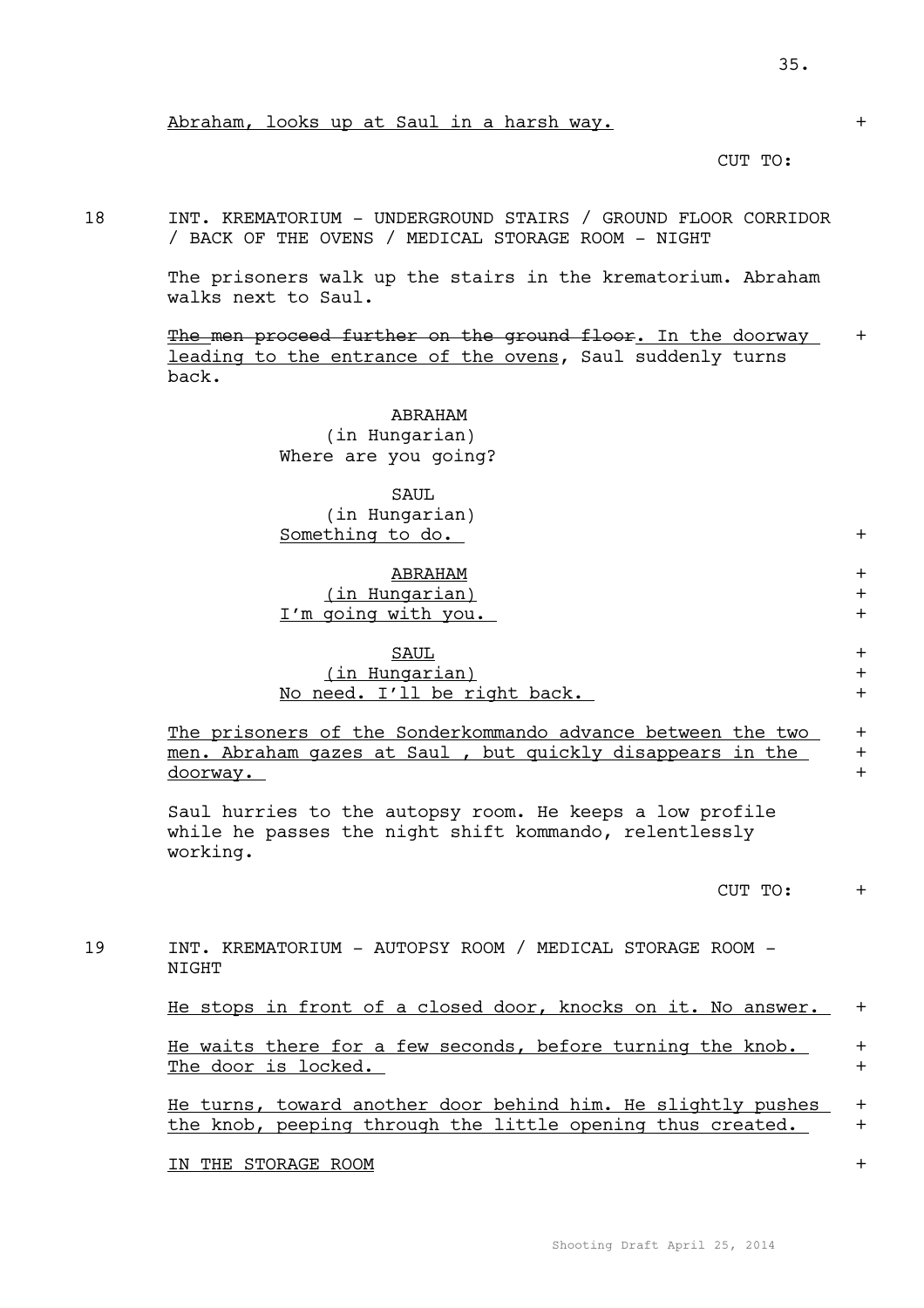Abraham, looks up at Saul in a harsh way. +

CUT TO:

18 INT. KREMATORIUM - UNDERGROUND STAIRS / GROUND FLOOR CORRIDOR / BACK OF THE OVENS / MEDICAL STORAGE ROOM - NIGHT

The prisoners walk up the stairs in the krematorium. Abraham walks next to Saul.

~~The men proceed further on the ground floor~~. In the doorway leading to the entrance of the ovens, Saul suddenly turns back. +

ABRAHAM
(in Hungarian)
Where are you going?

SAUL
(in Hungarian)
Something to do. +

ABRAHAM +
(in Hungarian) +
I'm going with you. +

SAUL +
(in Hungarian) +
No need. I'll be right back. +

The prisoners of the Sonderkommando advance between the two men. Abraham gazes at Saul , but quickly disappears in the doorway. +

Saul hurries to the autopsy room. He keeps a low profile while he passes the night shift kommando, relentlessly working.

CUT TO: +

19 INT. KREMATORIUM - AUTOPSY ROOM / MEDICAL STORAGE ROOM - NIGHT

He stops in front of a closed door, knocks on it. No answer. +

He waits there for a few seconds, before turning the knob. The door is locked. +

He turns, toward another door behind him. He slightly pushes the knob, peeping through the little opening thus created. +

IN THE STORAGE ROOM +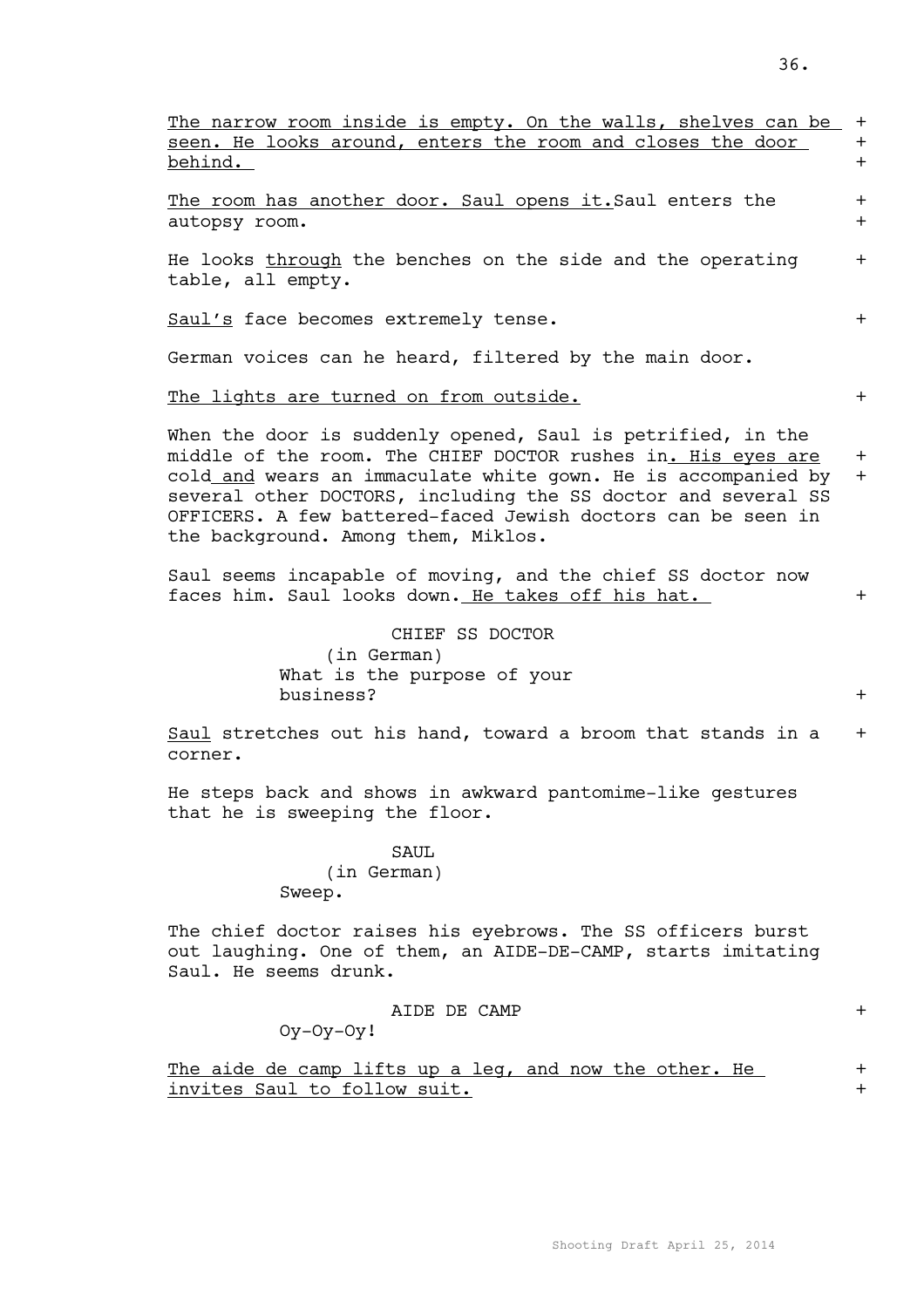The narrow room inside is empty. On the walls, shelves can be seen. He looks around, enters the room and closes the door behind.

The room has another door. Saul opens it.Saul enters the autopsy room.

He looks through the benches on the side and the operating table, all empty.

Saul's face becomes extremely tense.

German voices can he heard, filtered by the main door.

The lights are turned on from outside.

When the door is suddenly opened, Saul is petrified, in the middle of the room. The CHIEF DOCTOR rushes in. His eyes are cold and wears an immaculate white gown. He is accompanied by several other DOCTORS, including the SS doctor and several SS OFFICERS. A few battered-faced Jewish doctors can be seen in the background. Among them, Miklos.

Saul seems incapable of moving, and the chief SS doctor now faces him. Saul looks down. He takes off his hat.

CHIEF SS DOCTOR
(in German)
What is the purpose of your business?

Saul stretches out his hand, toward a broom that stands in a corner.

He steps back and shows in awkward pantomime-like gestures that he is sweeping the floor.

SAUL
(in German)
Sweep.

The chief doctor raises his eyebrows. The SS officers burst out laughing. One of them, an AIDE-DE-CAMP, starts imitating Saul. He seems drunk.

AIDE DE CAMP
Oy-Oy-Oy!

The aide de camp lifts up a leg, and now the other. He invites Saul to follow suit.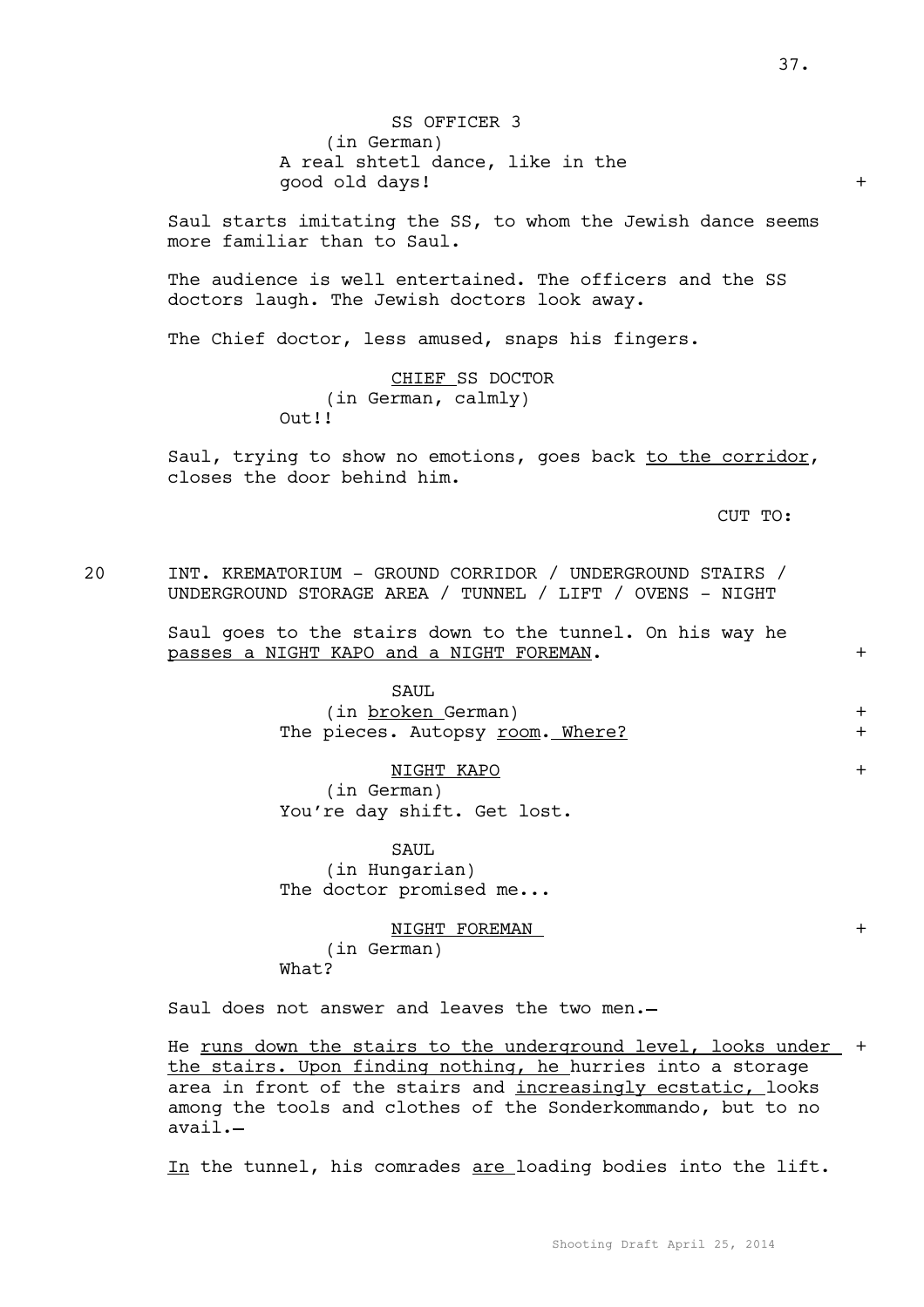SS OFFICER 3
(in German)
A real shtetl dance, like in the good old days! +

Saul starts imitating the SS, to whom the Jewish dance seems more familiar than to Saul.

The audience is well entertained. The officers and the SS doctors laugh. The Jewish doctors look away.

The Chief doctor, less amused, snaps his fingers.

CHIEF SS DOCTOR
(in German, calmly)
Out!!

Saul, trying to show no emotions, goes back to the corridor, closes the door behind him.

CUT TO:

20 INT. KREMATORIUM - GROUND CORRIDOR / UNDERGROUND STAIRS / UNDERGROUND STORAGE AREA / TUNNEL / LIFT / OVENS - NIGHT

Saul goes to the stairs down to the tunnel. On his way he passes a NIGHT KAPO and a NIGHT FOREMAN. +

SAUL
(in broken German) +
The pieces. Autopsy room. Where? +

NIGHT KAPO +
(in German)
You're day shift. Get lost.

SAUL
(in Hungarian)
The doctor promised me...

NIGHT FOREMAN +
(in German)
What?

Saul does not answer and leaves the two men.

He runs down the stairs to the underground level, looks under the stairs. Upon finding nothing, he hurries into a storage area in front of the stairs and increasingly ecstatic, looks among the tools and clothes of the Sonderkommando, but to no avail. +

In the tunnel, his comrades are loading bodies into the lift.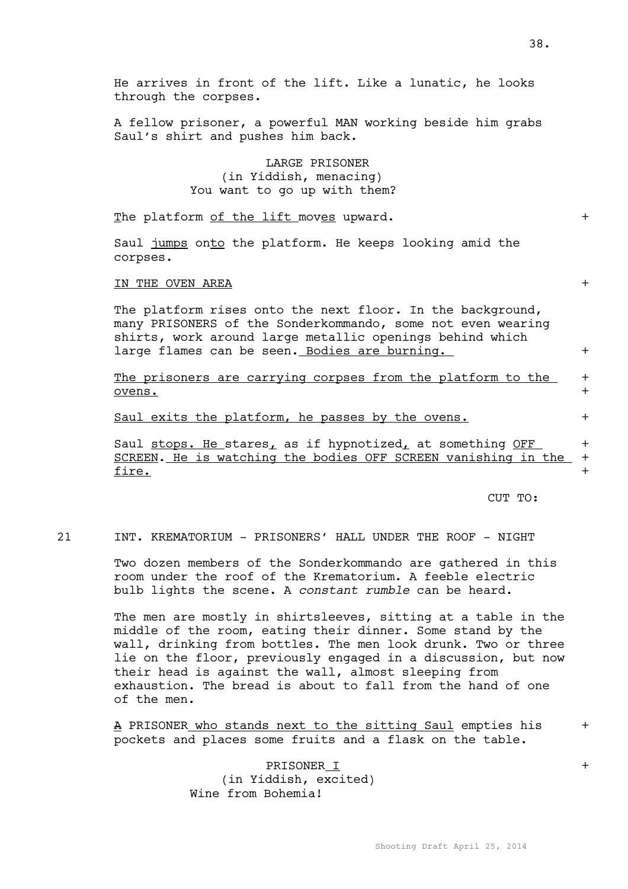He arrives in front of the lift. Like a lunatic, he looks through the corpses.

A fellow prisoner, a powerful MAN working beside him grabs Saul's shirt and pushes him back.

LARGE PRISONER
(in Yiddish, menacing)
You want to go up with them?

The platform of the lift moves upward. +

Saul jumps onto the platform. He keeps looking amid the corpses.

IN THE OVEN AREA +

The platform rises onto the next floor. In the background, many PRISONERS of the Sonderkommando, some not even wearing shirts, work around large metallic openings behind which large flames can be seen. Bodies are burning. +

The prisoners are carrying corpses from the platform to the ovens. +

Saul exits the platform, he passes by the ovens. +

Saul stops. He stares, as if hypnotized, at something OFF SCREEN. He is watching the bodies OFF SCREEN vanishing in the fire. +

CUT TO:

21 INT. KREMATORIUM - PRISONERS' HALL UNDER THE ROOF - NIGHT

Two dozen members of the Sonderkommando are gathered in this room under the roof of the Krematorium. A feeble electric bulb lights the scene. A *constant rumble* can be heard.

The men are mostly in shirtsleeves, sitting at a table in the middle of the room, eating their dinner. Some stand by the wall, drinking from bottles. The men look drunk. Two or three lie on the floor, previously engaged in a discussion, but now their head is against the wall, almost sleeping from exhaustion. The bread is about to fall from the hand of one of the men.

A PRISONER who stands next to the sitting Saul empties his pockets and places some fruits and a flask on the table. +

PRISONER I +
(in Yiddish, excited)
Wine from Bohemia!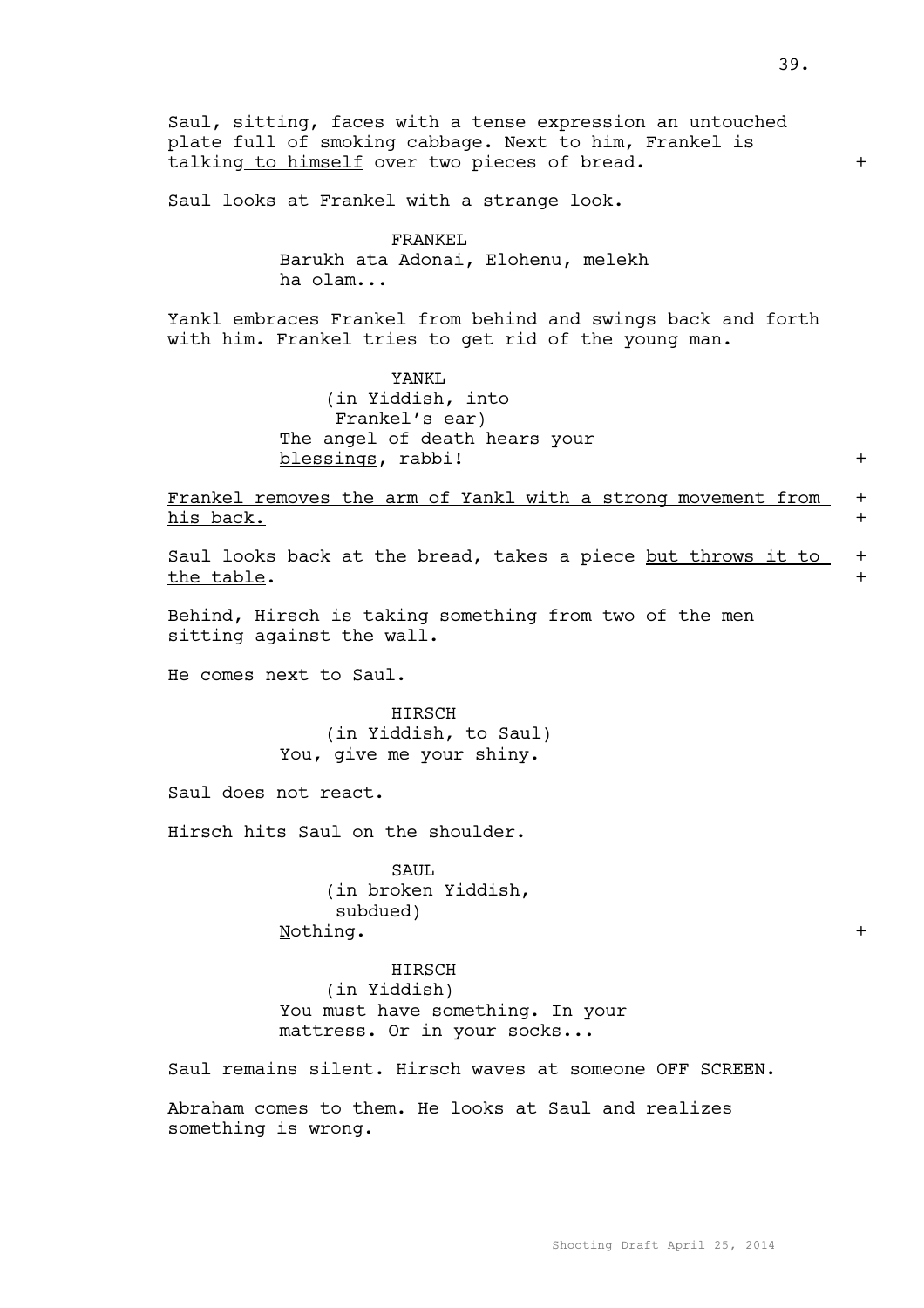Saul, sitting, faces with a tense expression an untouched plate full of smoking cabbage. Next to him, Frankel is talking to himself over two pieces of bread. +

Saul looks at Frankel with a strange look.

FRANKEL
Barukh ata Adonai, Elohenu, melekh ha olam...

Yankl embraces Frankel from behind and swings back and forth with him. Frankel tries to get rid of the young man.

YANKL
(in Yiddish, into Frankel's ear)
The angel of death hears your blessings, rabbi! +

Frankel removes the arm of Yankl with a strong movement from his back. +

Saul looks back at the bread, takes a piece but throws it to the table. +

Behind, Hirsch is taking something from two of the men sitting against the wall.

He comes next to Saul.

HIRSCH
(in Yiddish, to Saul)
You, give me your shiny.

Saul does not react.

Hirsch hits Saul on the shoulder.

SAUL
(in broken Yiddish, subdued)
Nothing. +

HIRSCH
(in Yiddish)
You must have something. In your mattress. Or in your socks...

Saul remains silent. Hirsch waves at someone OFF SCREEN.

Abraham comes to them. He looks at Saul and realizes something is wrong.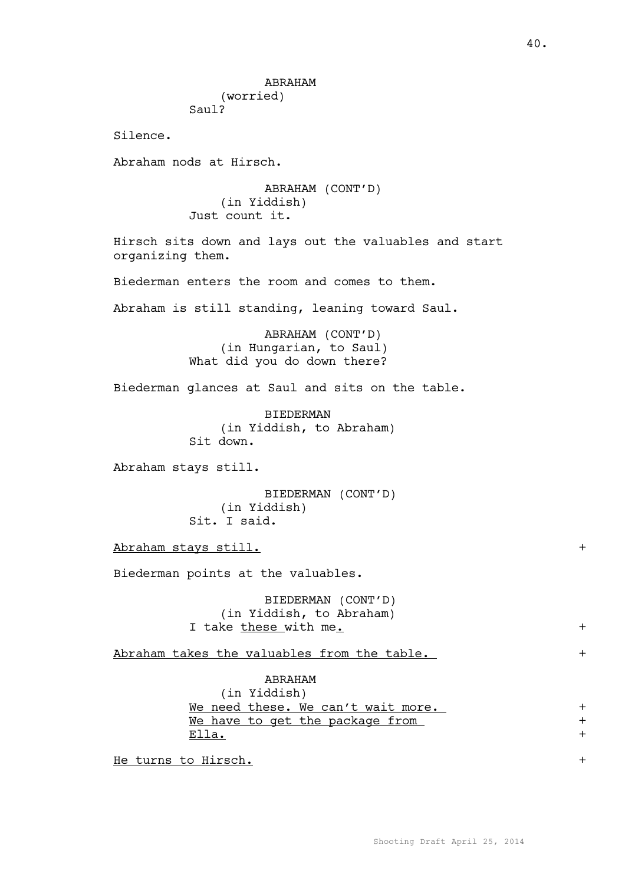ABRAHAM
(worried)
Saul?

Silence.

Abraham nods at Hirsch.

ABRAHAM (CONT'D)
(in Yiddish)
Just count it.

Hirsch sits down and lays out the valuables and start organizing them.

Biederman enters the room and comes to them.

Abraham is still standing, leaning toward Saul.

ABRAHAM (CONT'D)
(in Hungarian, to Saul)
What did you do down there?

Biederman glances at Saul and sits on the table.

BIEDERMAN
(in Yiddish, to Abraham)
Sit down.

Abraham stays still.

BIEDERMAN (CONT'D)
(in Yiddish)
Sit. I said.

Abraham stays still. +

Biederman points at the valuables.

BIEDERMAN (CONT'D)
(in Yiddish, to Abraham)
I take these with me. +

Abraham takes the valuables from the table. +

ABRAHAM
(in Yiddish)
We need these. We can't wait more. +
We have to get the package from +
Ella. +

He turns to Hirsch. +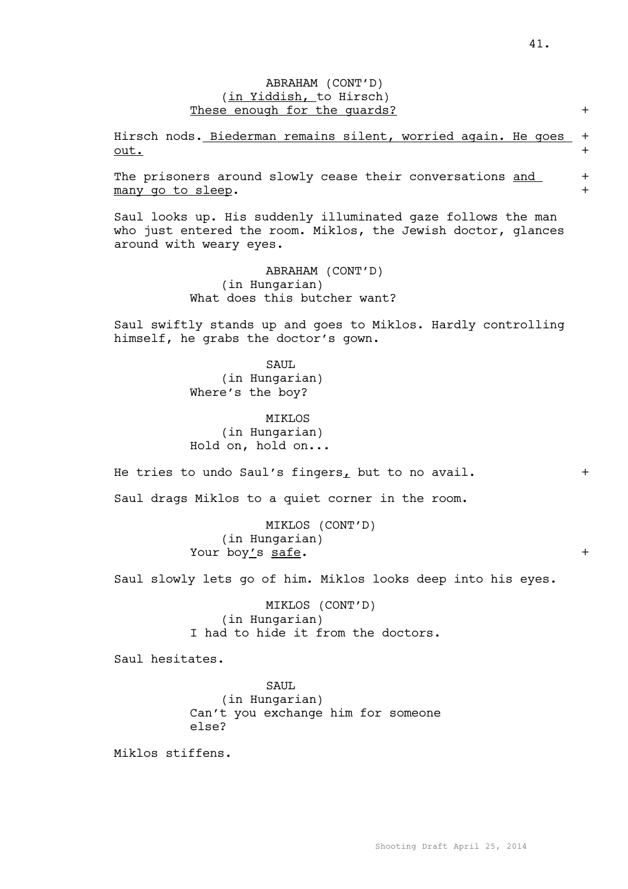ABRAHAM (CONT'D)
(in Yiddish, to Hirsch)
These enough for the guards?

Hirsch nods. Biederman remains silent, worried again. He goes out.

The prisoners around slowly cease their conversations and many go to sleep.

Saul looks up. His suddenly illuminated gaze follows the man who just entered the room. Miklos, the Jewish doctor, glances around with weary eyes.

ABRAHAM (CONT'D)
(in Hungarian)
What does this butcher want?

Saul swiftly stands up and goes to Miklos. Hardly controlling himself, he grabs the doctor's gown.

SAUL
(in Hungarian)
Where's the boy?

MIKLOS
(in Hungarian)
Hold on, hold on...

He tries to undo Saul's fingers, but to no avail.

Saul drags Miklos to a quiet corner in the room.

MIKLOS (CONT'D)
(in Hungarian)
Your boy's safe.

Saul slowly lets go of him. Miklos looks deep into his eyes.

MIKLOS (CONT'D)
(in Hungarian)
I had to hide it from the doctors.

Saul hesitates.

SAUL
(in Hungarian)
Can't you exchange him for someone else?

Miklos stiffens.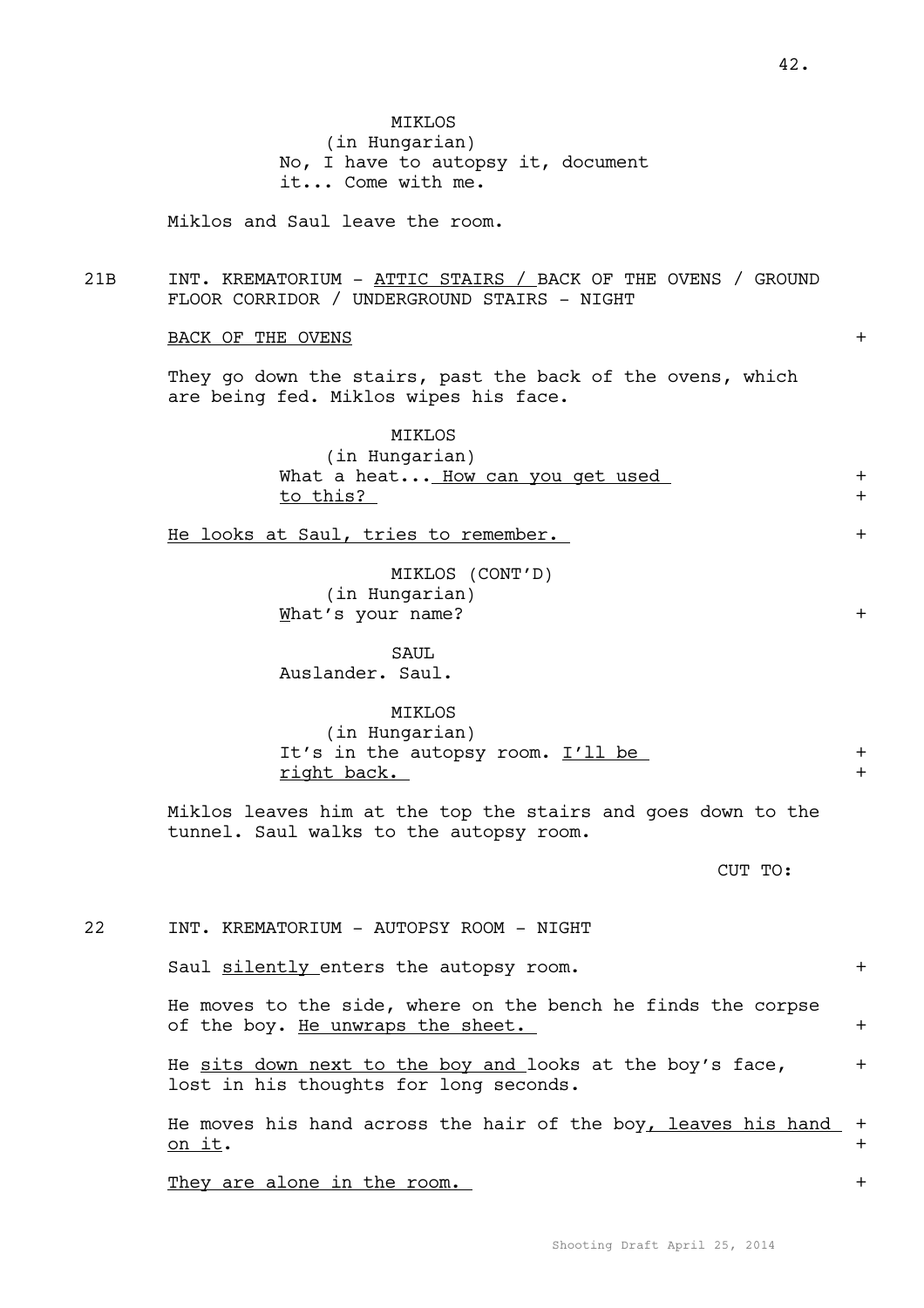MIKLOS
(in Hungarian)
No, I have to autopsy it, document it... Come with me.

Miklos and Saul leave the room.

21B INT. KREMATORIUM - ATTIC STAIRS / BACK OF THE OVENS / GROUND FLOOR CORRIDOR / UNDERGROUND STAIRS - NIGHT

BACK OF THE OVENS +

They go down the stairs, past the back of the ovens, which are being fed. Miklos wipes his face.

MIKLOS
(in Hungarian)
What a heat... How can you get used to this? +

He looks at Saul, tries to remember. +

MIKLOS (CONT'D)
(in Hungarian)
What's your name? +

SAUL
Auslander. Saul.

MIKLOS
(in Hungarian)
It's in the autopsy room. I'll be right back. +

Miklos leaves him at the top the stairs and goes down to the tunnel. Saul walks to the autopsy room.

CUT TO:

22 INT. KREMATORIUM - AUTOPSY ROOM - NIGHT

Saul silently enters the autopsy room. +

He moves to the side, where on the bench he finds the corpse of the boy. He unwraps the sheet. +

He sits down next to the boy and looks at the boy's face, lost in his thoughts for long seconds. +

He moves his hand across the hair of the boy, leaves his hand on it. +

They are alone in the room. +

Shooting Draft April 25, 2014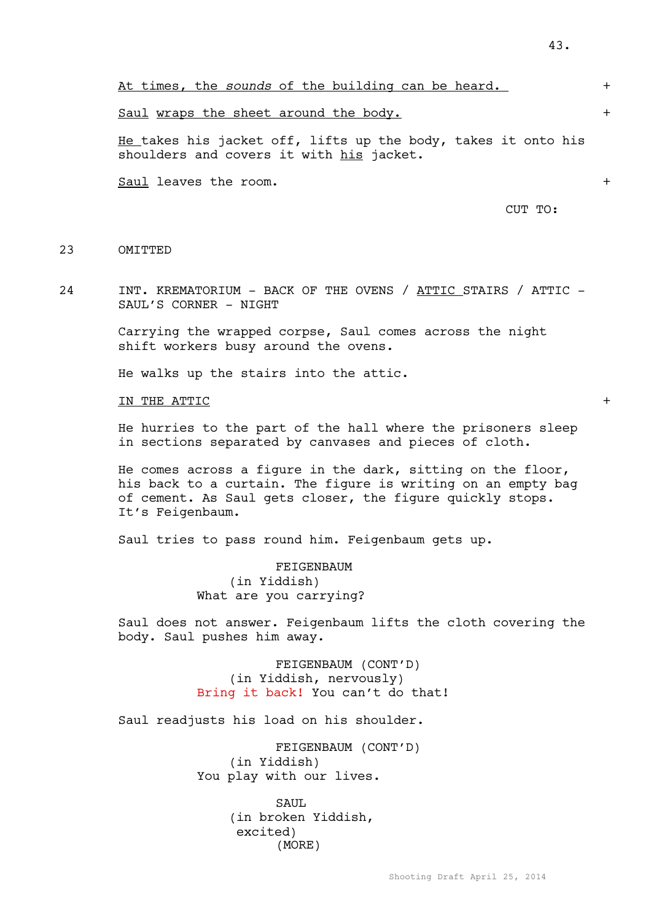At times, the *sounds* of the building can be heard. +

Saul wraps the sheet around the body. +

He takes his jacket off, lifts up the body, takes it onto his shoulders and covers it with his jacket.

Saul leaves the room. +

CUT TO:

23 OMITTED

24 INT. KREMATORIUM - BACK OF THE OVENS / ATTIC STAIRS / ATTIC - SAUL'S CORNER - NIGHT

Carrying the wrapped corpse, Saul comes across the night shift workers busy around the ovens.

He walks up the stairs into the attic.

IN THE ATTIC +

He hurries to the part of the hall where the prisoners sleep in sections separated by canvases and pieces of cloth.

He comes across a figure in the dark, sitting on the floor, his back to a curtain. The figure is writing on an empty bag of cement. As Saul gets closer, the figure quickly stops. It's Feigenbaum.

Saul tries to pass round him. Feigenbaum gets up.

FEIGENBAUM
(in Yiddish)
What are you carrying?

Saul does not answer. Feigenbaum lifts the cloth covering the body. Saul pushes him away.

FEIGENBAUM (CONT'D)
(in Yiddish, nervously)
Bring it back! You can't do that!

Saul readjusts his load on his shoulder.

FEIGENBAUM (CONT'D)
(in Yiddish)
You play with our lives.

SAUL
(in broken Yiddish,
excited)
(MORE)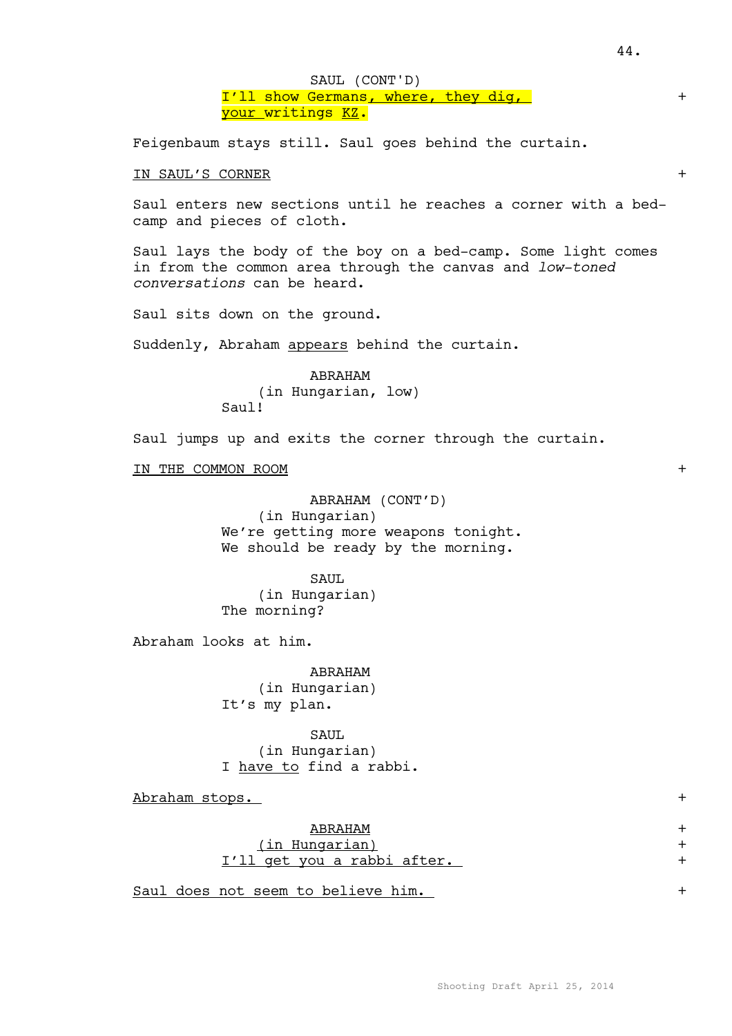SAUL (CONT'D)
I'll show Germans, where, they dig, your writings KZ.

Feigenbaum stays still. Saul goes behind the curtain.

IN SAUL'S CORNER

Saul enters new sections until he reaches a corner with a bed-camp and pieces of cloth.

Saul lays the body of the boy on a bed-camp. Some light comes in from the common area through the canvas and *low-toned conversations* can be heard.

Saul sits down on the ground.

Suddenly, Abraham appears behind the curtain.

ABRAHAM
(in Hungarian, low)
Saul!

Saul jumps up and exits the corner through the curtain.

IN THE COMMON ROOM

ABRAHAM (CONT'D)
(in Hungarian)
We're getting more weapons tonight. We should be ready by the morning.

SAUL
(in Hungarian)
The morning?

Abraham looks at him.

ABRAHAM
(in Hungarian)
It's my plan.

SAUL
(in Hungarian)
I have to find a rabbi.

Abraham stops.

ABRAHAM
(in Hungarian)
I'll get you a rabbi after.

Saul does not seem to believe him.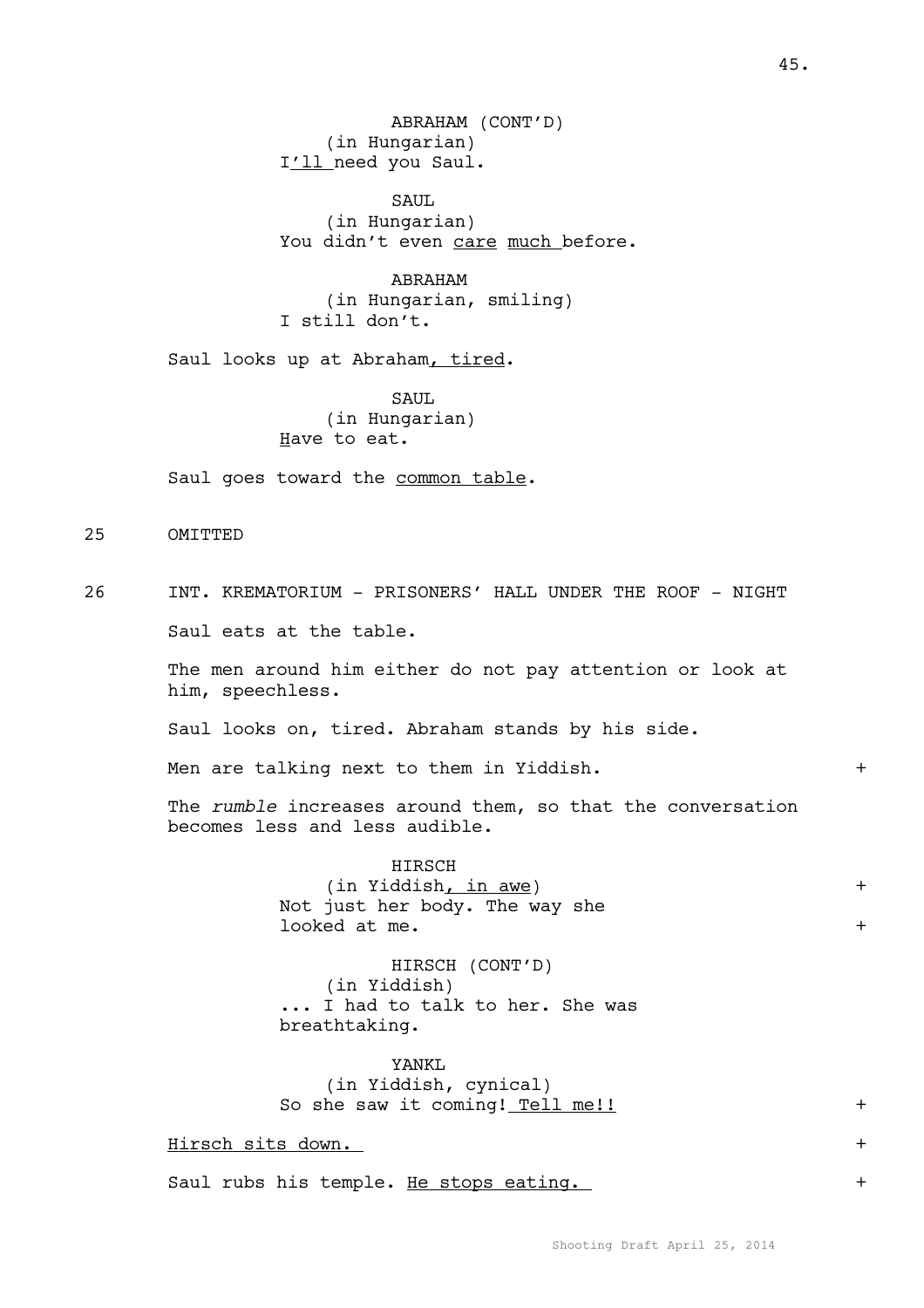ABRAHAM (CONT'D)
(in Hungarian)
I'll need you Saul.

SAUL
(in Hungarian)
You didn't even care much before.

ABRAHAM
(in Hungarian, smiling)
I still don't.

Saul looks up at Abraham, tired.

SAUL
(in Hungarian)
Have to eat.

Saul goes toward the common table.

25 OMITTED

26 INT. KREMATORIUM - PRISONERS' HALL UNDER THE ROOF - NIGHT

Saul eats at the table.

The men around him either do not pay attention or look at him, speechless.

Saul looks on, tired. Abraham stands by his side.

Men are talking next to them in Yiddish. +

The *rumble* increases around them, so that the conversation becomes less and less audible.

HIRSCH
(in Yiddish, in awe) +
Not just her body. The way she
looked at me. +

HIRSCH (CONT'D)
(in Yiddish)
... I had to talk to her. She was
breathtaking.

YANKL
(in Yiddish, cynical)
So she saw it coming! Tell me!! +

Hirsch sits down. +

Saul rubs his temple. He stops eating. +

Shooting Draft April 25, 2014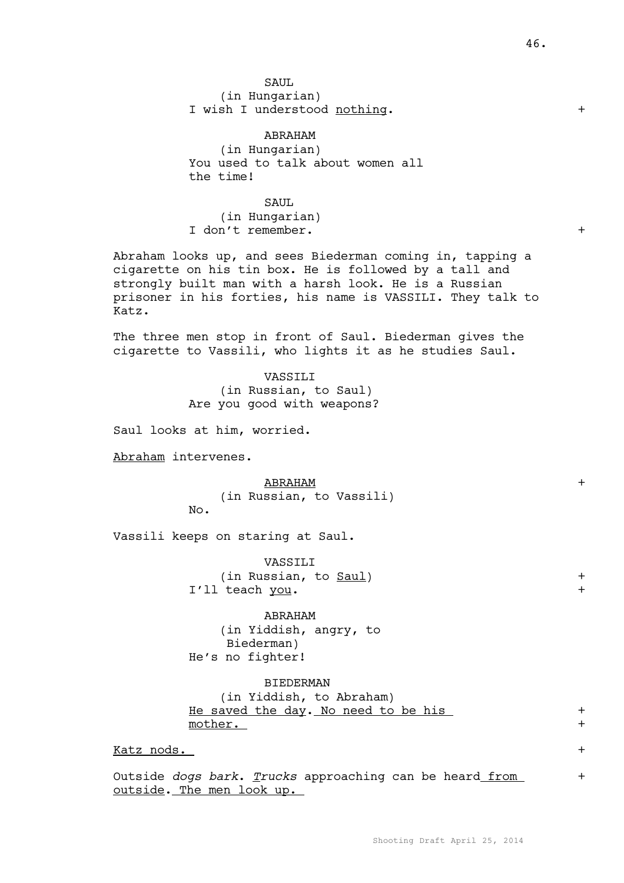SAUL
(in Hungarian)
I wish I understood nothing. +

ABRAHAM
(in Hungarian)
You used to talk about women all
the time!

SAUL
(in Hungarian)
I don't remember. +

Abraham looks up, and sees Biederman coming in, tapping a cigarette on his tin box. He is followed by a tall and strongly built man with a harsh look. He is a Russian prisoner in his forties, his name is VASSILI. They talk to Katz.

The three men stop in front of Saul. Biederman gives the cigarette to Vassili, who lights it as he studies Saul.

VASSILI
(in Russian, to Saul)
Are you good with weapons?

Saul looks at him, worried.

Abraham intervenes.

ABRAHAM +
(in Russian, to Vassili)
No.

Vassili keeps on staring at Saul.

VASSILI
(in Russian, to Saul) +
I'll teach you. +

ABRAHAM
(in Yiddish, angry, to
Biederman)
He's no fighter!

BIEDERMAN
(in Yiddish, to Abraham)
He saved the day. No need to be his +
mother. +

Katz nods. +

Outside *dogs bark*. *Trucks* approaching can be heard from +
outside. The men look up.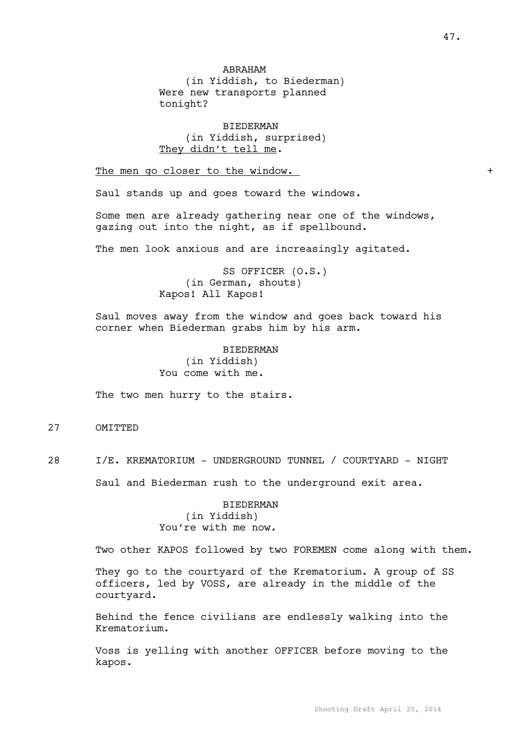ABRAHAM
(in Yiddish, to Biederman)
Were new transports planned tonight?

BIEDERMAN
(in Yiddish, surprised)
They didn't tell me.

The men go closer to the window. +

Saul stands up and goes toward the windows.

Some men are already gathering near one of the windows, gazing out into the night, as if spellbound.

The men look anxious and are increasingly agitated.

SS OFFICER (O.S.)
(in German, shouts)
Kapos! All Kapos!

Saul moves away from the window and goes back toward his corner when Biederman grabs him by his arm.

BIEDERMAN
(in Yiddish)
You come with me.

The two men hurry to the stairs.

27 OMITTED

28 I/E. KREMATORIUM - UNDERGROUND TUNNEL / COURTYARD - NIGHT

Saul and Biederman rush to the underground exit area.

BIEDERMAN
(in Yiddish)
You're with me now.

Two other KAPOS followed by two FOREMEN come along with them.

They go to the courtyard of the Krematorium. A group of SS officers, led by VOSS, are already in the middle of the courtyard.

Behind the fence civilians are endlessly walking into the Krematorium.

Voss is yelling with another OFFICER before moving to the kapos.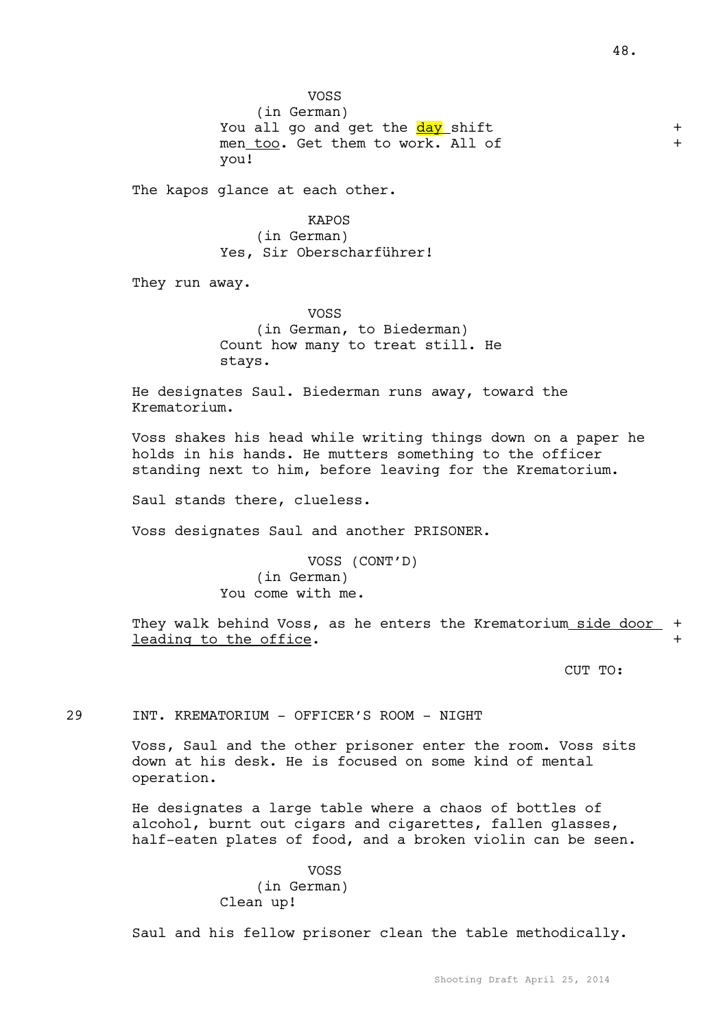VOSS
(in German)
You all go and get the day shift +
men too. Get them to work. All of +
you!

The kapos glance at each other.

KAPOS
(in German)
Yes, Sir Oberscharführer!

They run away.

VOSS
(in German, to Biederman)
Count how many to treat still. He
stays.

He designates Saul. Biederman runs away, toward the Krematorium.

Voss shakes his head while writing things down on a paper he holds in his hands. He mutters something to the officer standing next to him, before leaving for the Krematorium.

Saul stands there, clueless.

Voss designates Saul and another PRISONER.

VOSS (CONT'D)
(in German)
You come with me.

They walk behind Voss, as he enters the Krematorium side door +
leading to the office. +

CUT TO:

29 INT. KREMATORIUM - OFFICER'S ROOM - NIGHT

Voss, Saul and the other prisoner enter the room. Voss sits down at his desk. He is focused on some kind of mental operation.

He designates a large table where a chaos of bottles of alcohol, burnt out cigars and cigarettes, fallen glasses, half-eaten plates of food, and a broken violin can be seen.

VOSS
(in German)
Clean up!

Saul and his fellow prisoner clean the table methodically.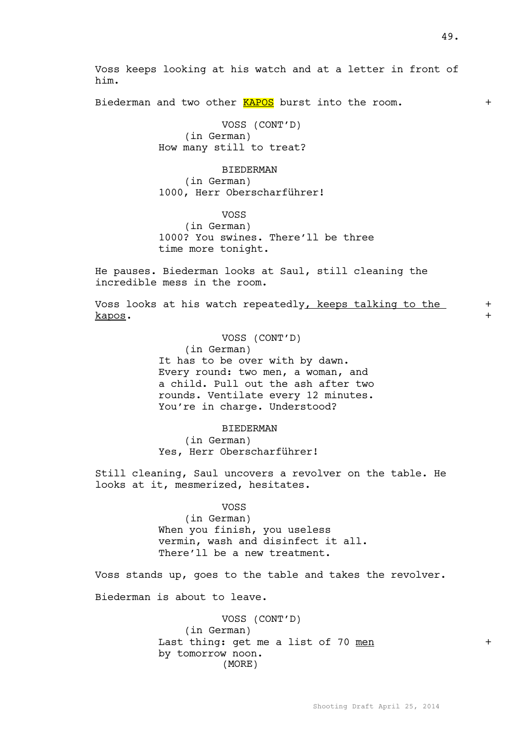Voss keeps looking at his watch and at a letter in front of him.

Biederman and two other KAPOS burst into the room. +

VOSS (CONT'D)
(in German)
How many still to treat?

BIEDERMAN
(in German)
1000, Herr Oberscharführer!

VOSS
(in German)
1000? You swines. There'll be three time more tonight.

He pauses. Biederman looks at Saul, still cleaning the incredible mess in the room.

Voss looks at his watch repeatedly, keeps talking to the kapos. +

VOSS (CONT'D)
(in German)
It has to be over with by dawn. Every round: two men, a woman, and a child. Pull out the ash after two rounds. Ventilate every 12 minutes. You're in charge. Understood?

BIEDERMAN
(in German)
Yes, Herr Oberscharführer!

Still cleaning, Saul uncovers a revolver on the table. He looks at it, mesmerized, hesitates.

VOSS
(in German)
When you finish, you useless vermin, wash and disinfect it all. There'll be a new treatment.

Voss stands up, goes to the table and takes the revolver.

Biederman is about to leave.

VOSS (CONT'D)
(in German)
Last thing: get me a list of 70 men by tomorrow noon. +
(MORE)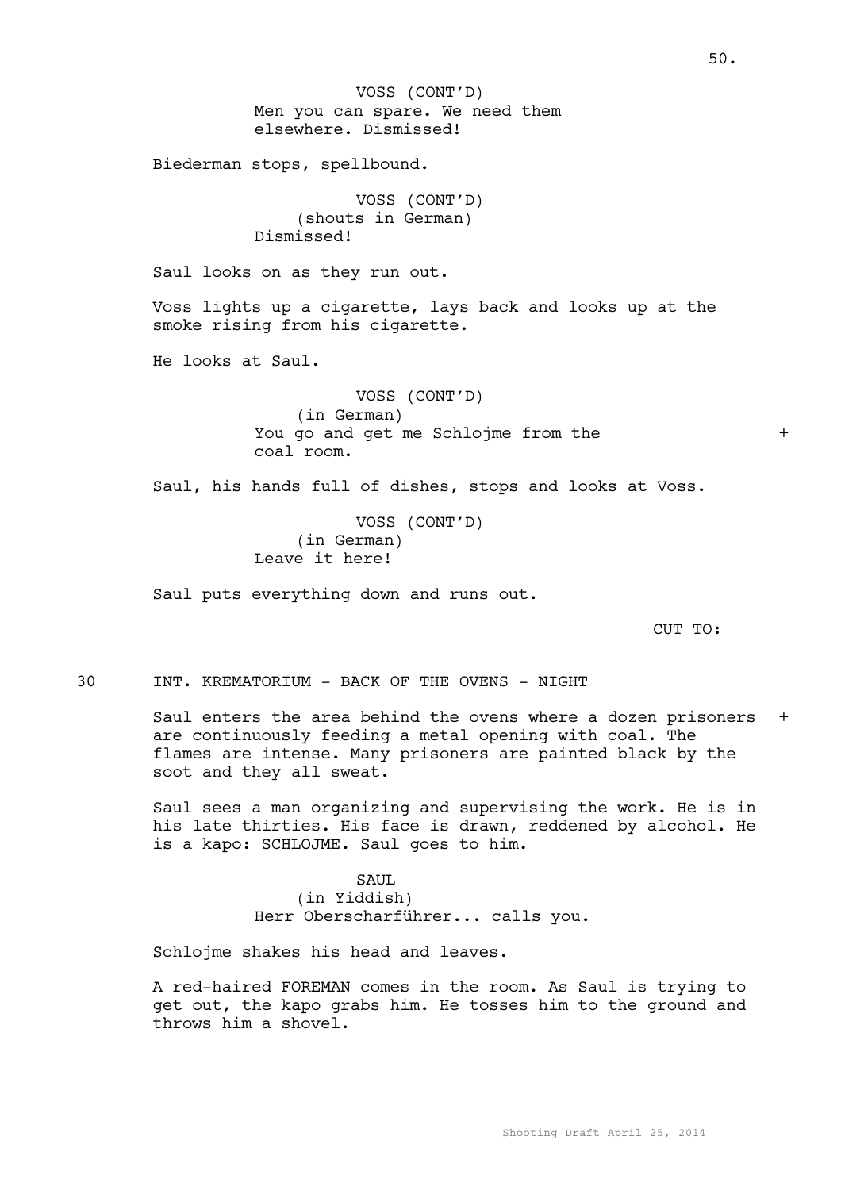VOSS (CONT'D)
Men you can spare. We need them elsewhere. Dismissed!

Biederman stops, spellbound.

VOSS (CONT'D)
(shouts in German)
Dismissed!

Saul looks on as they run out.

Voss lights up a cigarette, lays back and looks up at the smoke rising from his cigarette.

He looks at Saul.

VOSS (CONT'D)
(in German)
You go and get me Schlojme from the coal room. +

Saul, his hands full of dishes, stops and looks at Voss.

VOSS (CONT'D)
(in German)
Leave it here!

Saul puts everything down and runs out.

CUT TO:

30 INT. KREMATORIUM - BACK OF THE OVENS - NIGHT

Saul enters the area behind the ovens where a dozen prisoners + are continuously feeding a metal opening with coal. The flames are intense. Many prisoners are painted black by the soot and they all sweat.

Saul sees a man organizing and supervising the work. He is in his late thirties. His face is drawn, reddened by alcohol. He is a kapo: SCHLOJME. Saul goes to him.

SAUL
(in Yiddish)
Herr Oberscharführer... calls you.

Schlojme shakes his head and leaves.

A red-haired FOREMAN comes in the room. As Saul is trying to get out, the kapo grabs him. He tosses him to the ground and throws him a shovel.

Shooting Draft April 25, 2014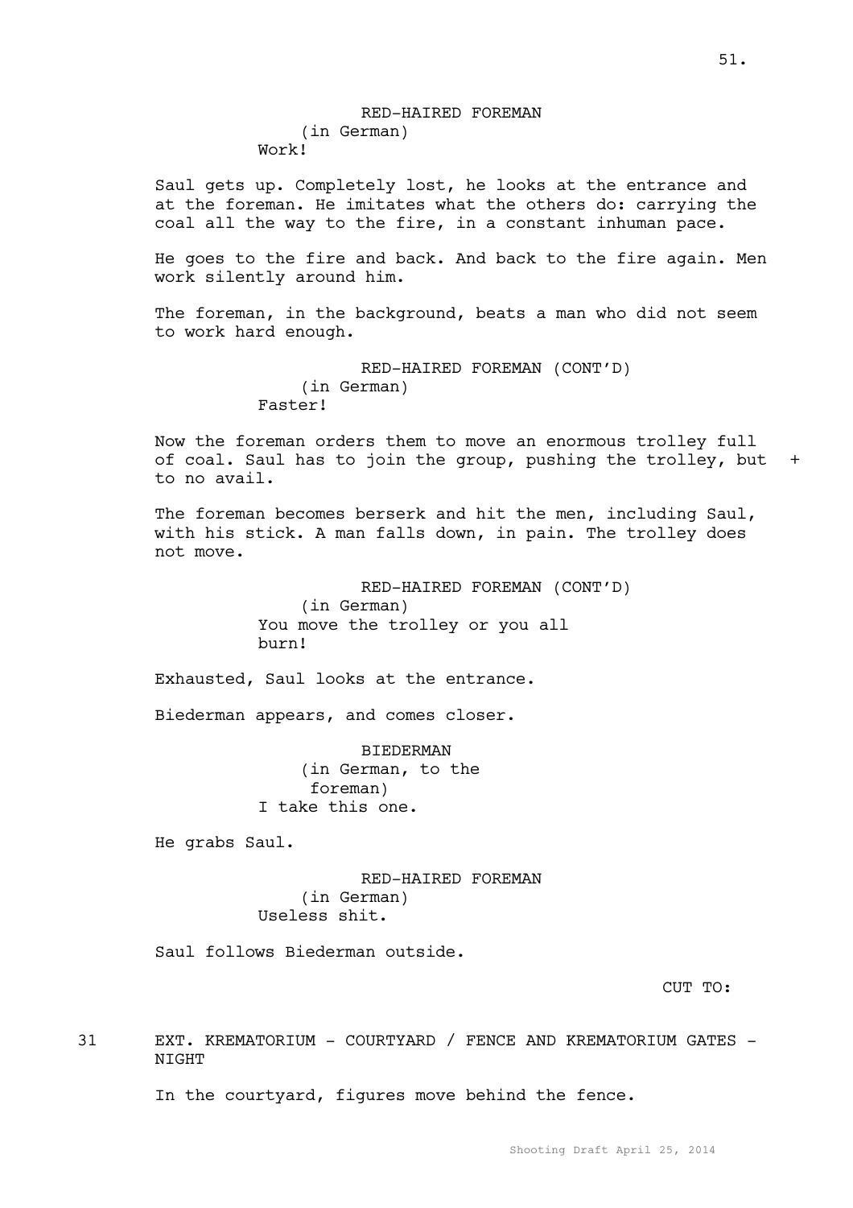RED-HAIRED FOREMAN
(in German)
Work!

Saul gets up. Completely lost, he looks at the entrance and at the foreman. He imitates what the others do: carrying the coal all the way to the fire, in a constant inhuman pace.

He goes to the fire and back. And back to the fire again. Men work silently around him.

The foreman, in the background, beats a man who did not seem to work hard enough.

RED-HAIRED FOREMAN (CONT'D)
(in German)
Faster!

Now the foreman orders them to move an enormous trolley full of coal. Saul has to join the group, pushing the trolley, but to no avail. +

The foreman becomes berserk and hit the men, including Saul, with his stick. A man falls down, in pain. The trolley does not move.

RED-HAIRED FOREMAN (CONT'D)
(in German)
You move the trolley or you all burn!

Exhausted, Saul looks at the entrance.

Biederman appears, and comes closer.

BIEDERMAN
(in German, to the foreman)
I take this one.

He grabs Saul.

RED-HAIRED FOREMAN
(in German)
Useless shit.

Saul follows Biederman outside.

CUT TO:

31 EXT. KREMATORIUM - COURTYARD / FENCE AND KREMATORIUM GATES - NIGHT

In the courtyard, figures move behind the fence.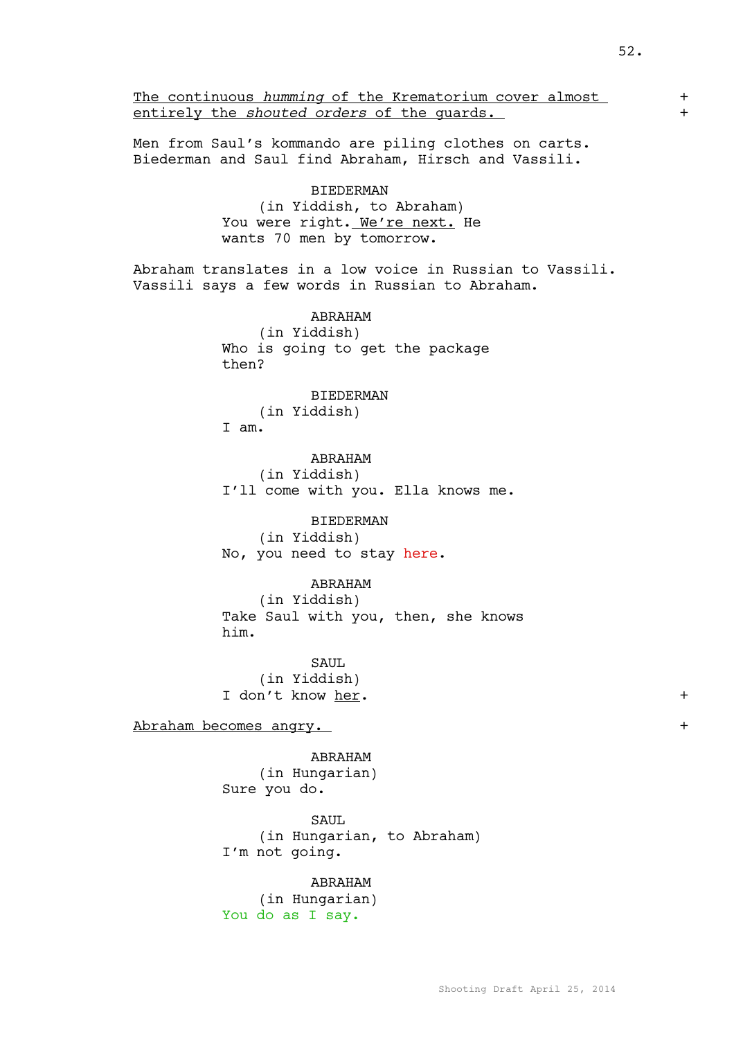<u>The continuous *humming* of the Krematorium cover almost entirely the *shouted orders* of the guards.</u> +

Men from Saul's kommando are piling clothes on carts. Biederman and Saul find Abraham, Hirsch and Vassili.

BIEDERMAN
(in Yiddish, to Abraham)
You were right. <u>We're next.</u> He wants 70 men by tomorrow.

Abraham translates in a low voice in Russian to Vassili. Vassili says a few words in Russian to Abraham.

ABRAHAM
(in Yiddish)
Who is going to get the package then?

BIEDERMAN
(in Yiddish)
I am.

ABRAHAM
(in Yiddish)
I'll come with you. Ella knows me.

BIEDERMAN
(in Yiddish)
No, you need to stay here.

ABRAHAM
(in Yiddish)
Take Saul with you, then, she knows him.

SAUL
(in Yiddish)
I don't know <u>her</u>. +

<u>Abraham becomes angry.</u> +

ABRAHAM
(in Hungarian)
Sure you do.

SAUL
(in Hungarian, to Abraham)
I'm not going.

ABRAHAM
(in Hungarian)
You do as I say.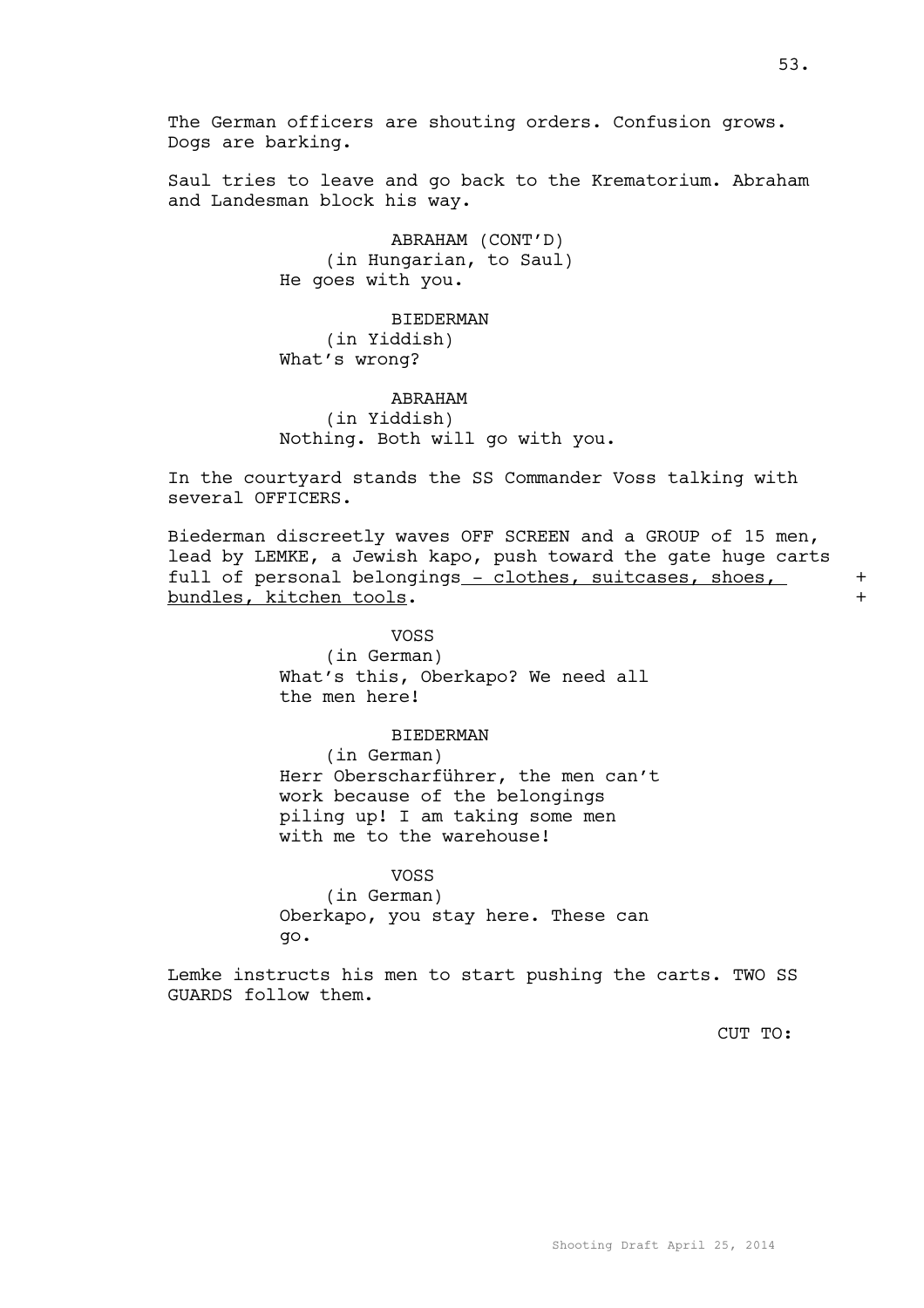The German officers are shouting orders. Confusion grows. Dogs are barking.

Saul tries to leave and go back to the Krematorium. Abraham and Landesman block his way.

ABRAHAM (CONT'D)
(in Hungarian, to Saul)
He goes with you.

BIEDERMAN
(in Yiddish)
What's wrong?

ABRAHAM
(in Yiddish)
Nothing. Both will go with you.

In the courtyard stands the SS Commander Voss talking with several OFFICERS.

Biederman discreetly waves OFF SCREEN and a GROUP of 15 men, lead by LEMKE, a Jewish kapo, push toward the gate huge carts full of personal belongings - clothes, suitcases, shoes, bundles, kitchen tools. +

VOSS
(in German)
What's this, Oberkapo? We need all the men here!

BIEDERMAN
(in German)
Herr Oberscharführer, the men can't work because of the belongings piling up! I am taking some men with me to the warehouse!

VOSS
(in German)
Oberkapo, you stay here. These can go.

Lemke instructs his men to start pushing the carts. TWO SS GUARDS follow them.

CUT TO: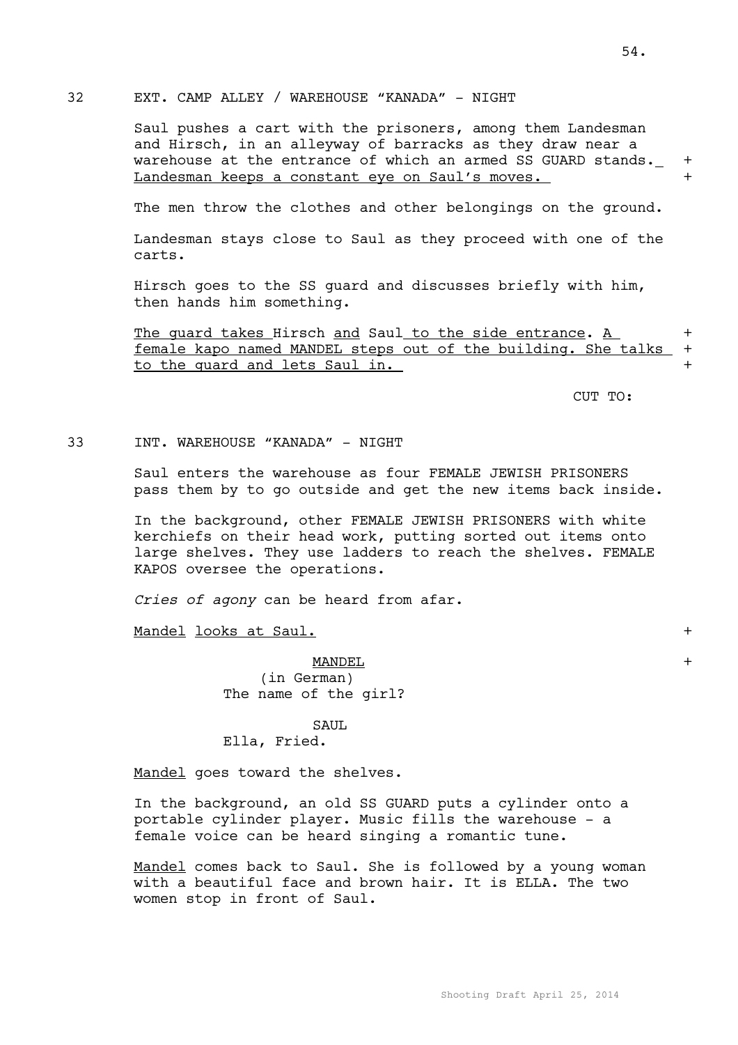32 EXT. CAMP ALLEY / WAREHOUSE "KANADA" - NIGHT

Saul pushes a cart with the prisoners, among them Landesman and Hirsch, in an alleyway of barracks as they draw near a warehouse at the entrance of which an armed SS GUARD stands. Landesman keeps a constant eye on Saul's moves. +

The men throw the clothes and other belongings on the ground.

Landesman stays close to Saul as they proceed with one of the carts.

Hirsch goes to the SS guard and discusses briefly with him, then hands him something.

The guard takes Hirsch and Saul to the side entrance. A female kapo named MANDEL steps out of the building. She talks to the guard and lets Saul in. +

CUT TO:

33 INT. WAREHOUSE "KANADA" - NIGHT

Saul enters the warehouse as four FEMALE JEWISH PRISONERS pass them by to go outside and get the new items back inside.

In the background, other FEMALE JEWISH PRISONERS with white kerchiefs on their head work, putting sorted out items onto large shelves. They use ladders to reach the shelves. FEMALE KAPOS oversee the operations.

*Cries of agony* can be heard from afar.

Mandel looks at Saul. +

MANDEL +
(in German)
The name of the girl?

SAUL
Ella, Fried.

Mandel goes toward the shelves.

In the background, an old SS GUARD puts a cylinder onto a portable cylinder player. Music fills the warehouse - a female voice can be heard singing a romantic tune.

Mandel comes back to Saul. She is followed by a young woman with a beautiful face and brown hair. It is ELLA. The two women stop in front of Saul.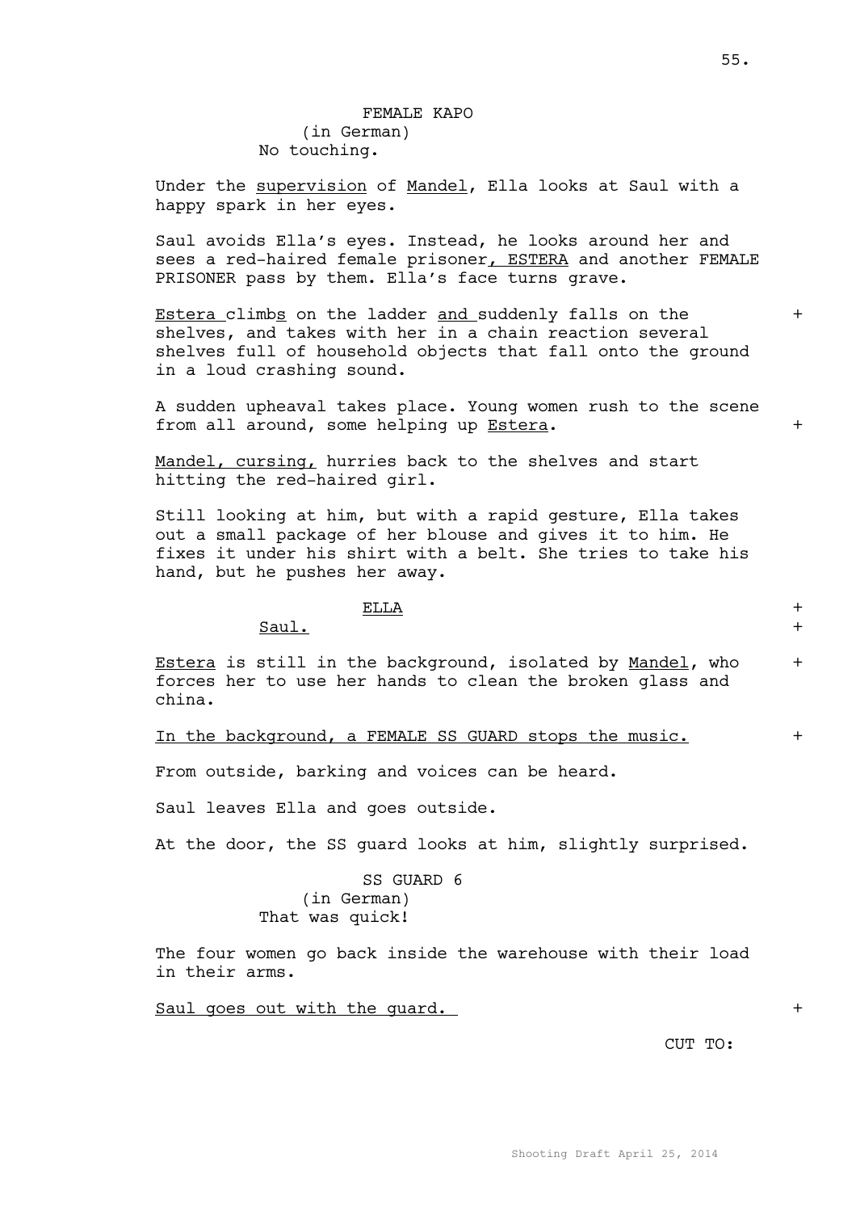FEMALE KAPO
(in German)
No touching.

Under the supervision of Mandel, Ella looks at Saul with a happy spark in her eyes.

Saul avoids Ella's eyes. Instead, he looks around her and sees a red-haired female prisoner, ESTERA and another FEMALE PRISONER pass by them. Ella's face turns grave.

Estera climbs on the ladder and suddenly falls on the shelves, and takes with her in a chain reaction several shelves full of household objects that fall onto the ground in a loud crashing sound. +

A sudden upheaval takes place. Young women rush to the scene from all around, some helping up Estera. +

Mandel, cursing, hurries back to the shelves and start hitting the red-haired girl.

Still looking at him, but with a rapid gesture, Ella takes out a small package of her blouse and gives it to him. He fixes it under his shirt with a belt. She tries to take his hand, but he pushes her away.

ELLA +
Saul. +

Estera is still in the background, isolated by Mandel, who forces her to use her hands to clean the broken glass and china. +

In the background, a FEMALE SS GUARD stops the music. +

From outside, barking and voices can be heard.

Saul leaves Ella and goes outside.

At the door, the SS guard looks at him, slightly surprised.

SS GUARD 6
(in German)
That was quick!

The four women go back inside the warehouse with their load in their arms.

Saul goes out with the guard. +

CUT TO: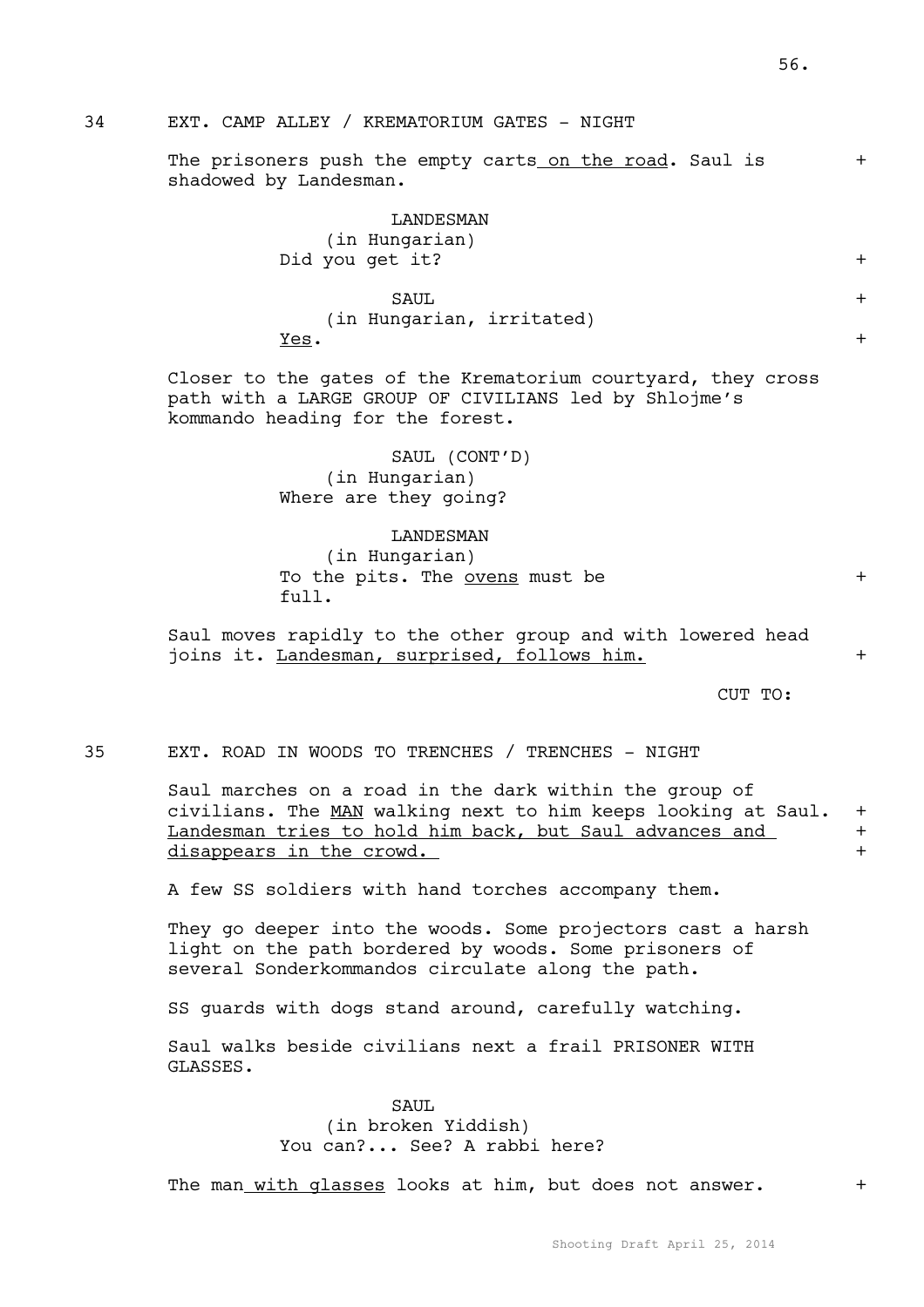34 EXT. CAMP ALLEY / KREMATORIUM GATES - NIGHT

The prisoners push the empty carts on the road. Saul is shadowed by Landesman. +

LANDESMAN
(in Hungarian)
Did you get it? +

SAUL +
(in Hungarian, irritated)
Yes. +

Closer to the gates of the Krematorium courtyard, they cross path with a LARGE GROUP OF CIVILIANS led by Shlojme's kommando heading for the forest.

SAUL (CONT'D)
(in Hungarian)
Where are they going?

LANDESMAN
(in Hungarian)
To the pits. The ovens must be full. +

Saul moves rapidly to the other group and with lowered head joins it. Landesman, surprised, follows him. +

CUT TO:

35 EXT. ROAD IN WOODS TO TRENCHES / TRENCHES - NIGHT

Saul marches on a road in the dark within the group of civilians. The MAN walking next to him keeps looking at Saul. Landesman tries to hold him back, but Saul advances and disappears in the crowd. + + +

A few SS soldiers with hand torches accompany them.

They go deeper into the woods. Some projectors cast a harsh light on the path bordered by woods. Some prisoners of several Sonderkommandos circulate along the path.

SS guards with dogs stand around, carefully watching.

Saul walks beside civilians next a frail PRISONER WITH GLASSES.

SAUL
(in broken Yiddish)
You can?... See? A rabbi here?

The man with glasses looks at him, but does not answer. +

Shooting Draft April 25, 2014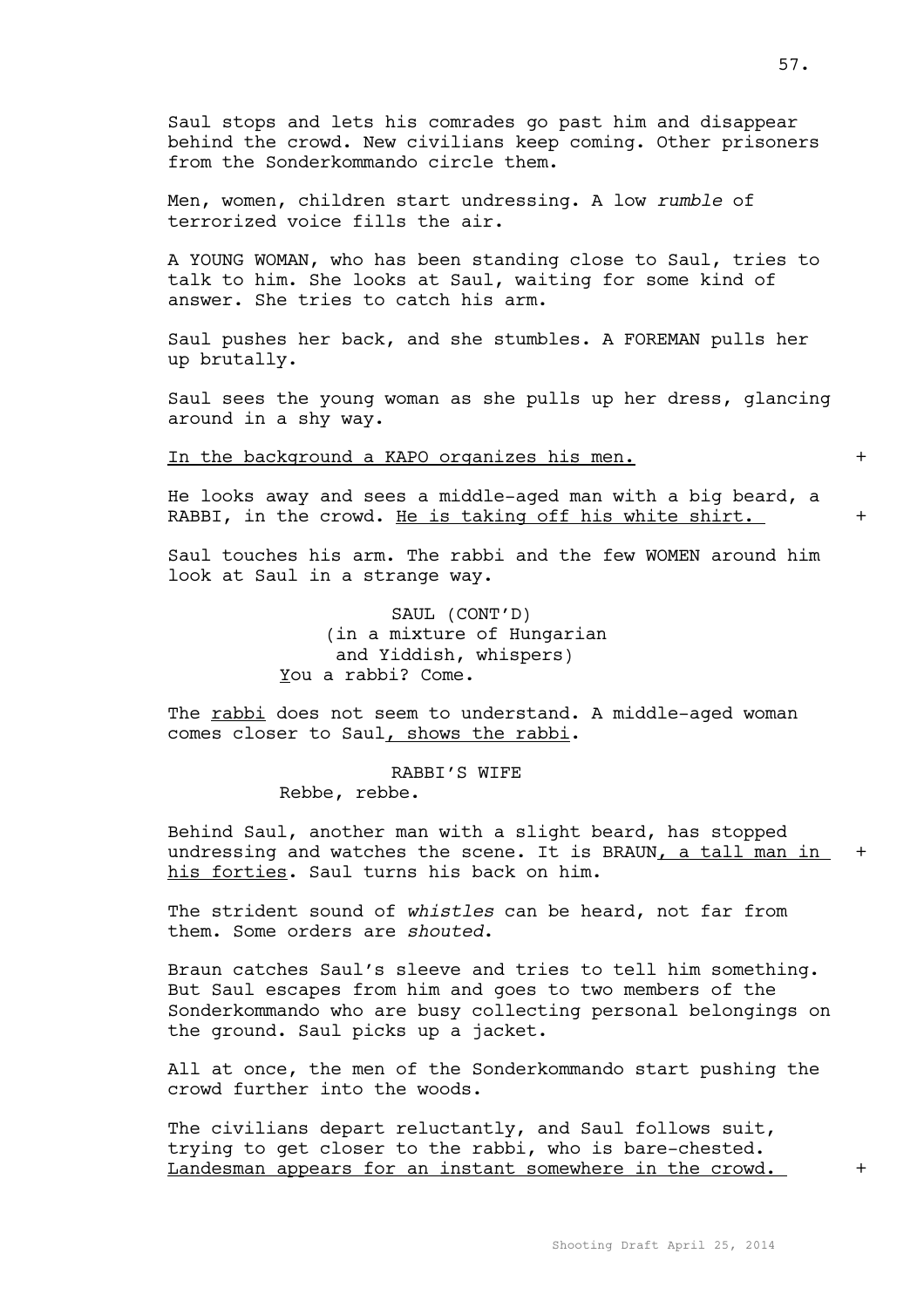Saul stops and lets his comrades go past him and disappear behind the crowd. New civilians keep coming. Other prisoners from the Sonderkommando circle them.

Men, women, children start undressing. A low *rumble* of terrorized voice fills the air.

A YOUNG WOMAN, who has been standing close to Saul, tries to talk to him. She looks at Saul, waiting for some kind of answer. She tries to catch his arm.

Saul pushes her back, and she stumbles. A FOREMAN pulls her up brutally.

Saul sees the young woman as she pulls up her dress, glancing around in a shy way.

<u>In the background a KAPO organizes his men.</u> +

He looks away and sees a middle-aged man with a big beard, a RABBI, in the crowd. <u>He is taking off his white shirt.</u> +

Saul touches his arm. The rabbi and the few WOMEN around him look at Saul in a strange way.

SAUL (CONT'D)
(in a mixture of Hungarian and Yiddish, whispers)
<u>Y</u>ou a rabbi? Come.

The <u>rabbi</u> does not seem to understand. A middle-aged woman comes closer to Saul<u>, shows the rabbi</u>.

RABBI'S WIFE
Rebbe, rebbe.

Behind Saul, another man with a slight beard, has stopped undressing and watches the scene. It is BRAUN<u>, a tall man in his forties</u>. Saul turns his back on him. +

The strident sound of *whistles* can be heard, not far from them. Some orders are *shouted*.

Braun catches Saul's sleeve and tries to tell him something. But Saul escapes from him and goes to two members of the Sonderkommando who are busy collecting personal belongings on the ground. Saul picks up a jacket.

All at once, the men of the Sonderkommando start pushing the crowd further into the woods.

The civilians depart reluctantly, and Saul follows suit, trying to get closer to the rabbi, who is bare-chested. <u>Landesman appears for an instant somewhere in the crowd.</u> +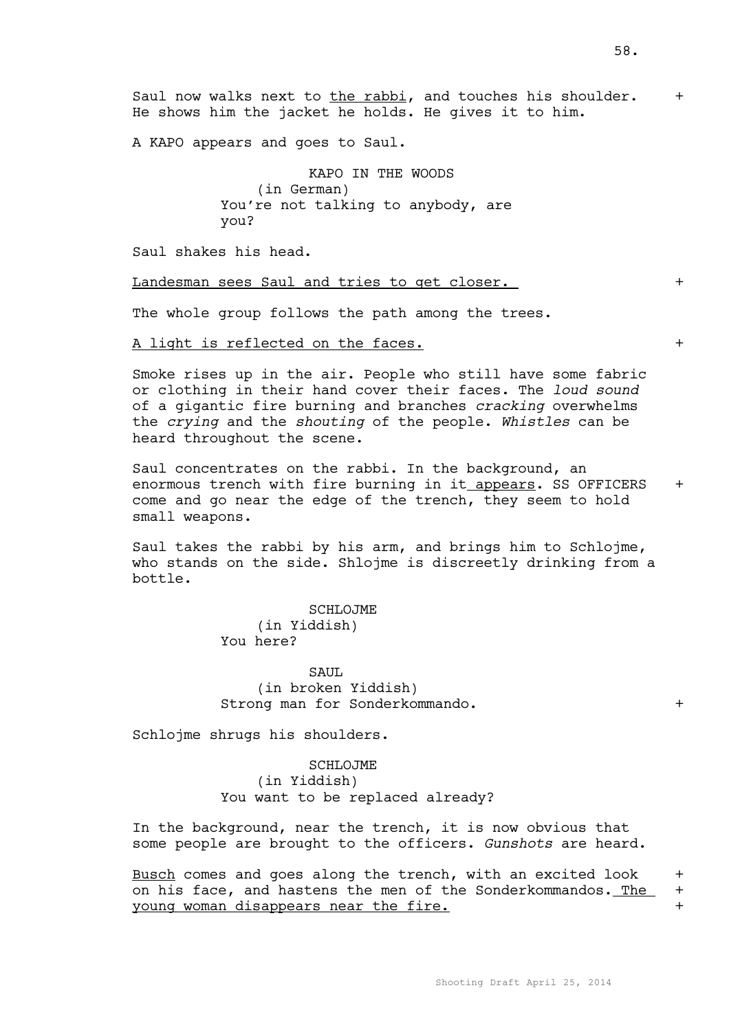Saul now walks next to the rabbi, and touches his shoulder. +
He shows him the jacket he holds. He gives it to him.

A KAPO appears and goes to Saul.

KAPO IN THE WOODS
(in German)
You're not talking to anybody, are you?

Saul shakes his head.

Landesman sees Saul and tries to get closer. +

The whole group follows the path among the trees.

A light is reflected on the faces. +

Smoke rises up in the air. People who still have some fabric or clothing in their hand cover their faces. The *loud sound* of a gigantic fire burning and branches *cracking* overwhelms the *crying* and the *shouting* of the people. *Whistles* can be heard throughout the scene.

Saul concentrates on the rabbi. In the background, an enormous trench with fire burning in it appears. SS OFFICERS + come and go near the edge of the trench, they seem to hold small weapons.

Saul takes the rabbi by his arm, and brings him to Schlojme, who stands on the side. Shlojme is discreetly drinking from a bottle.

SCHLOJME
(in Yiddish)
You here?

SAUL
(in broken Yiddish)
Strong man for Sonderkommando. +

Schlojme shrugs his shoulders.

SCHLOJME
(in Yiddish)
You want to be replaced already?

In the background, near the trench, it is now obvious that some people are brought to the officers. *Gunshots* are heard.

Busch comes and goes along the trench, with an excited look + on his face, and hastens the men of the Sonderkommandos. The + young woman disappears near the fire. +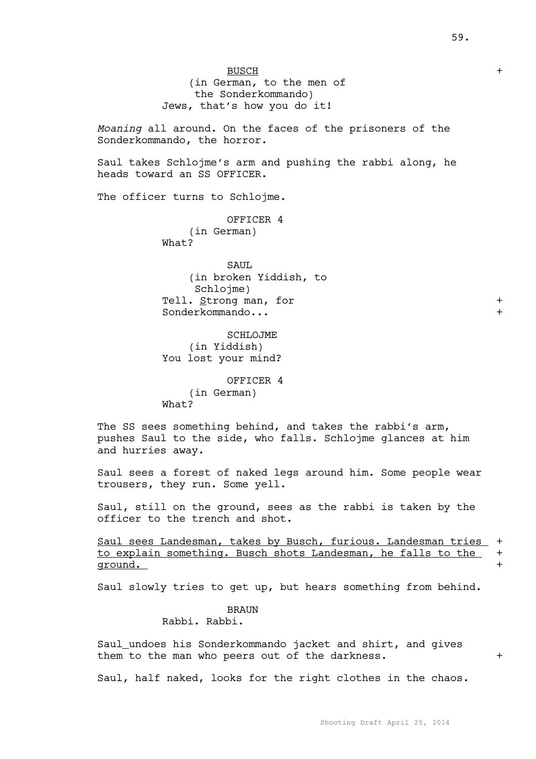BUSCH
(in German, to the men of the Sonderkommando)
Jews, that's how you do it!

*Moaning* all around. On the faces of the prisoners of the Sonderkommando, the horror.

Saul takes Schlojme's arm and pushing the rabbi along, he heads toward an SS OFFICER.

The officer turns to Schlojme.

OFFICER 4
(in German)
What?

SAUL
(in broken Yiddish, to Schlojme)
Tell. Strong man, for Sonderkommando...

SCHLOJME
(in Yiddish)
You lost your mind?

OFFICER 4
(in German)
What?

The SS sees something behind, and takes the rabbi's arm, pushes Saul to the side, who falls. Schlojme glances at him and hurries away.

Saul sees a forest of naked legs around him. Some people wear trousers, they run. Some yell.

Saul, still on the ground, sees as the rabbi is taken by the officer to the trench and shot.

Saul sees Landesman, takes by Busch, furious. Landesman tries to explain something. Busch shots Landesman, he falls to the ground.

Saul slowly tries to get up, but hears something from behind.

BRAUN
Rabbi. Rabbi.

Saul undoes his Sonderkommando jacket and shirt, and gives them to the man who peers out of the darkness.

Saul, half naked, looks for the right clothes in the chaos.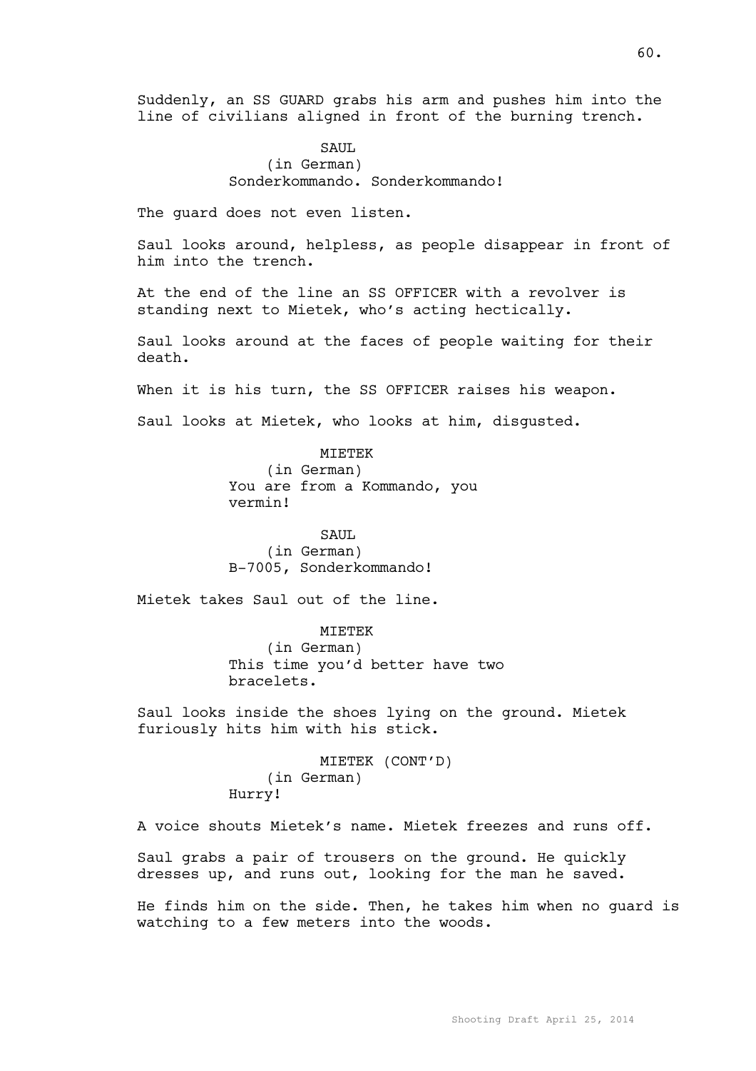Suddenly, an SS GUARD grabs his arm and pushes him into the line of civilians aligned in front of the burning trench.

SAUL
(in German)
Sonderkommando. Sonderkommando!

The guard does not even listen.

Saul looks around, helpless, as people disappear in front of him into the trench.

At the end of the line an SS OFFICER with a revolver is standing next to Mietek, who's acting hectically.

Saul looks around at the faces of people waiting for their death.

When it is his turn, the SS OFFICER raises his weapon.

Saul looks at Mietek, who looks at him, disgusted.

MIETEK
(in German)
You are from a Kommando, you vermin!

SAUL
(in German)
B-7005, Sonderkommando!

Mietek takes Saul out of the line.

MIETEK
(in German)
This time you'd better have two bracelets.

Saul looks inside the shoes lying on the ground. Mietek furiously hits him with his stick.

MIETEK (CONT'D)
(in German)
Hurry!

A voice shouts Mietek's name. Mietek freezes and runs off.

Saul grabs a pair of trousers on the ground. He quickly dresses up, and runs out, looking for the man he saved.

He finds him on the side. Then, he takes him when no guard is watching to a few meters into the woods.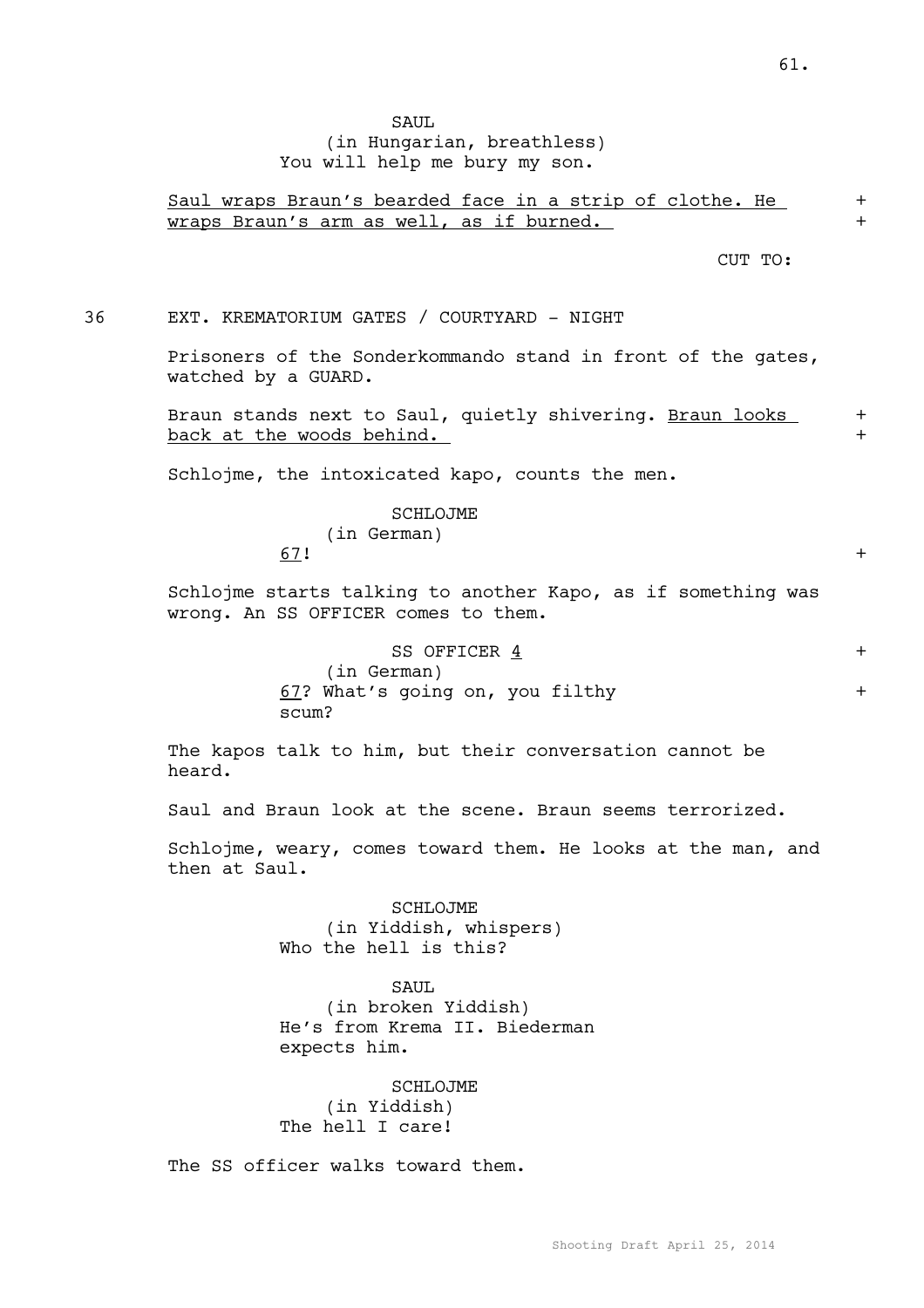SAUL
(in Hungarian, breathless)
You will help me bury my son.

Saul wraps Braun's bearded face in a strip of clothe. He wraps Braun's arm as well, as if burned. +

CUT TO:

36 EXT. KREMATORIUM GATES / COURTYARD - NIGHT

Prisoners of the Sonderkommando stand in front of the gates, watched by a GUARD.

Braun stands next to Saul, quietly shivering. Braun looks back at the woods behind. +

Schlojme, the intoxicated kapo, counts the men.

SCHLOJME
(in German)
67! +

Schlojme starts talking to another Kapo, as if something was wrong. An SS OFFICER comes to them.

SS OFFICER 4 +
(in German)
67? What's going on, you filthy scum? +

The kapos talk to him, but their conversation cannot be heard.

Saul and Braun look at the scene. Braun seems terrorized.

Schlojme, weary, comes toward them. He looks at the man, and then at Saul.

SCHLOJME
(in Yiddish, whispers)
Who the hell is this?

SAUL
(in broken Yiddish)
He's from Krema II. Biederman expects him.

SCHLOJME
(in Yiddish)
The hell I care!

The SS officer walks toward them.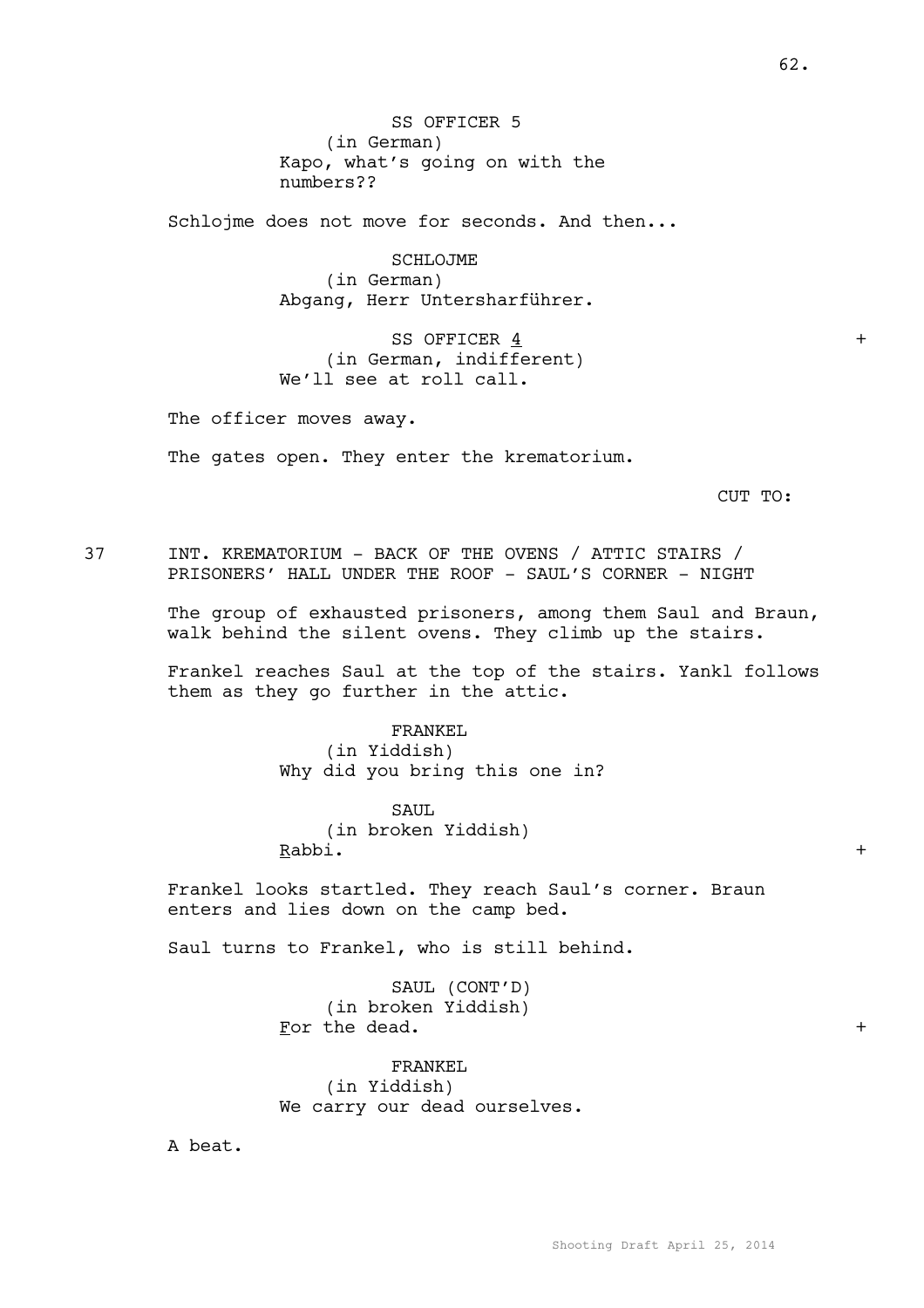SS OFFICER 5
(in German)
Kapo, what's going on with the numbers??

Schlojme does not move for seconds. And then...

SCHLOJME
(in German)
Abgang, Herr Untersharführer.

SS OFFICER 4 +
(in German, indifferent)
We'll see at roll call.

The officer moves away.

The gates open. They enter the krematorium.

CUT TO:

37 INT. KREMATORIUM - BACK OF THE OVENS / ATTIC STAIRS / PRISONERS' HALL UNDER THE ROOF - SAUL'S CORNER - NIGHT

The group of exhausted prisoners, among them Saul and Braun, walk behind the silent ovens. They climb up the stairs.

Frankel reaches Saul at the top of the stairs. Yankl follows them as they go further in the attic.

FRANKEL
(in Yiddish)
Why did you bring this one in?

SAUL
(in broken Yiddish)
Rabbi. +

Frankel looks startled. They reach Saul's corner. Braun enters and lies down on the camp bed.

Saul turns to Frankel, who is still behind.

SAUL (CONT'D)
(in broken Yiddish)
For the dead. +

FRANKEL
(in Yiddish)
We carry our dead ourselves.

A beat.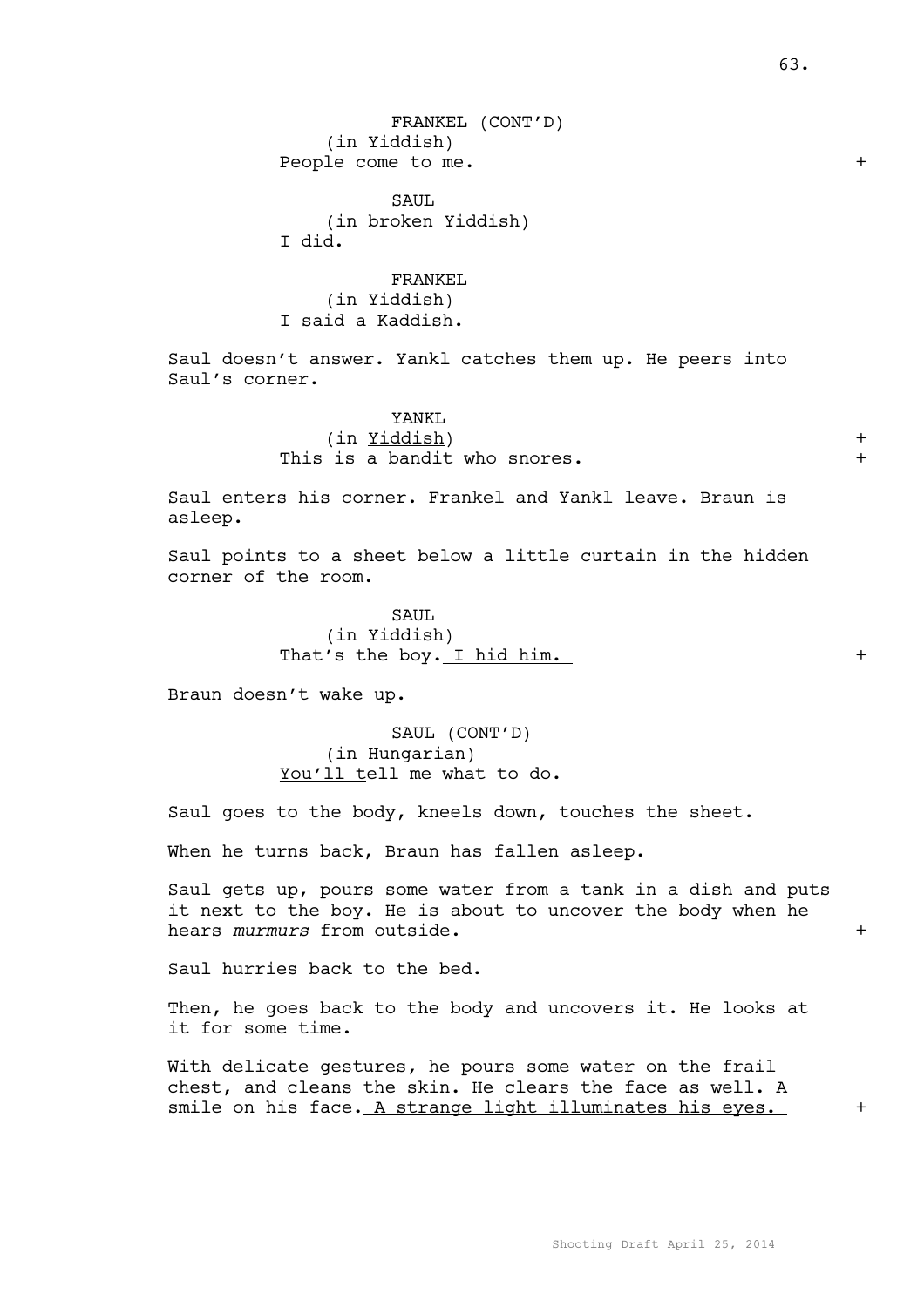FRANKEL (CONT'D)
(in Yiddish)
People come to me. +

SAUL
(in broken Yiddish)
I did.

FRANKEL
(in Yiddish)
I said a Kaddish.

Saul doesn't answer. Yankl catches them up. He peers into Saul's corner.

YANKL
(in Yiddish) +
This is a bandit who snores. +

Saul enters his corner. Frankel and Yankl leave. Braun is asleep.

Saul points to a sheet below a little curtain in the hidden corner of the room.

SAUL
(in Yiddish)
That's the boy. I hid him. +

Braun doesn't wake up.

SAUL (CONT'D)
(in Hungarian)
You'll tell me what to do.

Saul goes to the body, kneels down, touches the sheet.

When he turns back, Braun has fallen asleep.

Saul gets up, pours some water from a tank in a dish and puts it next to the boy. He is about to uncover the body when he hears *murmurs* from outside. +

Saul hurries back to the bed.

Then, he goes back to the body and uncovers it. He looks at it for some time.

With delicate gestures, he pours some water on the frail chest, and cleans the skin. He clears the face as well. A smile on his face. A strange light illuminates his eyes. +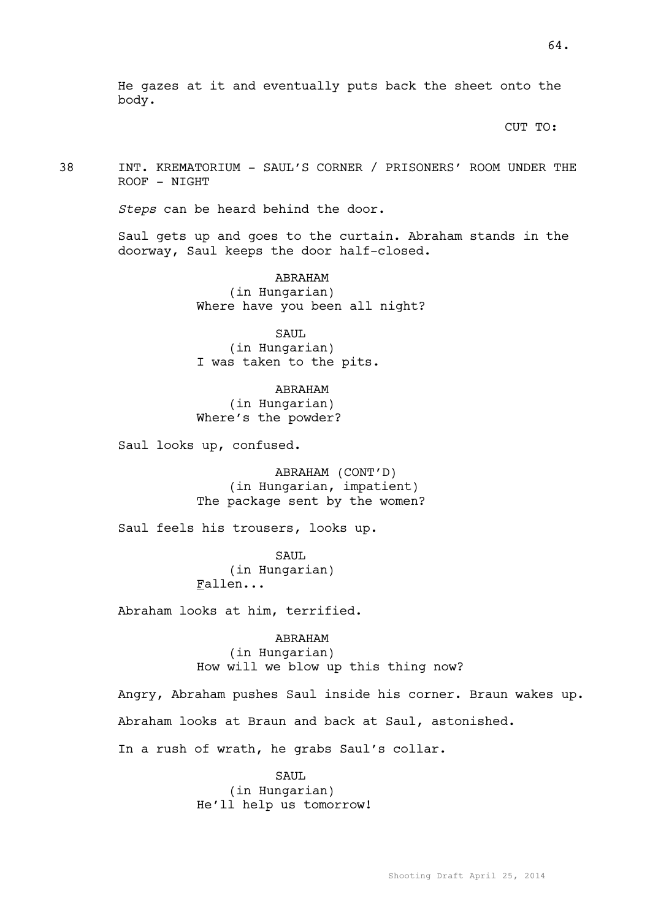He gazes at it and eventually puts back the sheet onto the body.

CUT TO:

38 INT. KREMATORIUM - SAUL'S CORNER / PRISONERS' ROOM UNDER THE ROOF - NIGHT

*Steps* can be heard behind the door.

Saul gets up and goes to the curtain. Abraham stands in the doorway, Saul keeps the door half-closed.

ABRAHAM
(in Hungarian)
Where have you been all night?

SAUL
(in Hungarian)
I was taken to the pits.

ABRAHAM
(in Hungarian)
Where's the powder?

Saul looks up, confused.

ABRAHAM (CONT'D)
(in Hungarian, impatient)
The package sent by the women?

Saul feels his trousers, looks up.

SAUL
(in Hungarian)
<u>F</u>allen...

Abraham looks at him, terrified.

ABRAHAM
(in Hungarian)
How will we blow up this thing now?

Angry, Abraham pushes Saul inside his corner. Braun wakes up.

Abraham looks at Braun and back at Saul, astonished.

In a rush of wrath, he grabs Saul's collar.

SAUL
(in Hungarian)
He'll help us tomorrow!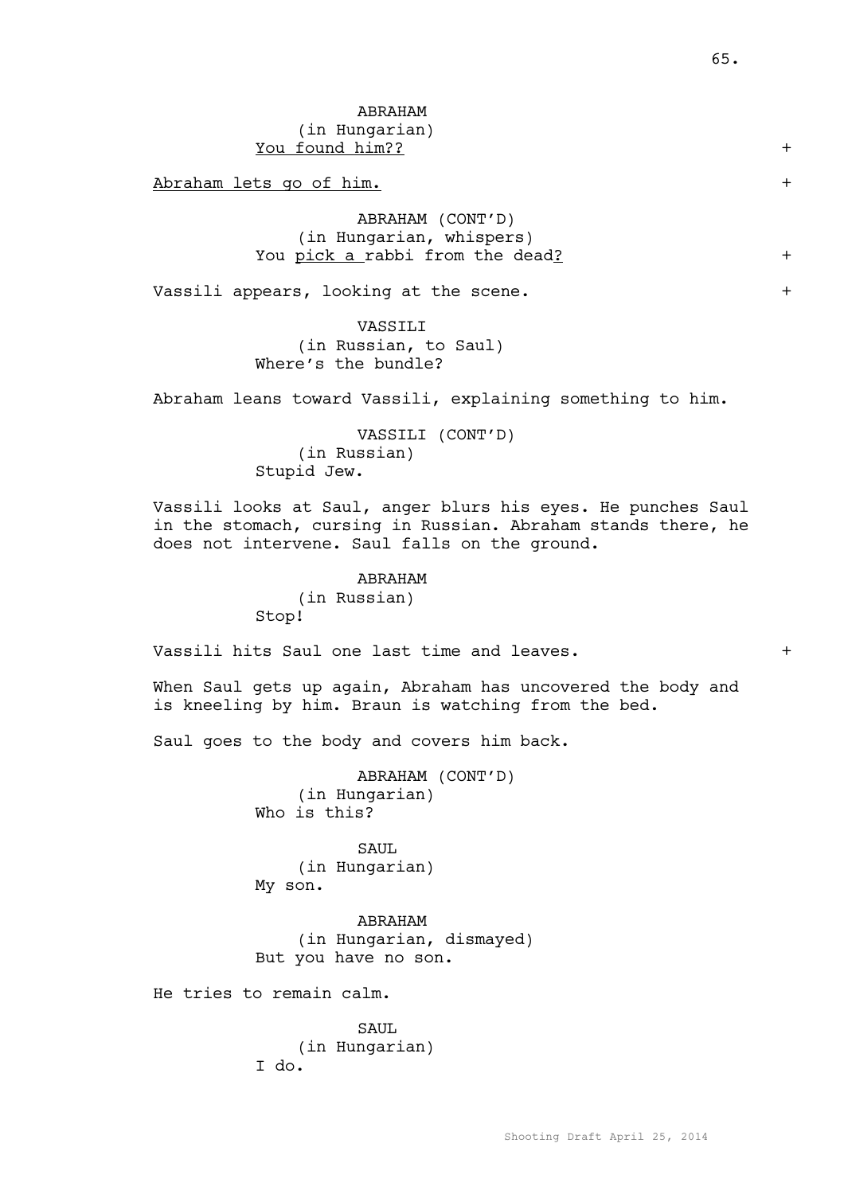ABRAHAM
(in Hungarian)
<u>You found him??</u> +

<u>Abraham lets go of him.</u> +

ABRAHAM (CONT'D)
(in Hungarian, whispers)
You <u>pick a </u>rabbi from the dead<u>?</u> +

Vassili appears, looking at the scene. +

VASSILI
(in Russian, to Saul)
Where's the bundle?

Abraham leans toward Vassili, explaining something to him.

VASSILI (CONT'D)
(in Russian)
Stupid Jew.

Vassili looks at Saul, anger blurs his eyes. He punches Saul in the stomach, cursing in Russian. Abraham stands there, he does not intervene. Saul falls on the ground.

ABRAHAM
(in Russian)
Stop!

Vassili hits Saul one last time and leaves. +

When Saul gets up again, Abraham has uncovered the body and is kneeling by him. Braun is watching from the bed.

Saul goes to the body and covers him back.

ABRAHAM (CONT'D)
(in Hungarian)
Who is this?

SAUL
(in Hungarian)
My son.

ABRAHAM
(in Hungarian, dismayed)
But you have no son.

He tries to remain calm.

SAUL
(in Hungarian)
I do.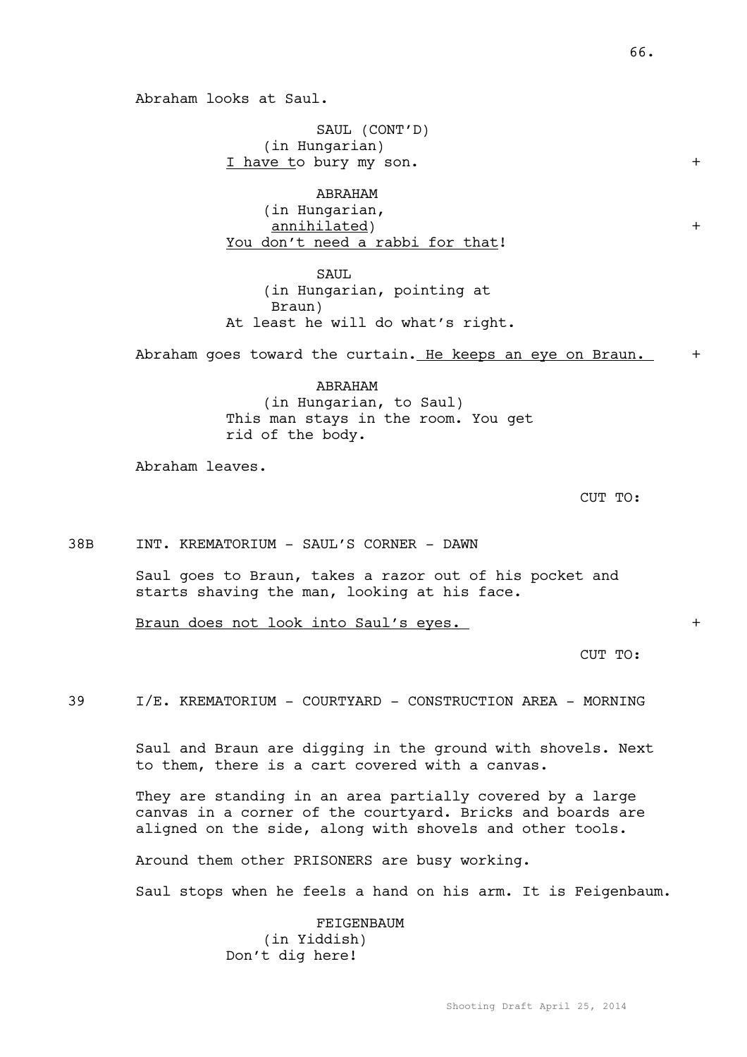Abraham looks at Saul.

SAUL (CONT'D)
(in Hungarian)
<u>I have t</u>o bury my son. +

ABRAHAM
(in Hungarian,
<u>annihilated</u>) +
<u>You don't need a rabbi for that</u>!

SAUL
(in Hungarian, pointing at
Braun)
At least he will do what's right.

Abraham goes toward the curtain.<u> He keeps an eye on Braun. </u> +

ABRAHAM
(in Hungarian, to Saul)
This man stays in the room. You get
rid of the body.

Abraham leaves.

CUT TO:

38B INT. KREMATORIUM - SAUL'S CORNER - DAWN

Saul goes to Braun, takes a razor out of his pocket and starts shaving the man, looking at his face.

<u>Braun does not look into Saul's eyes. </u> +

CUT TO:

39 I/E. KREMATORIUM - COURTYARD - CONSTRUCTION AREA - MORNING

Saul and Braun are digging in the ground with shovels. Next to them, there is a cart covered with a canvas.

They are standing in an area partially covered by a large canvas in a corner of the courtyard. Bricks and boards are aligned on the side, along with shovels and other tools.

Around them other PRISONERS are busy working.

Saul stops when he feels a hand on his arm. It is Feigenbaum.

FEIGENBAUM
(in Yiddish)
Don't dig here!

Shooting Draft April 25, 2014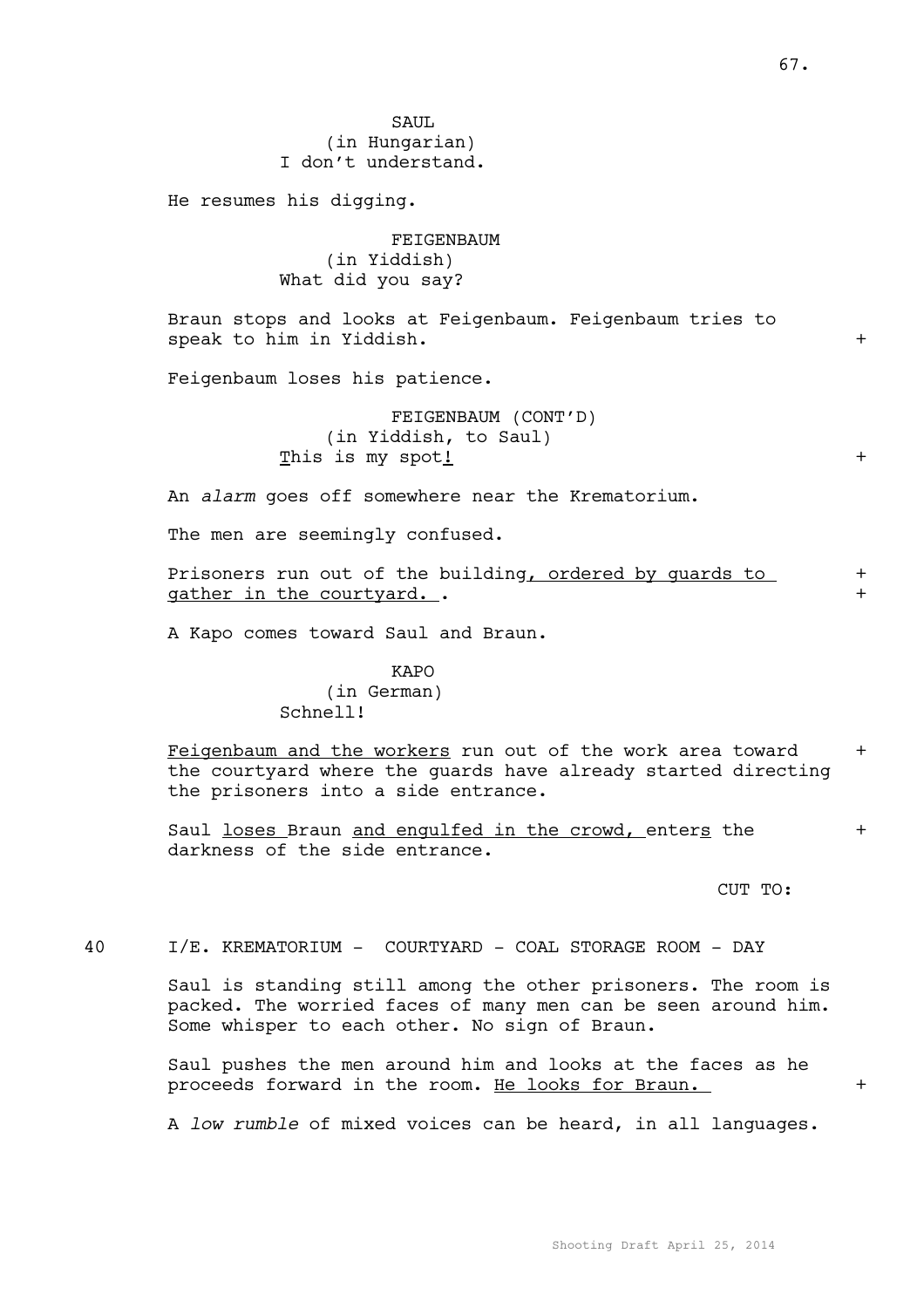SAUL
(in Hungarian)
I don't understand.

He resumes his digging.

FEIGENBAUM
(in Yiddish)
What did you say?

Braun stops and looks at Feigenbaum. Feigenbaum tries to speak to him in Yiddish. +

Feigenbaum loses his patience.

FEIGENBAUM (CONT'D)
(in Yiddish, to Saul)
This is my spot! +

An *alarm* goes off somewhere near the Krematorium.

The men are seemingly confused.

Prisoners run out of the building, ordered by guards to gather in the courtyard. . +
+

A Kapo comes toward Saul and Braun.

KAPO
(in German)
Schnell!

Feigenbaum and the workers run out of the work area toward the courtyard where the guards have already started directing the prisoners into a side entrance. +

Saul loses Braun and engulfed in the crowd, enters the darkness of the side entrance. +

CUT TO:

40 I/E. KREMATORIUM - COURTYARD - COAL STORAGE ROOM - DAY

Saul is standing still among the other prisoners. The room is packed. The worried faces of many men can be seen around him. Some whisper to each other. No sign of Braun.

Saul pushes the men around him and looks at the faces as he proceeds forward in the room. He looks for Braun. +

A *low rumble* of mixed voices can be heard, in all languages.

Shooting Draft April 25, 2014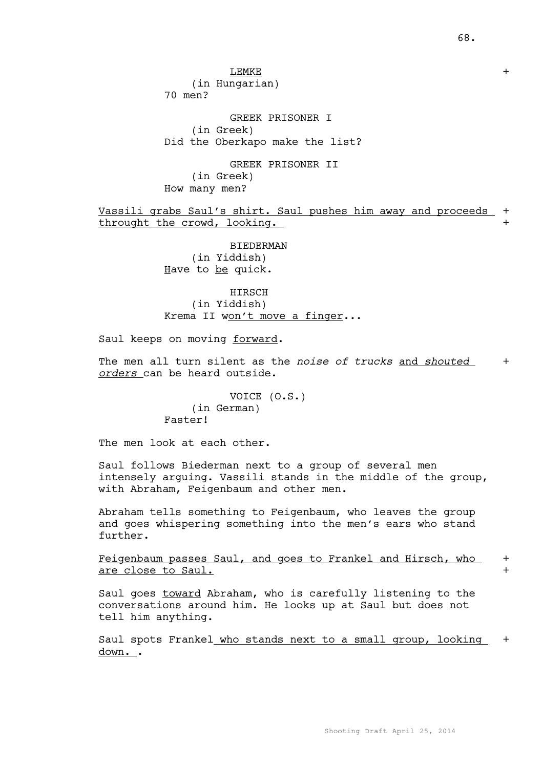LEMKE
(in Hungarian)
70 men?

GREEK PRISONER I
(in Greek)
Did the Oberkapo make the list?

GREEK PRISONER II
(in Greek)
How many men?

Vassili grabs Saul's shirt. Saul pushes him away and proceeds throught the crowd, looking.

BIEDERMAN
(in Yiddish)
Have to be quick.

HIRSCH
(in Yiddish)
Krema II won't move a finger...

Saul keeps on moving forward.

The men all turn silent as the *noise of trucks* and *shouted orders* can be heard outside.

VOICE (O.S.)
(in German)
Faster!

The men look at each other.

Saul follows Biederman next to a group of several men intensely arguing. Vassili stands in the middle of the group, with Abraham, Feigenbaum and other men.

Abraham tells something to Feigenbaum, who leaves the group and goes whispering something into the men's ears who stand further.

Feigenbaum passes Saul, and goes to Frankel and Hirsch, who are close to Saul.

Saul goes toward Abraham, who is carefully listening to the conversations around him. He looks up at Saul but does not tell him anything.

Saul spots Frankel who stands next to a small group, looking down. .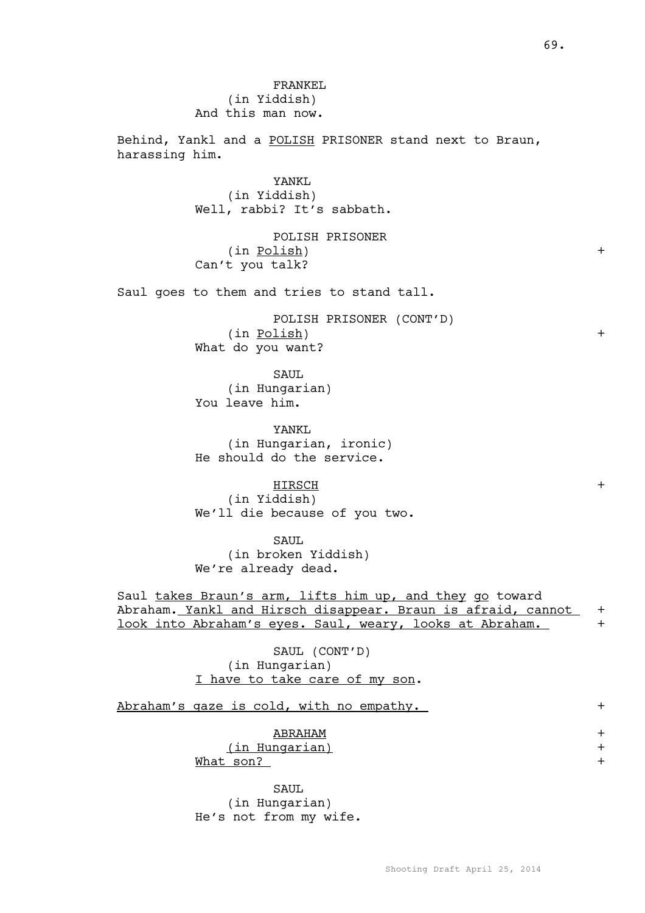FRANKEL
(in Yiddish)
And this man now.

Behind, Yankl and a POLISH PRISONER stand next to Braun, harassing him.

YANKL
(in Yiddish)
Well, rabbi? It's sabbath.

POLISH PRISONER
(in Polish) +
Can't you talk?

Saul goes to them and tries to stand tall.

POLISH PRISONER (CONT'D)
(in Polish) +
What do you want?

SAUL
(in Hungarian)
You leave him.

YANKL
(in Hungarian, ironic)
He should do the service.

HIRSCH +
(in Yiddish)
We'll die because of you two.

SAUL
(in broken Yiddish)
We're already dead.

Saul takes Braun's arm, lifts him up, and they go toward Abraham. Yankl and Hirsch disappear. Braun is afraid, cannot + look into Abraham's eyes. Saul, weary, looks at Abraham. +

SAUL (CONT'D)
(in Hungarian)
I have to take care of my son.

Abraham's gaze is cold, with no empathy. +

ABRAHAM +
(in Hungarian) +
What son? +

SAUL
(in Hungarian)
He's not from my wife.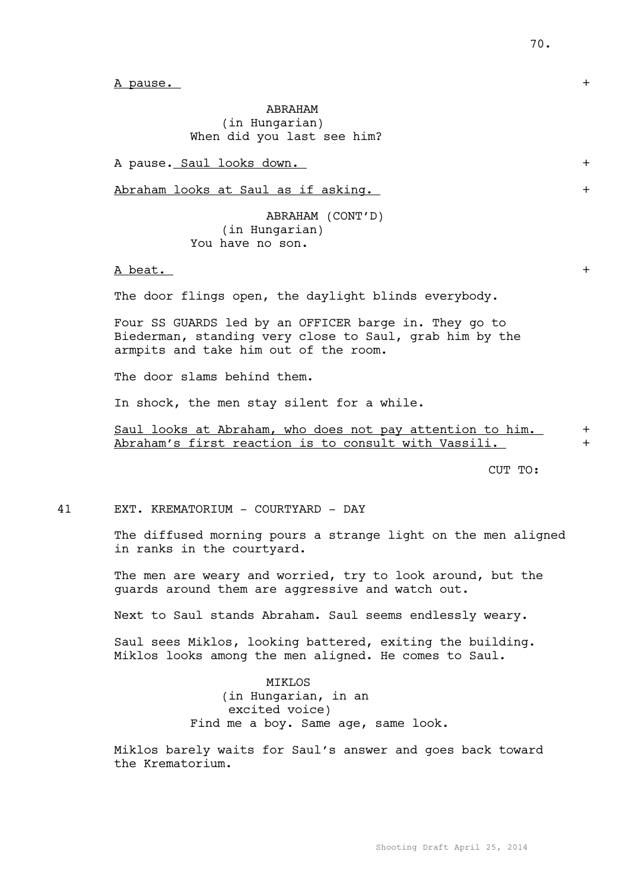A pause.

ABRAHAM
(in Hungarian)
When did you last see him?

A pause. Saul looks down.

Abraham looks at Saul as if asking.

ABRAHAM (CONT'D)
(in Hungarian)
You have no son.

A beat.

The door flings open, the daylight blinds everybody.

Four SS GUARDS led by an OFFICER barge in. They go to Biederman, standing very close to Saul, grab him by the armpits and take him out of the room.

The door slams behind them.

In shock, the men stay silent for a while.

Saul looks at Abraham, who does not pay attention to him. Abraham's first reaction is to consult with Vassili.

CUT TO:

41 EXT. KREMATORIUM - COURTYARD - DAY

The diffused morning pours a strange light on the men aligned in ranks in the courtyard.

The men are weary and worried, try to look around, but the guards around them are aggressive and watch out.

Next to Saul stands Abraham. Saul seems endlessly weary.

Saul sees Miklos, looking battered, exiting the building. Miklos looks among the men aligned. He comes to Saul.

MIKLOS
(in Hungarian, in an excited voice)
Find me a boy. Same age, same look.

Miklos barely waits for Saul's answer and goes back toward the Krematorium.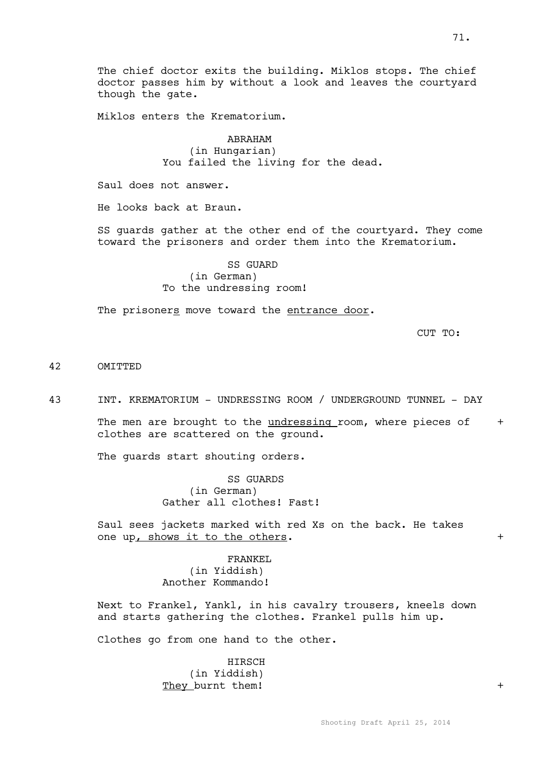The chief doctor exits the building. Miklos stops. The chief doctor passes him by without a look and leaves the courtyard though the gate.

Miklos enters the Krematorium.

ABRAHAM
(in Hungarian)
You failed the living for the dead.

Saul does not answer.

He looks back at Braun.

SS guards gather at the other end of the courtyard. They come toward the prisoners and order them into the Krematorium.

SS GUARD
(in German)
To the undressing room!

The prisoners move toward the entrance door.

CUT TO:

42 OMITTED

43 INT. KREMATORIUM - UNDRESSING ROOM / UNDERGROUND TUNNEL - DAY

The men are brought to the undressing room, where pieces of clothes are scattered on the ground. +

The guards start shouting orders.

SS GUARDS
(in German)
Gather all clothes! Fast!

Saul sees jackets marked with red Xs on the back. He takes one up, shows it to the others. +

FRANKEL
(in Yiddish)
Another Kommando!

Next to Frankel, Yankl, in his cavalry trousers, kneels down and starts gathering the clothes. Frankel pulls him up.

Clothes go from one hand to the other.

HIRSCH
(in Yiddish)
They burnt them! +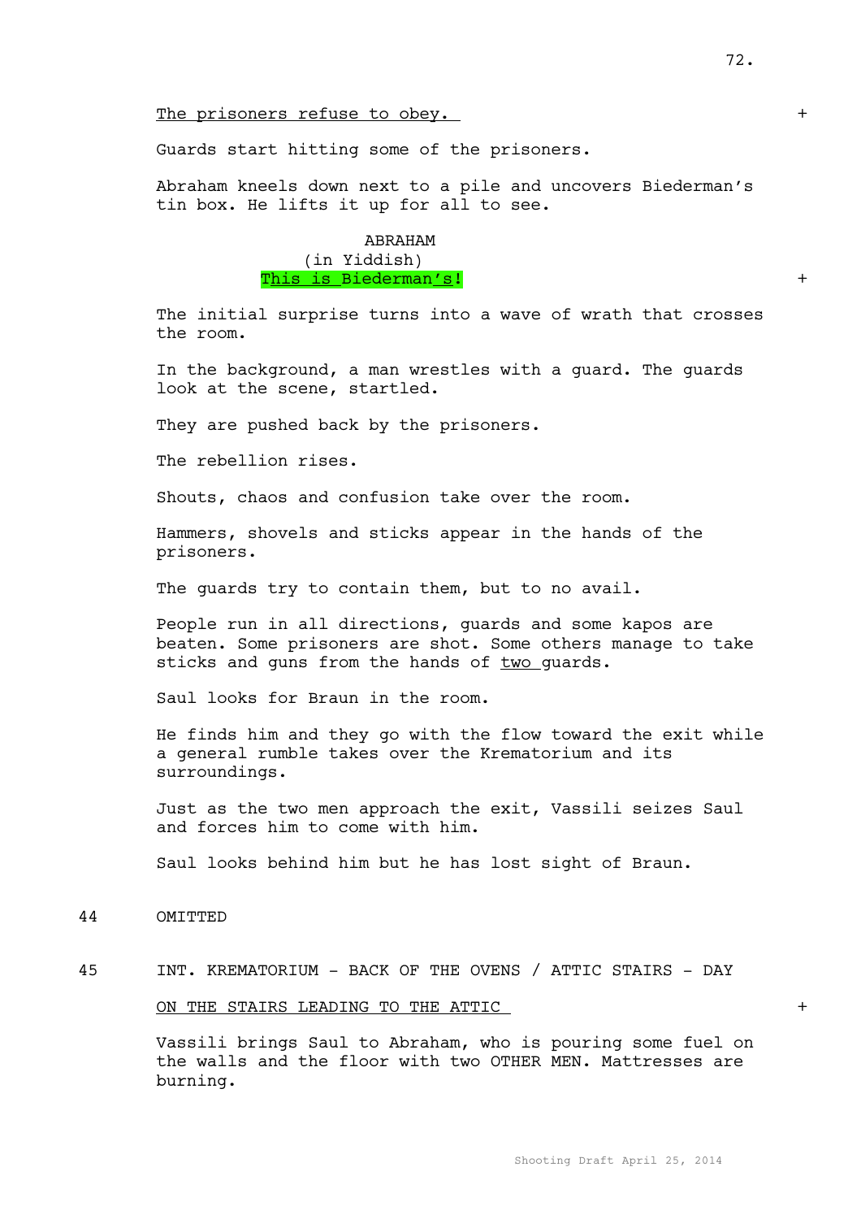The prisoners refuse to obey. +

Guards start hitting some of the prisoners.

Abraham kneels down next to a pile and uncovers Biederman's tin box. He lifts it up for all to see.

ABRAHAM
(in Yiddish)
This is Biederman's! +

The initial surprise turns into a wave of wrath that crosses the room.

In the background, a man wrestles with a guard. The guards look at the scene, startled.

They are pushed back by the prisoners.

The rebellion rises.

Shouts, chaos and confusion take over the room.

Hammers, shovels and sticks appear in the hands of the prisoners.

The guards try to contain them, but to no avail.

People run in all directions, guards and some kapos are beaten. Some prisoners are shot. Some others manage to take sticks and guns from the hands of two guards.

Saul looks for Braun in the room.

He finds him and they go with the flow toward the exit while a general rumble takes over the Krematorium and its surroundings.

Just as the two men approach the exit, Vassili seizes Saul and forces him to come with him.

Saul looks behind him but he has lost sight of Braun.

44 OMITTED

45 INT. KREMATORIUM - BACK OF THE OVENS / ATTIC STAIRS - DAY

ON THE STAIRS LEADING TO THE ATTIC +

Vassili brings Saul to Abraham, who is pouring some fuel on the walls and the floor with two OTHER MEN. Mattresses are burning.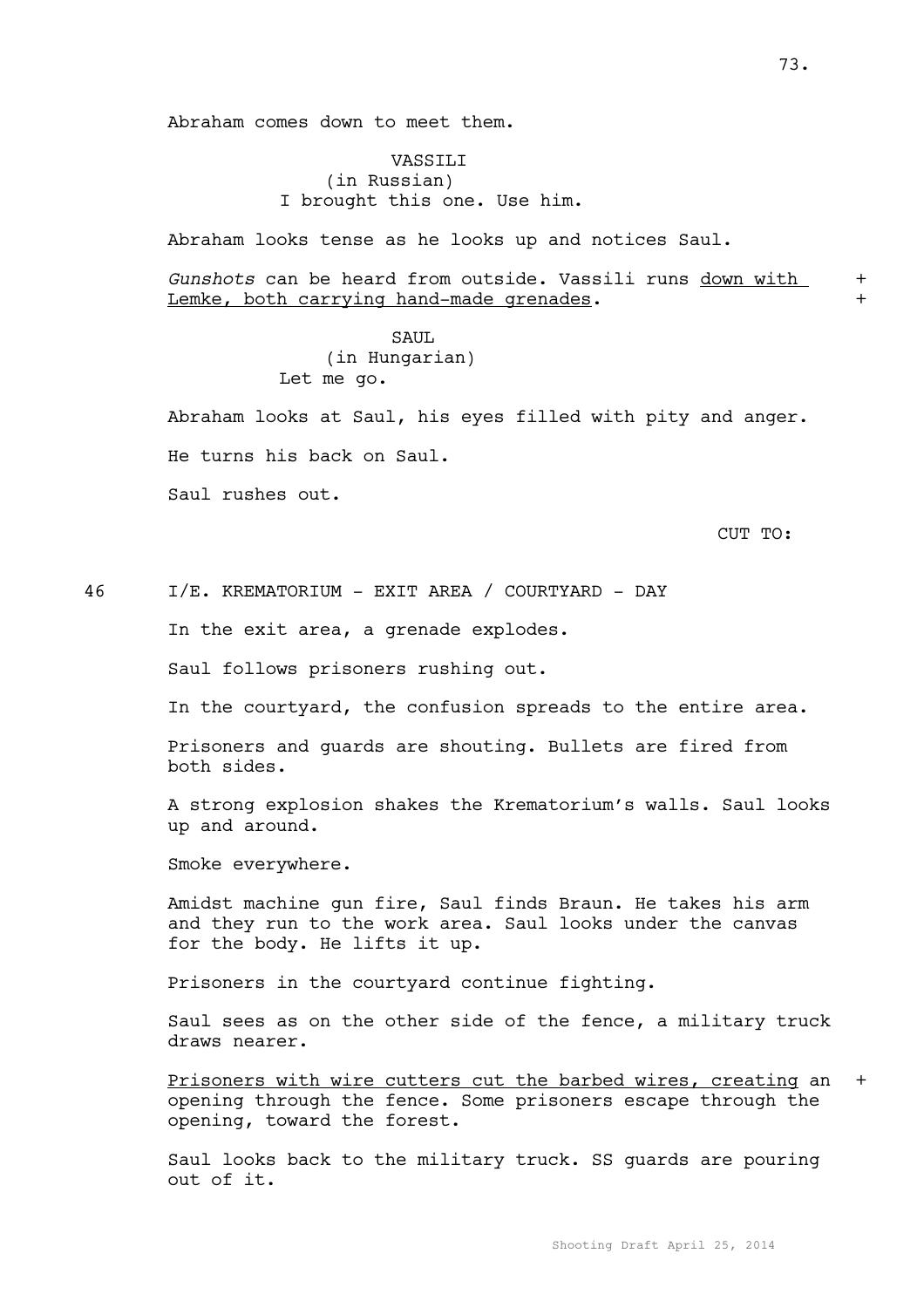Abraham comes down to meet them.

VASSILI
(in Russian)
I brought this one. Use him.

Abraham looks tense as he looks up and notices Saul.

*Gunshots* can be heard from outside. Vassili runs <u>down with Lemke, both carrying hand-made grenades</u>. +

SAUL
(in Hungarian)
Let me go.

Abraham looks at Saul, his eyes filled with pity and anger.

He turns his back on Saul.

Saul rushes out.

CUT TO:

46 I/E. KREMATORIUM - EXIT AREA / COURTYARD - DAY

In the exit area, a grenade explodes.

Saul follows prisoners rushing out.

In the courtyard, the confusion spreads to the entire area.

Prisoners and guards are shouting. Bullets are fired from both sides.

A strong explosion shakes the Krematorium's walls. Saul looks up and around.

Smoke everywhere.

Amidst machine gun fire, Saul finds Braun. He takes his arm and they run to the work area. Saul looks under the canvas for the body. He lifts it up.

Prisoners in the courtyard continue fighting.

Saul sees as on the other side of the fence, a military truck draws nearer.

<u>Prisoners with wire cutters cut the barbed wires, creating</u> an opening through the fence. Some prisoners escape through the opening, toward the forest. +

Saul looks back to the military truck. SS guards are pouring out of it.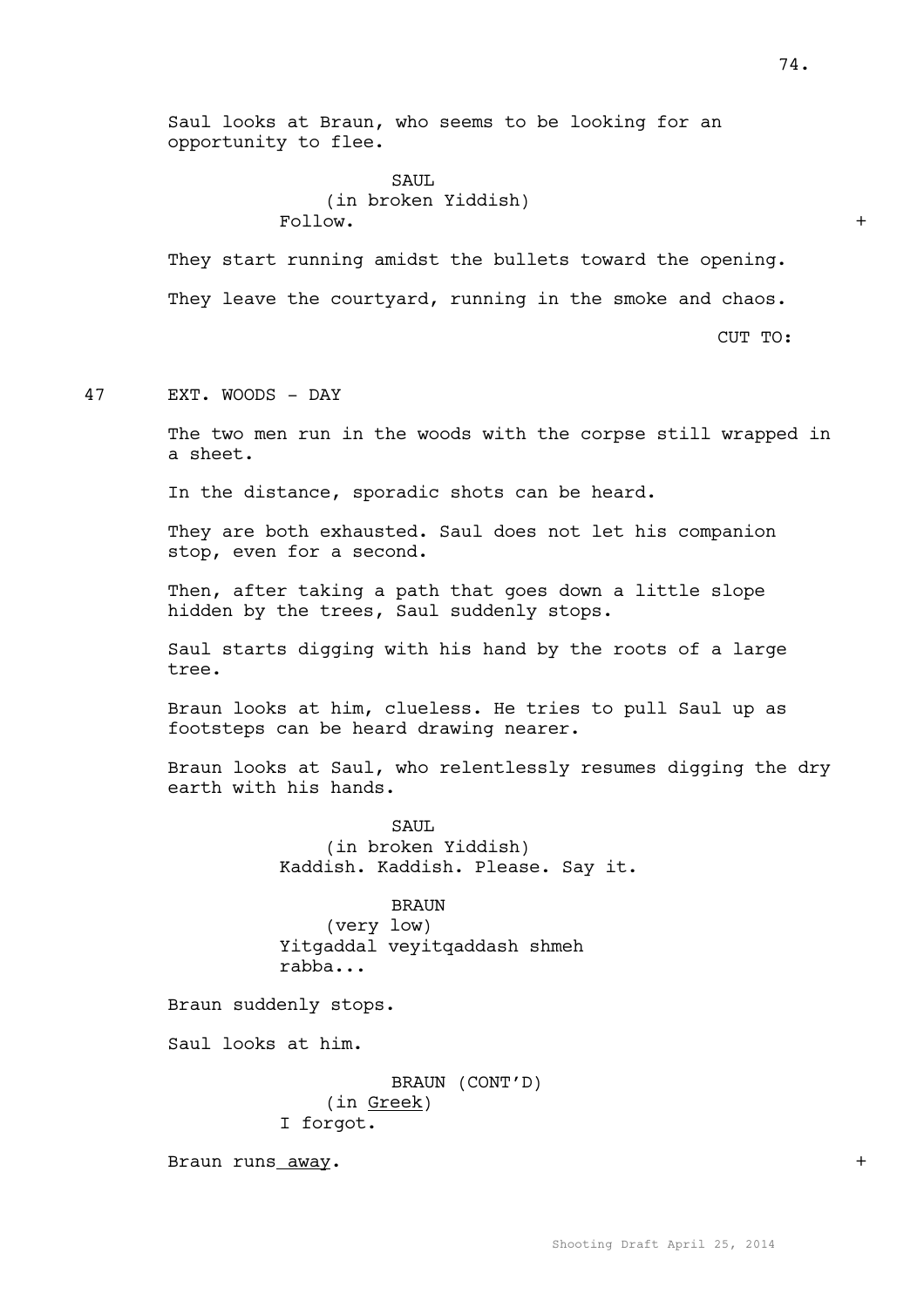Saul looks at Braun, who seems to be looking for an opportunity to flee.

SAUL
(in broken Yiddish)
Follow. +

They start running amidst the bullets toward the opening.

They leave the courtyard, running in the smoke and chaos.

CUT TO:

47 EXT. WOODS - DAY

The two men run in the woods with the corpse still wrapped in a sheet.

In the distance, sporadic shots can be heard.

They are both exhausted. Saul does not let his companion stop, even for a second.

Then, after taking a path that goes down a little slope hidden by the trees, Saul suddenly stops.

Saul starts digging with his hand by the roots of a large tree.

Braun looks at him, clueless. He tries to pull Saul up as footsteps can be heard drawing nearer.

Braun looks at Saul, who relentlessly resumes digging the dry earth with his hands.

SAUL
(in broken Yiddish)
Kaddish. Kaddish. Please. Say it.

BRAUN
(very low)
Yitgaddal veyitqaddash shmeh rabba...

Braun suddenly stops.

Saul looks at him.

BRAUN (CONT'D)
(in Greek)
I forgot.

Braun runs away. +

Shooting Draft April 25, 2014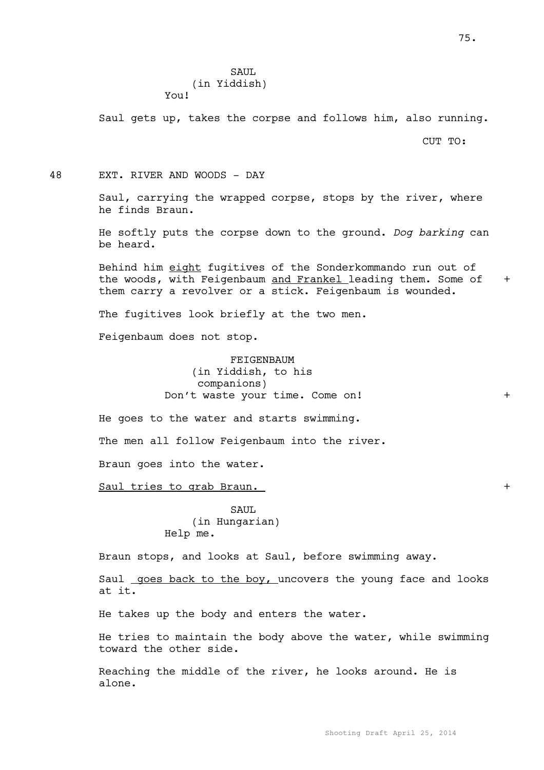SAUL
(in Yiddish)
You!

Saul gets up, takes the corpse and follows him, also running.

CUT TO:

48 EXT. RIVER AND WOODS - DAY

Saul, carrying the wrapped corpse, stops by the river, where he finds Braun.

He softly puts the corpse down to the ground. *Dog barking* can be heard.

Behind him eight fugitives of the Sonderkommando run out of the woods, with Feigenbaum and Frankel leading them. Some of them carry a revolver or a stick. Feigenbaum is wounded. +

The fugitives look briefly at the two men.

Feigenbaum does not stop.

FEIGENBAUM
(in Yiddish, to his companions)
Don't waste your time. Come on! +

He goes to the water and starts swimming.

The men all follow Feigenbaum into the river.

Braun goes into the water.

Saul tries to grab Braun. +

SAUL
(in Hungarian)
Help me.

Braun stops, and looks at Saul, before swimming away.

Saul goes back to the boy, uncovers the young face and looks at it.

He takes up the body and enters the water.

He tries to maintain the body above the water, while swimming toward the other side.

Reaching the middle of the river, he looks around. He is alone.

Shooting Draft April 25, 2014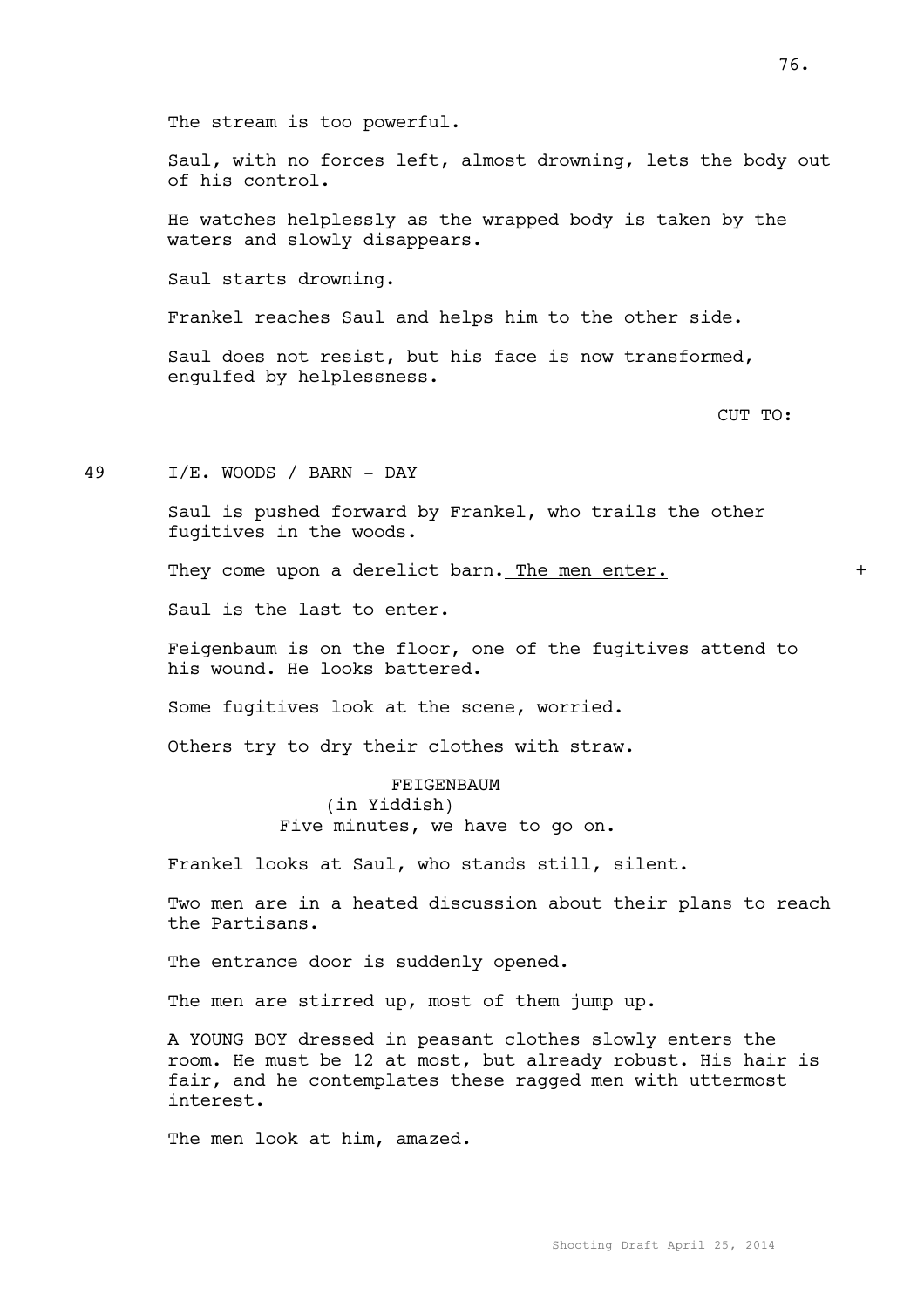The stream is too powerful.

Saul, with no forces left, almost drowning, lets the body out of his control.

He watches helplessly as the wrapped body is taken by the waters and slowly disappears.

Saul starts drowning.

Frankel reaches Saul and helps him to the other side.

Saul does not resist, but his face is now transformed, engulfed by helplessness.

CUT TO:

49 I/E. WOODS / BARN - DAY

Saul is pushed forward by Frankel, who trails the other fugitives in the woods.

They come upon a derelict barn. <u>The men enter.</u> +

Saul is the last to enter.

Feigenbaum is on the floor, one of the fugitives attend to his wound. He looks battered.

Some fugitives look at the scene, worried.

Others try to dry their clothes with straw.

FEIGENBAUM
(in Yiddish)
Five minutes, we have to go on.

Frankel looks at Saul, who stands still, silent.

Two men are in a heated discussion about their plans to reach the Partisans.

The entrance door is suddenly opened.

The men are stirred up, most of them jump up.

A YOUNG BOY dressed in peasant clothes slowly enters the room. He must be 12 at most, but already robust. His hair is fair, and he contemplates these ragged men with uttermost interest.

The men look at him, amazed.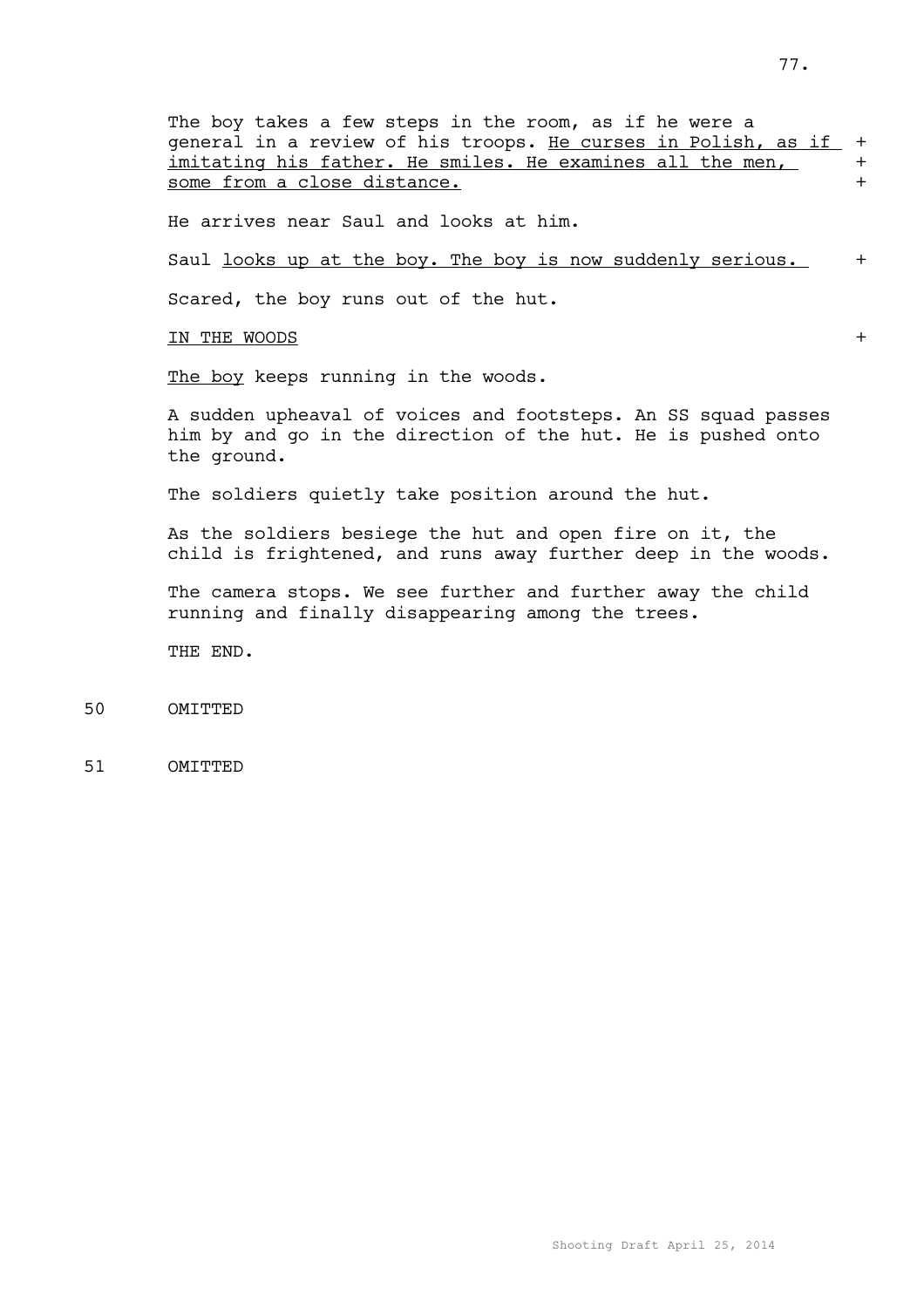The boy takes a few steps in the room, as if he were a general in a review of his troops. <u>He curses in Polish, as if imitating his father. He smiles. He examines all the men, some from a close distance.</u> +

He arrives near Saul and looks at him.

Saul <u>looks up at the boy. The boy is now suddenly serious.</u> +

Scared, the boy runs out of the hut.

<u>IN THE WOODS</u> +

<u>The boy</u> keeps running in the woods.

A sudden upheaval of voices and footsteps. An SS squad passes him by and go in the direction of the hut. He is pushed onto the ground.

The soldiers quietly take position around the hut.

As the soldiers besiege the hut and open fire on it, the child is frightened, and runs away further deep in the woods.

The camera stops. We see further and further away the child running and finally disappearing among the trees.

THE END.

50 OMITTED

51 OMITTED

Shooting Draft April 25, 2014